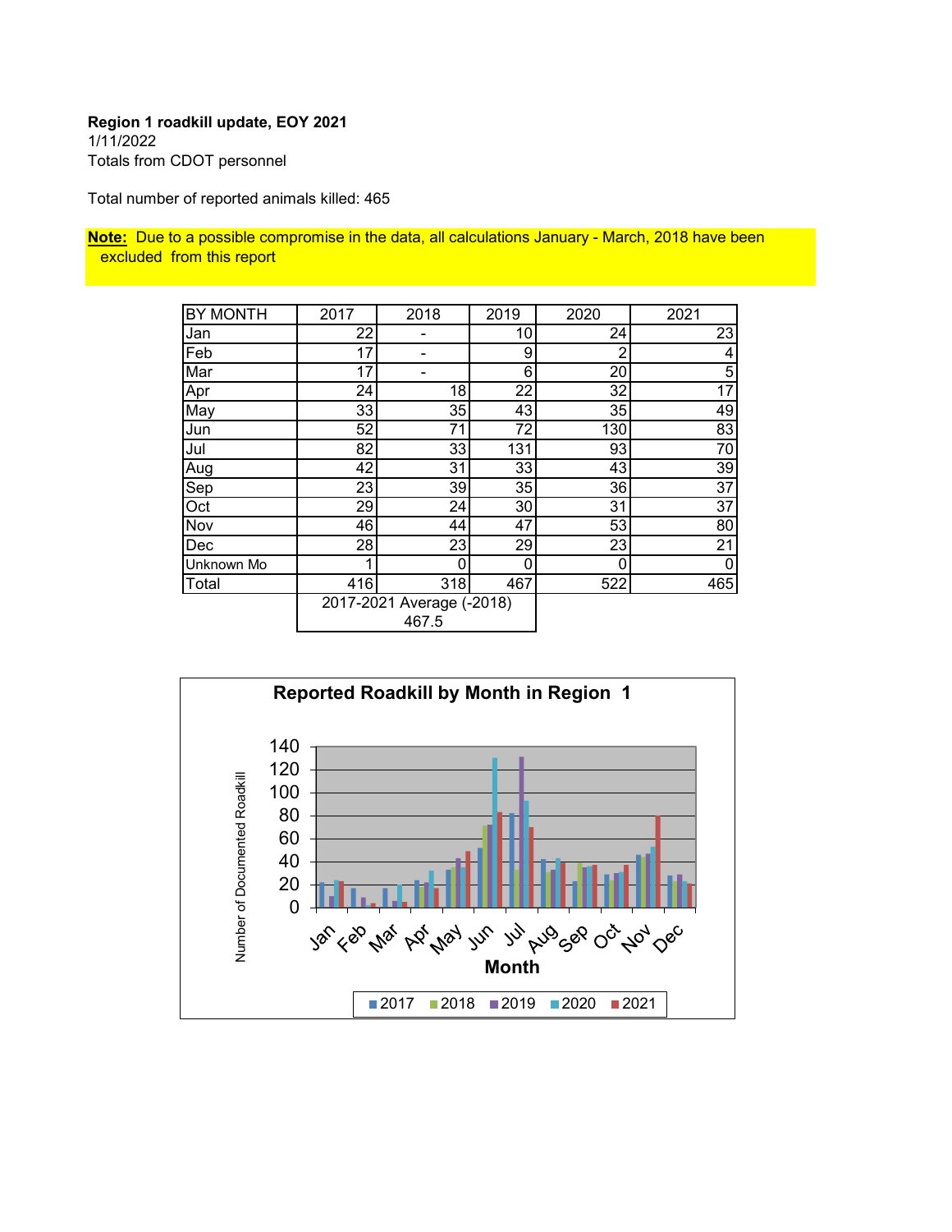**Region 1 roadkill update, EOY 2021**
1/11/2022
Totals from CDOT personnel

Total number of reported animals killed: 465

**Note:** Due to a possible compromise in the data, all calculations January - March, 2018 have been excluded from this report

| BY MONTH | 2017 | 2018 | 2019 | 2020 | 2021 |
|---|---|---|---|---|---|
| Jan | 22 | - | 10 | 24 | 23 |
| Feb | 17 | - | 9 | 2 | 4 |
| Mar | 17 | - | 6 | 20 | 5 |
| Apr | 24 | 18 | 22 | 32 | 17 |
| May | 33 | 35 | 43 | 35 | 49 |
| Jun | 52 | 71 | 72 | 130 | 83 |
| Jul | 82 | 33 | 131 | 93 | 70 |
| Aug | 42 | 31 | 33 | 43 | 39 |
| Sep | 23 | 39 | 35 | 36 | 37 |
| Oct | 29 | 24 | 30 | 31 | 37 |
| Nov | 46 | 44 | 47 | 53 | 80 |
| Dec | 28 | 23 | 29 | 23 | 21 |
| Unknown Mo | 1 | 0 | 0 | 0 | 0 |
| Total | 416 | 318 | 467 | 522 | 465 |
| | 2017-2021 Average (-2018) 467.5 | | | | |

**Reported Roadkill by Month in Region 1**

Y-axis: Number of Documented Roadkill (0–140)
X-axis: Month (Jan, Feb, Mar, Apr, May, Jun, Jul, Aug, Sep, Oct, Nov, Dec)
Legend: 2017, 2018, 2019, 2020, 2021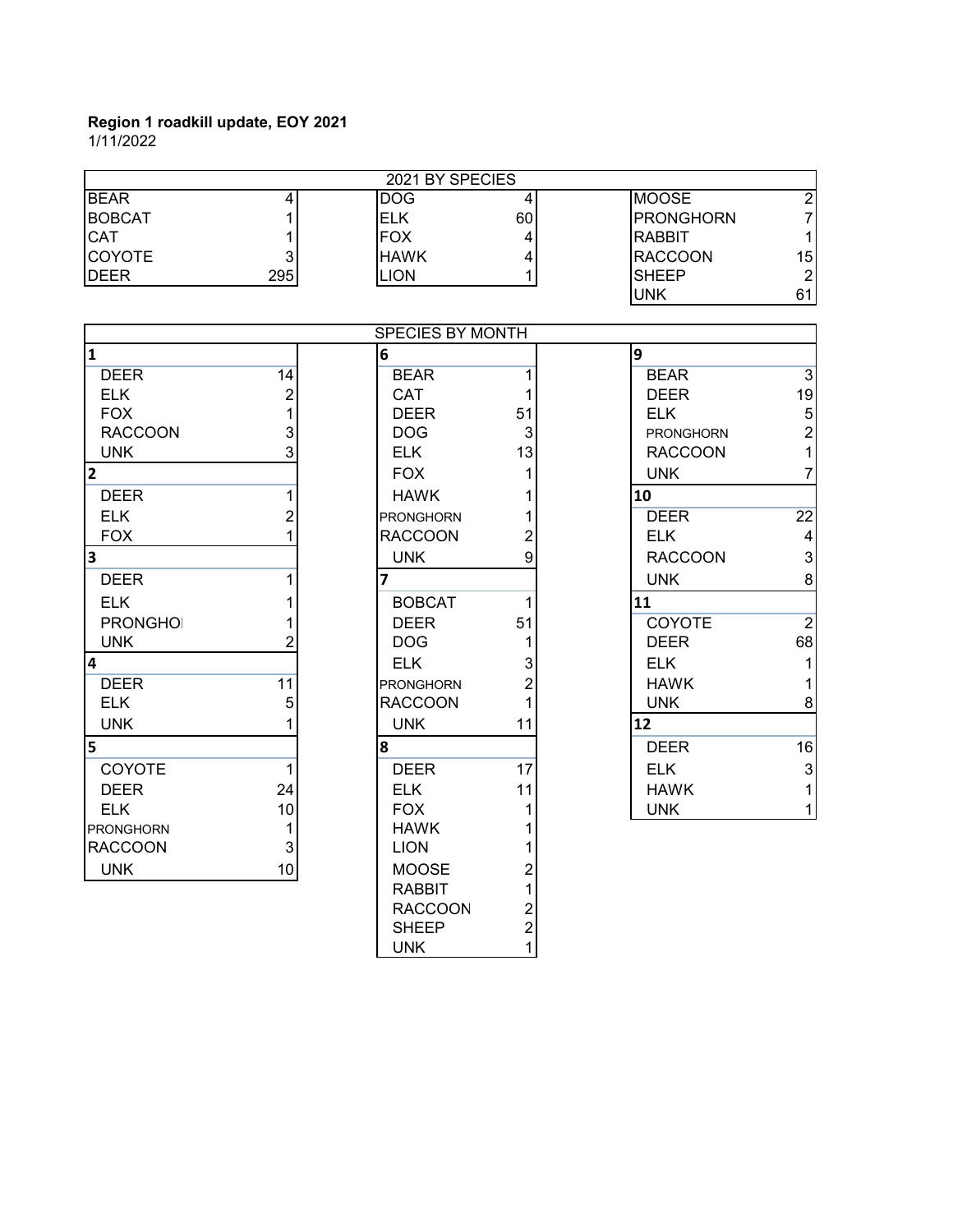**Region 1 roadkill update, EOY 2021**
1/11/2022

| 2021 BY SPECIES | | | | | |
|---|---|---|---|---|---|
| BEAR | 4 | DOG | 4 | MOOSE | 2 |
| BOBCAT | 1 | ELK | 60 | PRONGHORN | 7 |
| CAT | 1 | FOX | 4 | RABBIT | 1 |
| COYOTE | 3 | HAWK | 4 | RACCOON | 15 |
| DEER | 295 | LION | 1 | SHEEP | 2 |
| | | | | UNK | 61 |

**SPECIES BY MONTH**

| 1 | |
|---|---|
| DEER | 14 |
| ELK | 2 |
| FOX | 1 |
| RACCOON | 3 |
| UNK | 3 |

| 2 | |
|---|---|
| DEER | 1 |
| ELK | 2 |
| FOX | 1 |

| 3 | |
|---|---|
| DEER | 1 |
| ELK | 1 |
| PRONGHOI | 1 |
| UNK | 2 |

| 4 | |
|---|---|
| DEER | 11 |
| ELK | 5 |
| UNK | 1 |

| 5 | |
|---|---|
| COYOTE | 1 |
| DEER | 24 |
| ELK | 10 |
| PRONGHORN | 1 |
| RACCOON | 3 |
| UNK | 10 |

| 6 | |
|---|---|
| BEAR | 1 |
| CAT | 1 |
| DEER | 51 |
| DOG | 3 |
| ELK | 13 |
| FOX | 1 |
| HAWK | 1 |
| PRONGHORN | 1 |
| RACCOON | 2 |
| UNK | 9 |

| 7 | |
|---|---|
| BOBCAT | 1 |
| DEER | 51 |
| DOG | 1 |
| ELK | 3 |
| PRONGHORN | 2 |
| RACCOON | 1 |
| UNK | 11 |

| 8 | |
|---|---|
| DEER | 17 |
| ELK | 11 |
| FOX | 1 |
| HAWK | 1 |
| LION | 1 |
| MOOSE | 2 |
| RABBIT | 1 |
| RACCOON | 2 |
| SHEEP | 2 |
| UNK | 1 |

| 9 | |
|---|---|
| BEAR | 3 |
| DEER | 19 |
| ELK | 5 |
| PRONGHORN | 2 |
| RACCOON | 1 |
| UNK | 7 |

| 10 | |
|---|---|
| DEER | 22 |
| ELK | 4 |
| RACCOON | 3 |
| UNK | 8 |

| 11 | |
|---|---|
| COYOTE | 2 |
| DEER | 68 |
| ELK | 1 |
| HAWK | 1 |
| UNK | 8 |

| 12 | |
|---|---|
| DEER | 16 |
| ELK | 3 |
| HAWK | 1 |
| UNK | 1 |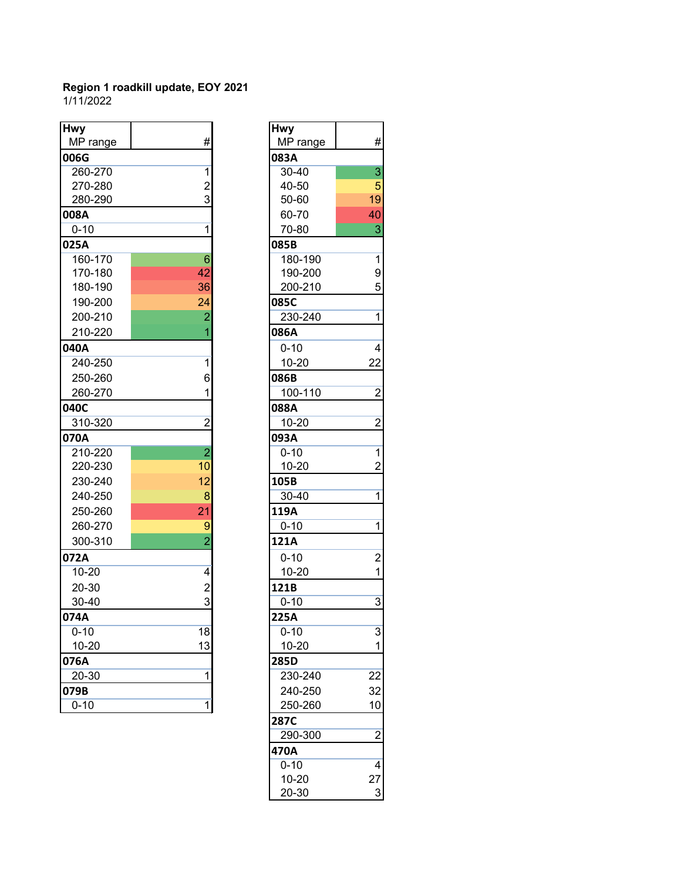**Region 1 roadkill update, EOY 2021**
1/11/2022

| Hwy<br>MP range | # |
|---|---|
| **006G** | |
| 260-270 | 1 |
| 270-280 | 2 |
| 280-290 | 3 |
| **008A** | |
| 0-10 | 1 |
| **025A** | |
| 160-170 | 6 |
| 170-180 | 42 |
| 180-190 | 36 |
| 190-200 | 24 |
| 200-210 | 2 |
| 210-220 | 1 |
| **040A** | |
| 240-250 | 1 |
| 250-260 | 6 |
| 260-270 | 1 |
| **040C** | |
| 310-320 | 2 |
| **070A** | |
| 210-220 | 2 |
| 220-230 | 10 |
| 230-240 | 12 |
| 240-250 | 8 |
| 250-260 | 21 |
| 260-270 | 9 |
| 300-310 | 2 |
| **072A** | |
| 10-20 | 4 |
| 20-30 | 2 |
| 30-40 | 3 |
| **074A** | |
| 0-10 | 18 |
| 10-20 | 13 |
| **076A** | |
| 20-30 | 1 |
| **079B** | |
| 0-10 | 1 |

| Hwy<br>MP range | # |
|---|---|
| **083A** | |
| 30-40 | 3 |
| 40-50 | 5 |
| 50-60 | 19 |
| 60-70 | 40 |
| 70-80 | 3 |
| **085B** | |
| 180-190 | 1 |
| 190-200 | 9 |
| 200-210 | 5 |
| **085C** | |
| 230-240 | 1 |
| **086A** | |
| 0-10 | 4 |
| 10-20 | 22 |
| **086B** | |
| 100-110 | 2 |
| **088A** | |
| 10-20 | 2 |
| **093A** | |
| 0-10 | 1 |
| 10-20 | 2 |
| **105B** | |
| 30-40 | 1 |
| **119A** | |
| 0-10 | 1 |
| **121A** | |
| 0-10 | 2 |
| 10-20 | 1 |
| **121B** | |
| 0-10 | 3 |
| **225A** | |
| 0-10 | 3 |
| 10-20 | 1 |
| **285D** | |
| 230-240 | 22 |
| 240-250 | 32 |
| 250-260 | 10 |
| **287C** | |
| 290-300 | 2 |
| **470A** | |
| 0-10 | 4 |
| 10-20 | 27 |
| 20-30 | 3 |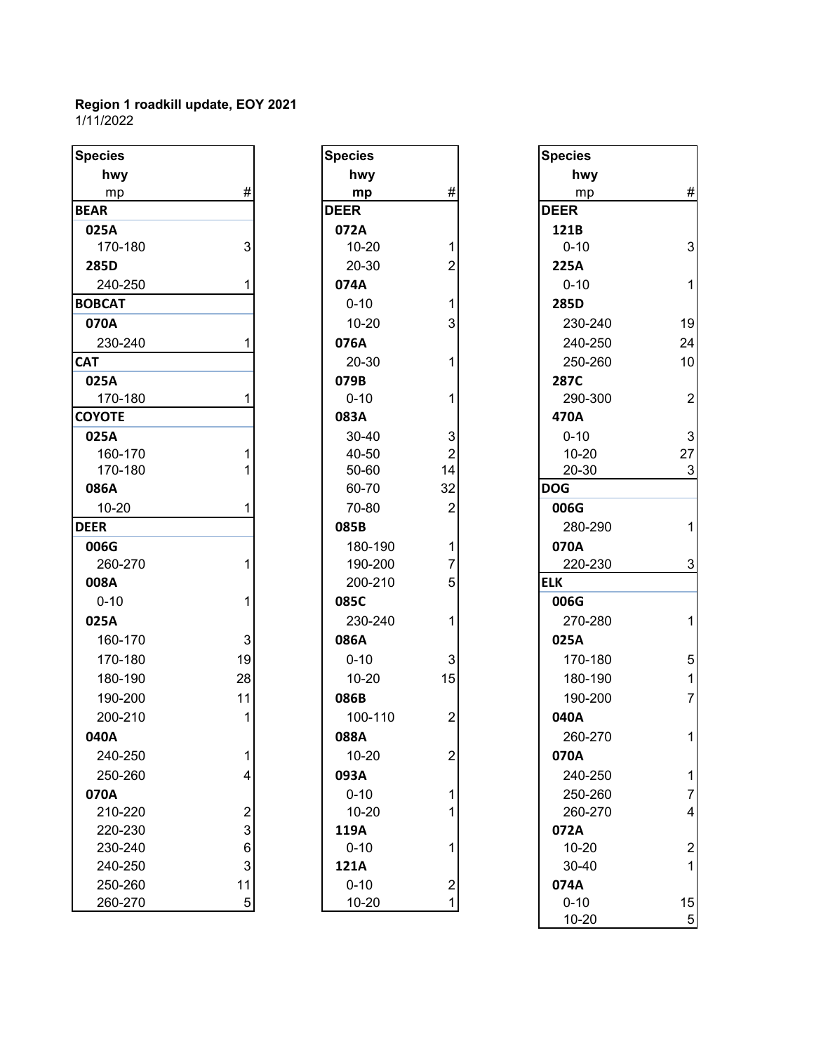**Region 1 roadkill update, EOY 2021**
1/11/2022

| Species / hwy / mp | # |
|---|---|
| **BEAR** | |
| **025A** | |
| 170-180 | 3 |
| **285D** | |
| 240-250 | 1 |
| **BOBCAT** | |
| **070A** | |
| 230-240 | 1 |
| **CAT** | |
| **025A** | |
| 170-180 | 1 |
| **COYOTE** | |
| **025A** | |
| 160-170 | 1 |
| 170-180 | 1 |
| **086A** | |
| 10-20 | 1 |
| **DEER** | |
| **006G** | |
| 260-270 | 1 |
| **008A** | |
| 0-10 | 1 |
| **025A** | |
| 160-170 | 3 |
| 170-180 | 19 |
| 180-190 | 28 |
| 190-200 | 11 |
| 200-210 | 1 |
| **040A** | |
| 240-250 | 1 |
| 250-260 | 4 |
| **070A** | |
| 210-220 | 2 |
| 220-230 | 3 |
| 230-240 | 6 |
| 240-250 | 3 |
| 250-260 | 11 |
| 260-270 | 5 |

| Species / hwy / mp | # |
|---|---|
| **DEER** | |
| **072A** | |
| 10-20 | 1 |
| 20-30 | 2 |
| **074A** | |
| 0-10 | 1 |
| 10-20 | 3 |
| **076A** | |
| 20-30 | 1 |
| **079B** | |
| 0-10 | 1 |
| **083A** | |
| 30-40 | 3 |
| 40-50 | 2 |
| 50-60 | 14 |
| 60-70 | 32 |
| 70-80 | 2 |
| **085B** | |
| 180-190 | 1 |
| 190-200 | 7 |
| 200-210 | 5 |
| **085C** | |
| 230-240 | 1 |
| **086A** | |
| 0-10 | 3 |
| 10-20 | 15 |
| **086B** | |
| 100-110 | 2 |
| **088A** | |
| 10-20 | 2 |
| **093A** | |
| 0-10 | 1 |
| 10-20 | 1 |
| **119A** | |
| 0-10 | 1 |
| **121A** | |
| 0-10 | 2 |
| 10-20 | 1 |

| Species / hwy / mp | # |
|---|---|
| **DEER** | |
| **121B** | |
| 0-10 | 3 |
| **225A** | |
| 0-10 | 1 |
| **285D** | |
| 230-240 | 19 |
| 240-250 | 24 |
| 250-260 | 10 |
| **287C** | |
| 290-300 | 2 |
| **470A** | |
| 0-10 | 3 |
| 10-20 | 27 |
| 20-30 | 3 |
| **DOG** | |
| **006G** | |
| 280-290 | 1 |
| **070A** | |
| 220-230 | 3 |
| **ELK** | |
| **006G** | |
| 270-280 | 1 |
| **025A** | |
| 170-180 | 5 |
| 180-190 | 1 |
| 190-200 | 7 |
| **040A** | |
| 260-270 | 1 |
| **070A** | |
| 240-250 | 1 |
| 250-260 | 7 |
| 260-270 | 4 |
| **072A** | |
| 10-20 | 2 |
| 30-40 | 1 |
| **074A** | |
| 0-10 | 15 |
| 10-20 | 5 |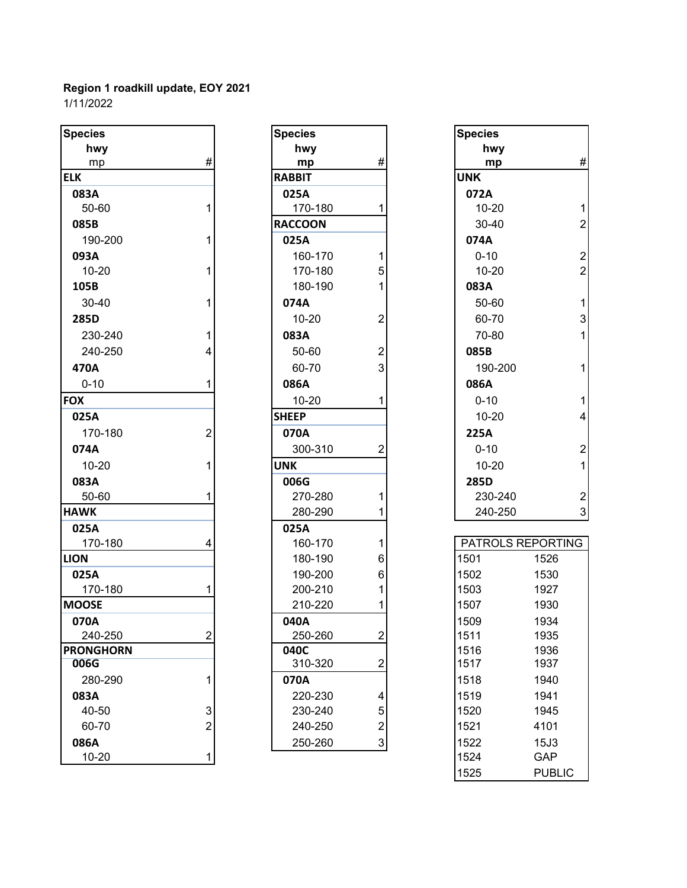**Region 1 roadkill update, EOY 2021**
1/11/2022

| Species / hwy / mp | # |
|---|---|
| **ELK** | |
| **083A** | |
| 50-60 | 1 |
| **085B** | |
| 190-200 | 1 |
| **093A** | |
| 10-20 | 1 |
| **105B** | |
| 30-40 | 1 |
| **285D** | |
| 230-240 | 1 |
| 240-250 | 4 |
| **470A** | |
| 0-10 | 1 |
| **FOX** | |
| **025A** | |
| 170-180 | 2 |
| **074A** | |
| 10-20 | 1 |
| **083A** | |
| 50-60 | 1 |
| **HAWK** | |
| **025A** | |
| 170-180 | 4 |
| **LION** | |
| **025A** | |
| 170-180 | 1 |
| **MOOSE** | |
| **070A** | |
| 240-250 | 2 |
| **PRONGHORN** | |
| **006G** | |
| 280-290 | 1 |
| **083A** | |
| 40-50 | 3 |
| 60-70 | 2 |
| **086A** | |
| 10-20 | 1 |

| Species / hwy / mp | # |
|---|---|
| **RABBIT** | |
| **025A** | |
| 170-180 | 1 |
| **RACCOON** | |
| **025A** | |
| 160-170 | 1 |
| 170-180 | 5 |
| 180-190 | 1 |
| **074A** | |
| 10-20 | 2 |
| **083A** | |
| 50-60 | 2 |
| 60-70 | 3 |
| **086A** | |
| 10-20 | 1 |
| **SHEEP** | |
| **070A** | |
| 300-310 | 2 |
| **UNK** | |
| **006G** | |
| 270-280 | 1 |
| 280-290 | 1 |
| **025A** | |
| 160-170 | 1 |
| 180-190 | 6 |
| 190-200 | 6 |
| 200-210 | 1 |
| 210-220 | 1 |
| **040A** | |
| 250-260 | 2 |
| **040C** | |
| 310-320 | 2 |
| **070A** | |
| 220-230 | 4 |
| 230-240 | 5 |
| 240-250 | 2 |
| 250-260 | 3 |

| Species / hwy / mp | # |
|---|---|
| **UNK** | |
| **072A** | |
| 10-20 | 1 |
| 30-40 | 2 |
| **074A** | |
| 0-10 | 2 |
| 10-20 | 2 |
| **083A** | |
| 50-60 | 1 |
| 60-70 | 3 |
| 70-80 | 1 |
| **085B** | |
| 190-200 | 1 |
| **086A** | |
| 0-10 | 1 |
| 10-20 | 4 |
| **225A** | |
| 0-10 | 2 |
| 10-20 | 1 |
| **285D** | |
| 230-240 | 2 |
| 240-250 | 3 |

| PATROLS REPORTING | |
|---|---|
| 1501 | 1526 |
| 1502 | 1530 |
| 1503 | 1927 |
| 1507 | 1930 |
| 1509 | 1934 |
| 1511 | 1935 |
| 1516 | 1936 |
| 1517 | 1937 |
| 1518 | 1940 |
| 1519 | 1941 |
| 1520 | 1945 |
| 1521 | 4101 |
| 1522 | 15J3 |
| 1524 | GAP |
| 1525 | PUBLIC |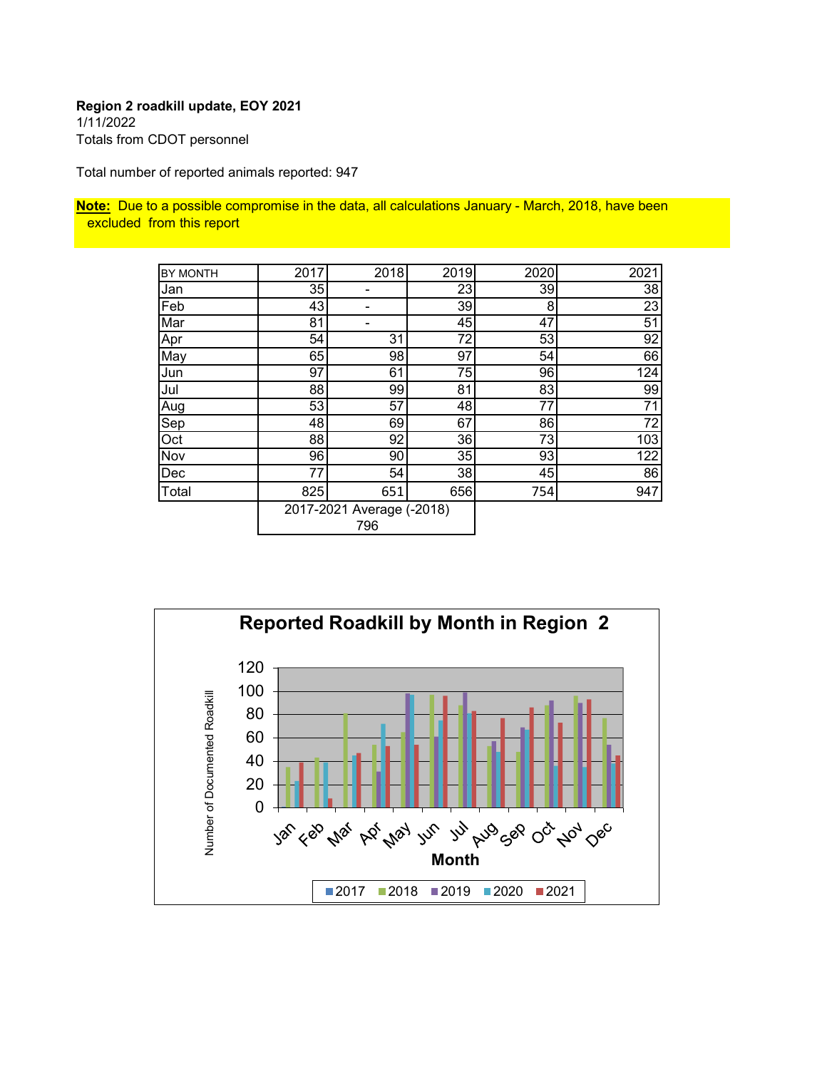**Region 2 roadkill update, EOY 2021**
1/11/2022
Totals from CDOT personnel

Total number of reported animals reported: 947

**Note:** Due to a possible compromise in the data, all calculations January - March, 2018, have been excluded from this report

| BY MONTH | 2017 | 2018 | 2019 | 2020 | 2021 |
|---|---|---|---|---|---|
| Jan | 35 | - | 23 | 39 | 38 |
| Feb | 43 | - | 39 | 8 | 23 |
| Mar | 81 | - | 45 | 47 | 51 |
| Apr | 54 | 31 | 72 | 53 | 92 |
| May | 65 | 98 | 97 | 54 | 66 |
| Jun | 97 | 61 | 75 | 96 | 124 |
| Jul | 88 | 99 | 81 | 83 | 99 |
| Aug | 53 | 57 | 48 | 77 | 71 |
| Sep | 48 | 69 | 67 | 86 | 72 |
| Oct | 88 | 92 | 36 | 73 | 103 |
| Nov | 96 | 90 | 35 | 93 | 122 |
| Dec | 77 | 54 | 38 | 45 | 86 |
| Total | 825 | 651 | 656 | 754 | 947 |
| | 2017-2021 Average (-2018) 796 | | | | |

**Reported Roadkill by Month in Region 2**

Number of Documented Roadkill

Month

2017 2018 2019 2020 2021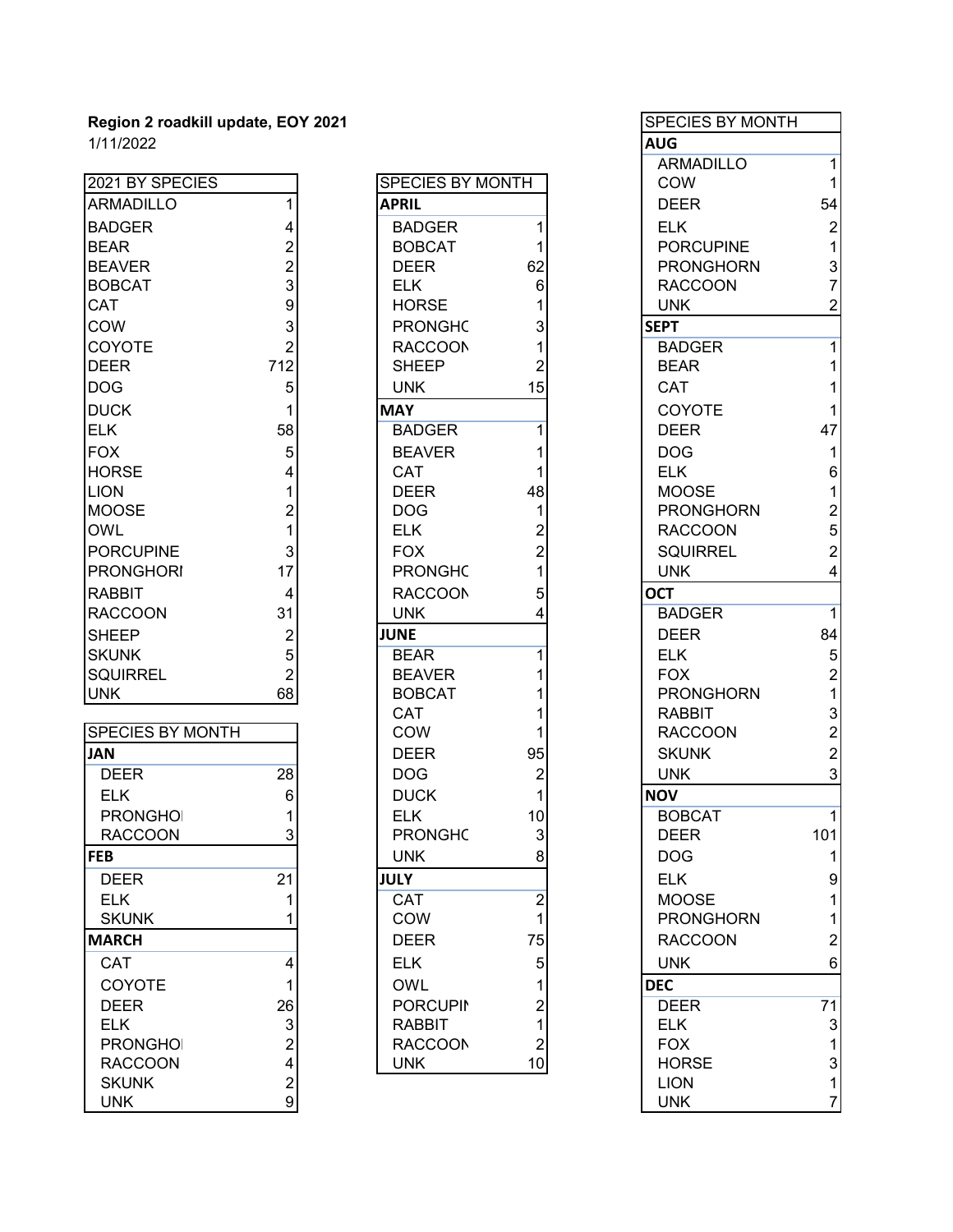**Region 2 roadkill update, EOY 2021**

1/11/2022

| 2021 BY SPECIES | |
|---|---|
| ARMADILLO | 1 |
| BADGER | 4 |
| BEAR | 2 |
| BEAVER | 2 |
| BOBCAT | 3 |
| CAT | 9 |
| COW | 3 |
| COYOTE | 2 |
| DEER | 712 |
| DOG | 5 |
| DUCK | 1 |
| ELK | 58 |
| FOX | 5 |
| HORSE | 4 |
| LION | 1 |
| MOOSE | 2 |
| OWL | 1 |
| PORCUPINE | 3 |
| PRONGHORI | 17 |
| RABBIT | 4 |
| RACCOON | 31 |
| SHEEP | 2 |
| SKUNK | 5 |
| SQUIRREL | 2 |
| UNK | 68 |

| SPECIES BY MONTH | |
|---|---|
| **JAN** | |
| DEER | 28 |
| ELK | 6 |
| PRONGHOI | 1 |
| RACCOON | 3 |
| **FEB** | |
| DEER | 21 |
| ELK | 1 |
| SKUNK | 1 |
| **MARCH** | |
| CAT | 4 |
| COYOTE | 1 |
| DEER | 26 |
| ELK | 3 |
| PRONGHOI | 2 |
| RACCOON | 4 |
| SKUNK | 2 |
| UNK | 9 |

| SPECIES BY MONTH | |
|---|---|
| **APRIL** | |
| BADGER | 1 |
| BOBCAT | 1 |
| DEER | 62 |
| ELK | 6 |
| HORSE | 1 |
| PRONGHC | 3 |
| RACCOON | 1 |
| SHEEP | 2 |
| UNK | 15 |
| **MAY** | |
| BADGER | 1 |
| BEAVER | 1 |
| CAT | 1 |
| DEER | 48 |
| DOG | 1 |
| ELK | 2 |
| FOX | 2 |
| PRONGHC | 1 |
| RACCOON | 5 |
| UNK | 4 |
| **JUNE** | |
| BEAR | 1 |
| BEAVER | 1 |
| BOBCAT | 1 |
| CAT | 1 |
| COW | 1 |
| DEER | 95 |
| DOG | 2 |
| DUCK | 1 |
| ELK | 10 |
| PRONGHC | 3 |
| UNK | 8 |
| **JULY** | |
| CAT | 2 |
| COW | 1 |
| DEER | 75 |
| ELK | 5 |
| OWL | 1 |
| PORCUPII | 2 |
| RABBIT | 1 |
| RACCOON | 2 |
| UNK | 10 |

| SPECIES BY MONTH | |
|---|---|
| **AUG** | |
| ARMADILLO | 1 |
| COW | 1 |
| DEER | 54 |
| ELK | 2 |
| PORCUPINE | 1 |
| PRONGHORN | 3 |
| RACCOON | 7 |
| UNK | 2 |
| **SEPT** | |
| BADGER | 1 |
| BEAR | 1 |
| CAT | 1 |
| COYOTE | 1 |
| DEER | 47 |
| DOG | 1 |
| ELK | 6 |
| MOOSE | 1 |
| PRONGHORN | 2 |
| RACCOON | 5 |
| SQUIRREL | 2 |
| UNK | 4 |
| **OCT** | |
| BADGER | 1 |
| DEER | 84 |
| ELK | 5 |
| FOX | 2 |
| PRONGHORN | 1 |
| RABBIT | 3 |
| RACCOON | 2 |
| SKUNK | 2 |
| UNK | 3 |
| **NOV** | |
| BOBCAT | 1 |
| DEER | 101 |
| DOG | 1 |
| ELK | 9 |
| MOOSE | 1 |
| PRONGHORN | 1 |
| RACCOON | 2 |
| UNK | 6 |
| **DEC** | |
| DEER | 71 |
| ELK | 3 |
| FOX | 1 |
| HORSE | 3 |
| LION | 1 |
| UNK | 7 |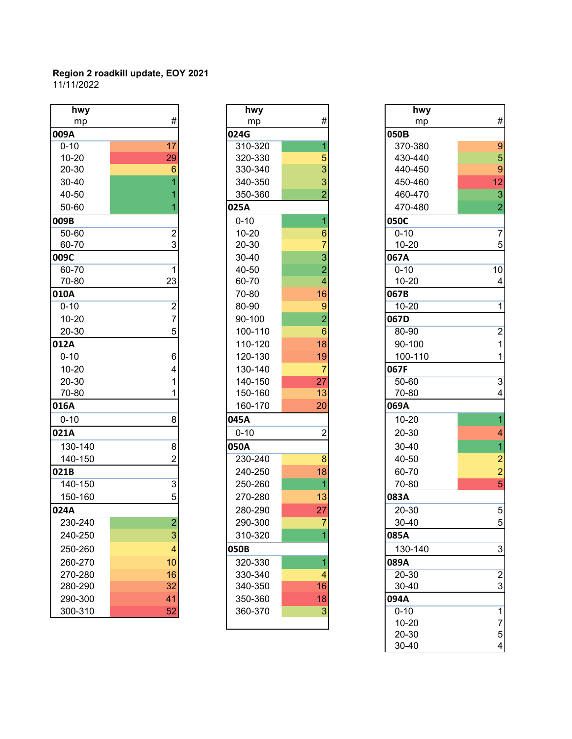**Region 2 roadkill update, EOY 2021**
11/11/2022

| hwy mp | # |
|---|---|
| **009A** | |
| 0-10 | 17 |
| 10-20 | 29 |
| 20-30 | 6 |
| 30-40 | 1 |
| 40-50 | 1 |
| 50-60 | 1 |
| **009B** | |
| 50-60 | 2 |
| 60-70 | 3 |
| **009C** | |
| 60-70 | 1 |
| 70-80 | 23 |
| **010A** | |
| 0-10 | 2 |
| 10-20 | 7 |
| 20-30 | 5 |
| **012A** | |
| 0-10 | 6 |
| 10-20 | 4 |
| 20-30 | 1 |
| 70-80 | 1 |
| **016A** | |
| 0-10 | 8 |
| **021A** | |
| 130-140 | 8 |
| 140-150 | 2 |
| **021B** | |
| 140-150 | 3 |
| 150-160 | 5 |
| **024A** | |
| 230-240 | 2 |
| 240-250 | 3 |
| 250-260 | 4 |
| 260-270 | 10 |
| 270-280 | 16 |
| 280-290 | 32 |
| 290-300 | 41 |
| 300-310 | 52 |

| hwy mp | # |
|---|---|
| **024G** | |
| 310-320 | 1 |
| 320-330 | 5 |
| 330-340 | 3 |
| 340-350 | 3 |
| 350-360 | 2 |
| **025A** | |
| 0-10 | 1 |
| 10-20 | 6 |
| 20-30 | 7 |
| 30-40 | 3 |
| 40-50 | 2 |
| 60-70 | 4 |
| 70-80 | 16 |
| 80-90 | 9 |
| 90-100 | 2 |
| 100-110 | 6 |
| 110-120 | 18 |
| 120-130 | 19 |
| 130-140 | 7 |
| 140-150 | 27 |
| 150-160 | 13 |
| 160-170 | 20 |
| **045A** | |
| 0-10 | 2 |
| **050A** | |
| 230-240 | 8 |
| 240-250 | 18 |
| 250-260 | 1 |
| 270-280 | 13 |
| 280-290 | 27 |
| 290-300 | 7 |
| 310-320 | 1 |
| **050B** | |
| 320-330 | 1 |
| 330-340 | 4 |
| 340-350 | 16 |
| 350-360 | 18 |
| 360-370 | 3 |

| hwy mp | # |
|---|---|
| **050B** | |
| 370-380 | 9 |
| 430-440 | 5 |
| 440-450 | 9 |
| 450-460 | 12 |
| 460-470 | 3 |
| 470-480 | 2 |
| **050C** | |
| 0-10 | 7 |
| 10-20 | 5 |
| **067A** | |
| 0-10 | 10 |
| 10-20 | 4 |
| **067B** | |
| 10-20 | 1 |
| **067D** | |
| 80-90 | 2 |
| 90-100 | 1 |
| 100-110 | 1 |
| **067F** | |
| 50-60 | 3 |
| 70-80 | 4 |
| **069A** | |
| 10-20 | 1 |
| 20-30 | 4 |
| 30-40 | 1 |
| 40-50 | 2 |
| 60-70 | 2 |
| 70-80 | 5 |
| **083A** | |
| 20-30 | 5 |
| 30-40 | 5 |
| **085A** | |
| 130-140 | 3 |
| **089A** | |
| 20-30 | 2 |
| 30-40 | 3 |
| **094A** | |
| 0-10 | 1 |
| 10-20 | 7 |
| 20-30 | 5 |
| 30-40 | 4 |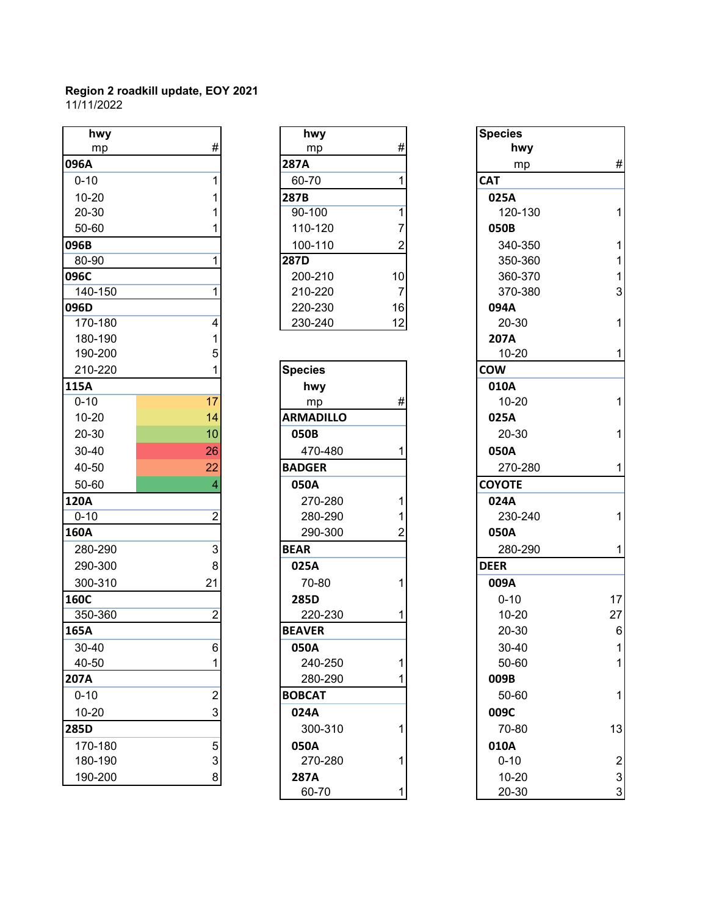**Region 2 roadkill update, EOY 2021**

11/11/2022

| hwy mp | # |
|---|---|
| **096A** | |
| 0-10 | 1 |
| 10-20 | 1 |
| 20-30 | 1 |
| 50-60 | 1 |
| **096B** | |
| 80-90 | 1 |
| **096C** | |
| 140-150 | 1 |
| **096D** | |
| 170-180 | 4 |
| 180-190 | 1 |
| 190-200 | 5 |
| 210-220 | 1 |
| **115A** | |
| 0-10 | 17 |
| 10-20 | 14 |
| 20-30 | 10 |
| 30-40 | 26 |
| 40-50 | 22 |
| 50-60 | 4 |
| **120A** | |
| 0-10 | 2 |
| **160A** | |
| 280-290 | 3 |
| 290-300 | 8 |
| 300-310 | 21 |
| **160C** | |
| 350-360 | 2 |
| **165A** | |
| 30-40 | 6 |
| 40-50 | 1 |
| **207A** | |
| 0-10 | 2 |
| 10-20 | 3 |
| **285D** | |
| 170-180 | 5 |
| 180-190 | 3 |
| 190-200 | 8 |

| hwy mp | # |
|---|---|
| **287A** | |
| 60-70 | 1 |
| **287B** | |
| 90-100 | 1 |
| 110-120 | 7 |
| 100-110 | 2 |
| **287D** | |
| 200-210 | 10 |
| 210-220 | 7 |
| 220-230 | 16 |
| 230-240 | 12 |

| Species hwy mp | # |
|---|---|
| **ARMADILLO** | |
| **050B** | |
| 470-480 | 1 |
| **BADGER** | |
| **050A** | |
| 270-280 | 1 |
| 280-290 | 1 |
| 290-300 | 2 |
| **BEAR** | |
| **025A** | |
| 70-80 | 1 |
| **285D** | |
| 220-230 | 1 |
| **BEAVER** | |
| **050A** | |
| 240-250 | 1 |
| 280-290 | 1 |
| **BOBCAT** | |
| **024A** | |
| 300-310 | 1 |
| **050A** | |
| 270-280 | 1 |
| **287A** | |
| 60-70 | 1 |

| Species hwy mp | # |
|---|---|
| **CAT** | |
| **025A** | |
| 120-130 | 1 |
| **050B** | |
| 340-350 | 1 |
| 350-360 | 1 |
| 360-370 | 1 |
| 370-380 | 3 |
| **094A** | |
| 20-30 | 1 |
| **207A** | |
| 10-20 | 1 |
| **COW** | |
| **010A** | |
| 10-20 | 1 |
| **025A** | |
| 20-30 | 1 |
| **050A** | |
| 270-280 | 1 |
| **COYOTE** | |
| **024A** | |
| 230-240 | 1 |
| **050A** | |
| 280-290 | 1 |
| **DEER** | |
| **009A** | |
| 0-10 | 17 |
| 10-20 | 27 |
| 20-30 | 6 |
| 30-40 | 1 |
| 50-60 | 1 |
| **009B** | |
| 50-60 | 1 |
| **009C** | |
| 70-80 | 13 |
| **010A** | |
| 0-10 | 2 |
| 10-20 | 3 |
| 20-30 | 3 |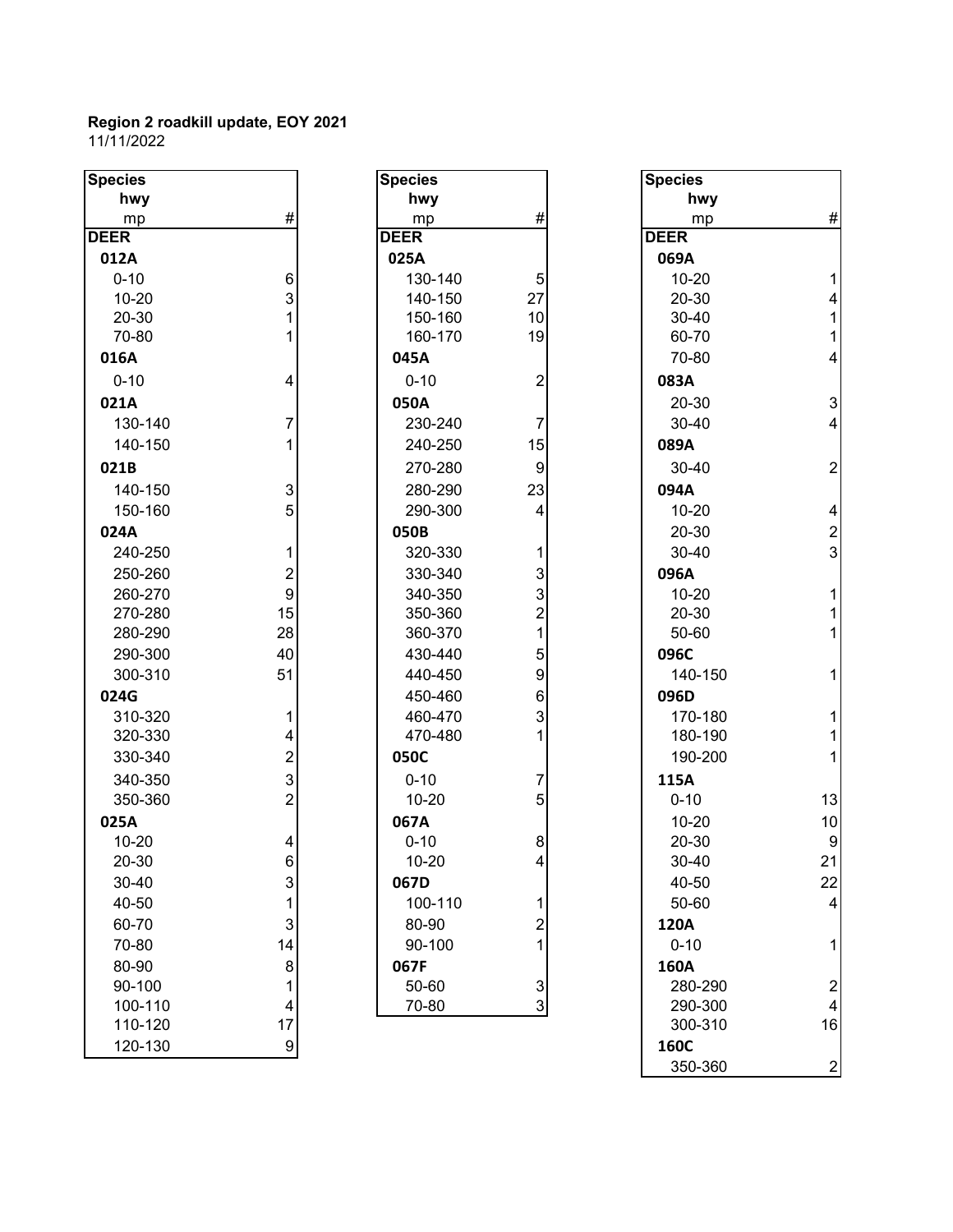**Region 2 roadkill update, EOY 2021**
11/11/2022

| Species<br>hwy<br>mp | # |
|---|---|
| **DEER** | |
| **012A** | |
| 0-10 | 6 |
| 10-20 | 3 |
| 20-30 | 1 |
| 70-80 | 1 |
| **016A** | |
| 0-10 | 4 |
| **021A** | |
| 130-140 | 7 |
| 140-150 | 1 |
| **021B** | |
| 140-150 | 3 |
| 150-160 | 5 |
| **024A** | |
| 240-250 | 1 |
| 250-260 | 2 |
| 260-270 | 9 |
| 270-280 | 15 |
| 280-290 | 28 |
| 290-300 | 40 |
| 300-310 | 51 |
| **024G** | |
| 310-320 | 1 |
| 320-330 | 4 |
| 330-340 | 2 |
| 340-350 | 3 |
| 350-360 | 2 |
| **025A** | |
| 10-20 | 4 |
| 20-30 | 6 |
| 30-40 | 3 |
| 40-50 | 1 |
| 60-70 | 3 |
| 70-80 | 14 |
| 80-90 | 8 |
| 90-100 | 1 |
| 100-110 | 4 |
| 110-120 | 17 |
| 120-130 | 9 |

| Species<br>hwy<br>mp | # |
|---|---|
| **DEER** | |
| **025A** | |
| 130-140 | 5 |
| 140-150 | 27 |
| 150-160 | 10 |
| 160-170 | 19 |
| **045A** | |
| 0-10 | 2 |
| **050A** | |
| 230-240 | 7 |
| 240-250 | 15 |
| 270-280 | 9 |
| 280-290 | 23 |
| 290-300 | 4 |
| **050B** | |
| 320-330 | 1 |
| 330-340 | 3 |
| 340-350 | 3 |
| 350-360 | 2 |
| 360-370 | 1 |
| 430-440 | 5 |
| 440-450 | 9 |
| 450-460 | 6 |
| 460-470 | 3 |
| 470-480 | 1 |
| **050C** | |
| 0-10 | 7 |
| 10-20 | 5 |
| **067A** | |
| 0-10 | 8 |
| 10-20 | 4 |
| **067D** | |
| 100-110 | 1 |
| 80-90 | 2 |
| 90-100 | 1 |
| **067F** | |
| 50-60 | 3 |
| 70-80 | 3 |

| Species<br>hwy<br>mp | # |
|---|---|
| **DEER** | |
| **069A** | |
| 10-20 | 1 |
| 20-30 | 4 |
| 30-40 | 1 |
| 60-70 | 1 |
| 70-80 | 4 |
| **083A** | |
| 20-30 | 3 |
| 30-40 | 4 |
| **089A** | |
| 30-40 | 2 |
| **094A** | |
| 10-20 | 4 |
| 20-30 | 2 |
| 30-40 | 3 |
| **096A** | |
| 10-20 | 1 |
| 20-30 | 1 |
| 50-60 | 1 |
| **096C** | |
| 140-150 | 1 |
| **096D** | |
| 170-180 | 1 |
| 180-190 | 1 |
| 190-200 | 1 |
| **115A** | |
| 0-10 | 13 |
| 10-20 | 10 |
| 20-30 | 9 |
| 30-40 | 21 |
| 40-50 | 22 |
| 50-60 | 4 |
| **120A** | |
| 0-10 | 1 |
| **160A** | |
| 280-290 | 2 |
| 290-300 | 4 |
| 300-310 | 16 |
| **160C** | |
| 350-360 | 2 |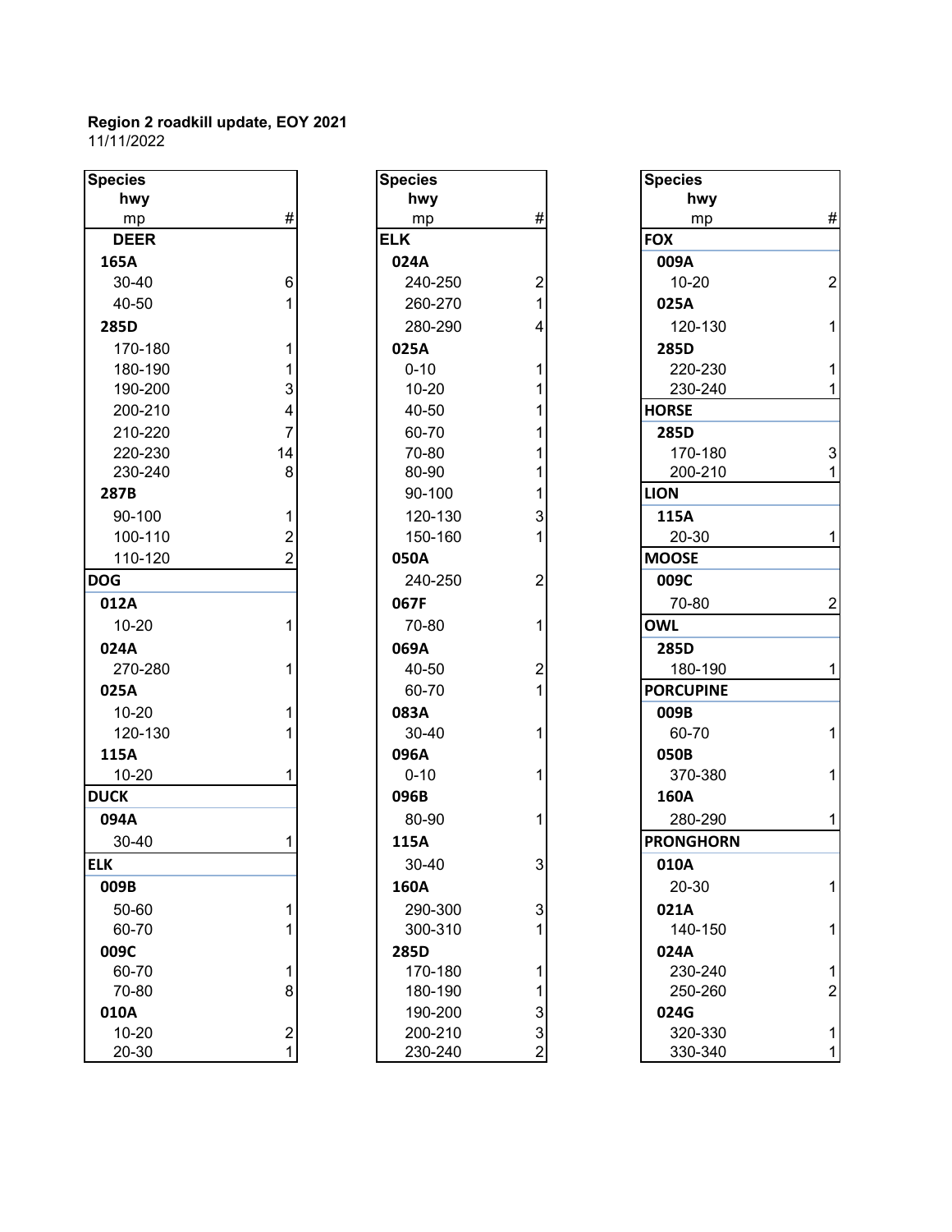**Region 2 roadkill update, EOY 2021**
11/11/2022

| Species<br>hwy<br>mp | # |
|---|---|
| **DEER** | |
| **165A** | |
| 30-40 | 6 |
| 40-50 | 1 |
| **285D** | |
| 170-180 | 1 |
| 180-190 | 1 |
| 190-200 | 3 |
| 200-210 | 4 |
| 210-220 | 7 |
| 220-230 | 14 |
| 230-240 | 8 |
| **287B** | |
| 90-100 | 1 |
| 100-110 | 2 |
| 110-120 | 2 |
| **DOG** | |
| **012A** | |
| 10-20 | 1 |
| **024A** | |
| 270-280 | 1 |
| **025A** | |
| 10-20 | 1 |
| 120-130 | 1 |
| **115A** | |
| 10-20 | 1 |
| **DUCK** | |
| **094A** | |
| 30-40 | 1 |
| **ELK** | |
| **009B** | |
| 50-60 | 1 |
| 60-70 | 1 |
| **009C** | |
| 60-70 | 1 |
| 70-80 | 8 |
| **010A** | |
| 10-20 | 2 |
| 20-30 | 1 |

| Species<br>hwy<br>mp | # |
|---|---|
| **ELK** | |
| **024A** | |
| 240-250 | 2 |
| 260-270 | 1 |
| 280-290 | 4 |
| **025A** | |
| 0-10 | 1 |
| 10-20 | 1 |
| 40-50 | 1 |
| 60-70 | 1 |
| 70-80 | 1 |
| 80-90 | 1 |
| 90-100 | 1 |
| 120-130 | 3 |
| 150-160 | 1 |
| **050A** | |
| 240-250 | 2 |
| **067F** | |
| 70-80 | 1 |
| **069A** | |
| 40-50 | 2 |
| 60-70 | 1 |
| **083A** | |
| 30-40 | 1 |
| **096A** | |
| 0-10 | 1 |
| **096B** | |
| 80-90 | 1 |
| **115A** | |
| 30-40 | 3 |
| **160A** | |
| 290-300 | 3 |
| 300-310 | 1 |
| **285D** | |
| 170-180 | 1 |
| 180-190 | 1 |
| 190-200 | 3 |
| 200-210 | 3 |
| 230-240 | 2 |

| Species<br>hwy<br>mp | # |
|---|---|
| **FOX** | |
| **009A** | |
| 10-20 | 2 |
| **025A** | |
| 120-130 | 1 |
| **285D** | |
| 220-230 | 1 |
| 230-240 | 1 |
| **HORSE** | |
| **285D** | |
| 170-180 | 3 |
| 200-210 | 1 |
| **LION** | |
| **115A** | |
| 20-30 | 1 |
| **MOOSE** | |
| **009C** | |
| 70-80 | 2 |
| **OWL** | |
| **285D** | |
| 180-190 | 1 |
| **PORCUPINE** | |
| **009B** | |
| 60-70 | 1 |
| **050B** | |
| 370-380 | 1 |
| **160A** | |
| 280-290 | 1 |
| **PRONGHORN** | |
| **010A** | |
| 20-30 | 1 |
| **021A** | |
| 140-150 | 1 |
| **024A** | |
| 230-240 | 1 |
| 250-260 | 2 |
| **024G** | |
| 320-330 | 1 |
| 330-340 | 1 |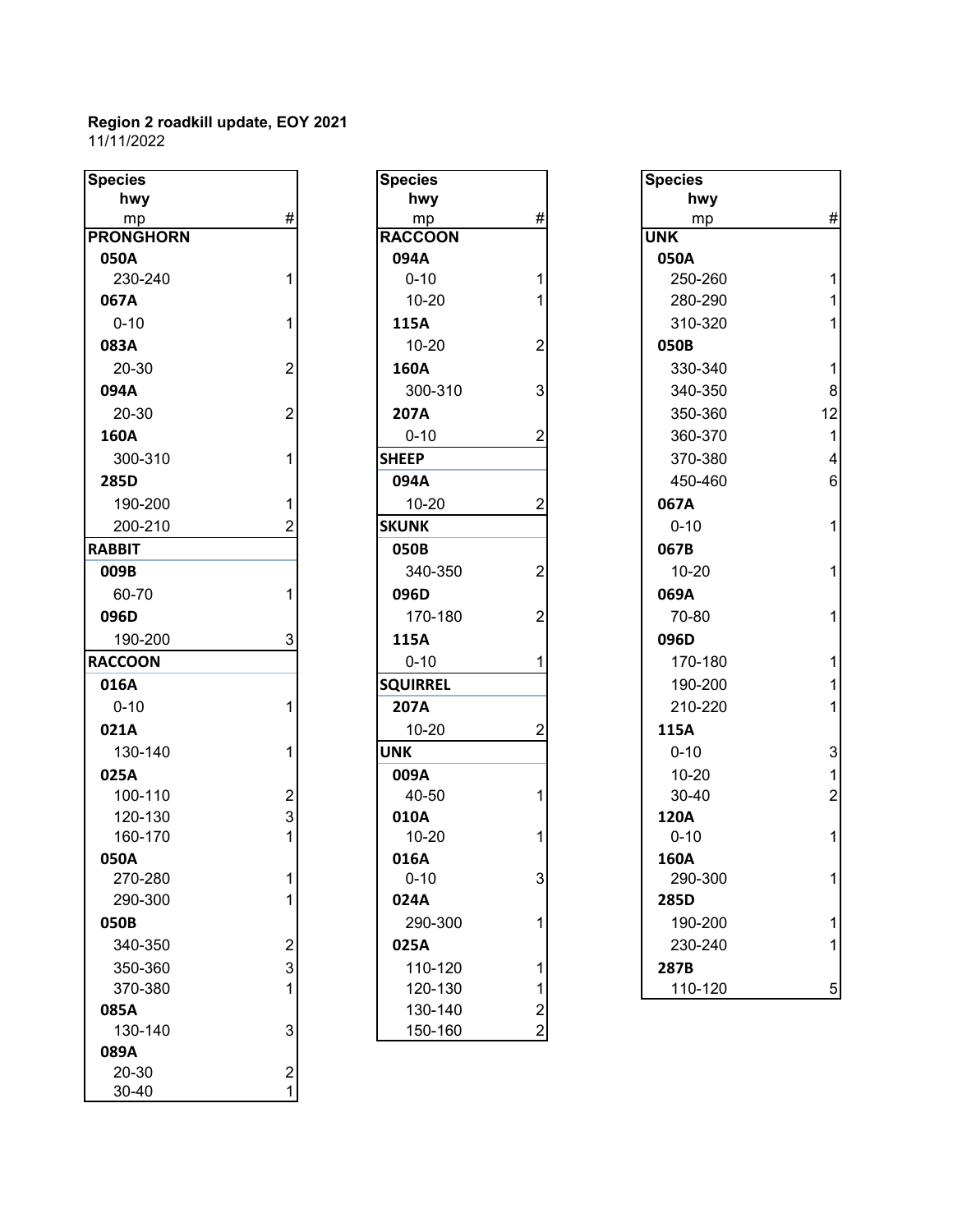**Region 2 roadkill update, EOY 2021**
11/11/2022

| Species<br>hwy<br>mp | # |
|---|---|
| **PRONGHORN** | |
| **050A** | |
| 230-240 | 1 |
| **067A** | |
| 0-10 | 1 |
| **083A** | |
| 20-30 | 2 |
| **094A** | |
| 20-30 | 2 |
| **160A** | |
| 300-310 | 1 |
| **285D** | |
| 190-200 | 1 |
| 200-210 | 2 |
| **RABBIT** | |
| **009B** | |
| 60-70 | 1 |
| **096D** | |
| 190-200 | 3 |
| **RACCOON** | |
| **016A** | |
| 0-10 | 1 |
| **021A** | |
| 130-140 | 1 |
| **025A** | |
| 100-110 | 2 |
| 120-130 | 3 |
| 160-170 | 1 |
| **050A** | |
| 270-280 | 1 |
| 290-300 | 1 |
| **050B** | |
| 340-350 | 2 |
| 350-360 | 3 |
| 370-380 | 1 |
| **085A** | |
| 130-140 | 3 |
| **089A** | |
| 20-30 | 2 |
| 30-40 | 1 |

| Species<br>hwy<br>mp | # |
|---|---|
| **RACCOON** | |
| **094A** | |
| 0-10 | 1 |
| 10-20 | 1 |
| **115A** | |
| 10-20 | 2 |
| **160A** | |
| 300-310 | 3 |
| **207A** | |
| 0-10 | 2 |
| **SHEEP** | |
| **094A** | |
| 10-20 | 2 |
| **SKUNK** | |
| **050B** | |
| 340-350 | 2 |
| **096D** | |
| 170-180 | 2 |
| **115A** | |
| 0-10 | 1 |
| **SQUIRREL** | |
| **207A** | |
| 10-20 | 2 |
| **UNK** | |
| **009A** | |
| 40-50 | 1 |
| **010A** | |
| 10-20 | 1 |
| **016A** | |
| 0-10 | 3 |
| **024A** | |
| 290-300 | 1 |
| **025A** | |
| 110-120 | 1 |
| 120-130 | 1 |
| 130-140 | 2 |
| 150-160 | 2 |

| Species<br>hwy<br>mp | # |
|---|---|
| **UNK** | |
| **050A** | |
| 250-260 | 1 |
| 280-290 | 1 |
| 310-320 | 1 |
| **050B** | |
| 330-340 | 1 |
| 340-350 | 8 |
| 350-360 | 12 |
| 360-370 | 1 |
| 370-380 | 4 |
| 450-460 | 6 |
| **067A** | |
| 0-10 | 1 |
| **067B** | |
| 10-20 | 1 |
| **069A** | |
| 70-80 | 1 |
| **096D** | |
| 170-180 | 1 |
| 190-200 | 1 |
| 210-220 | 1 |
| **115A** | |
| 0-10 | 3 |
| 10-20 | 1 |
| 30-40 | 2 |
| **120A** | |
| 0-10 | 1 |
| **160A** | |
| 290-300 | 1 |
| **285D** | |
| 190-200 | 1 |
| 230-240 | 1 |
| **287B** | |
| 110-120 | 5 |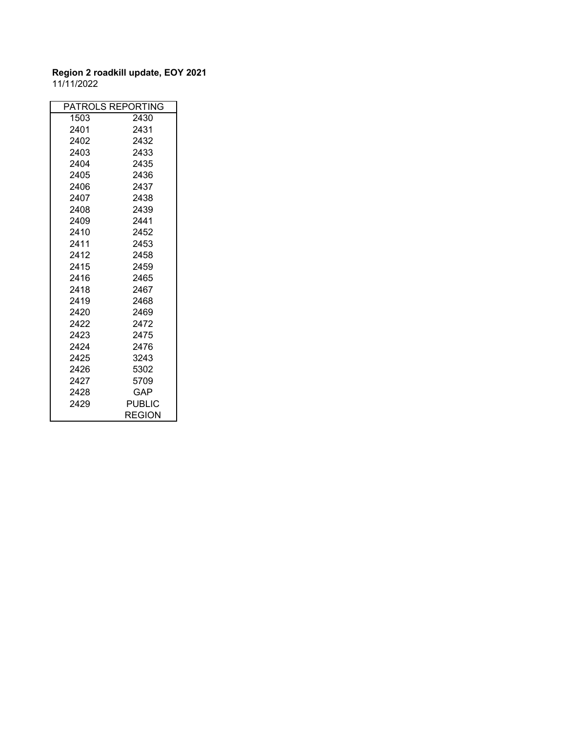**Region 2 roadkill update, EOY 2021**

11/11/2022

| PATROLS REPORTING | |
|---|---|
| 1503 | 2430 |
| 2401 | 2431 |
| 2402 | 2432 |
| 2403 | 2433 |
| 2404 | 2435 |
| 2405 | 2436 |
| 2406 | 2437 |
| 2407 | 2438 |
| 2408 | 2439 |
| 2409 | 2441 |
| 2410 | 2452 |
| 2411 | 2453 |
| 2412 | 2458 |
| 2415 | 2459 |
| 2416 | 2465 |
| 2418 | 2467 |
| 2419 | 2468 |
| 2420 | 2469 |
| 2422 | 2472 |
| 2423 | 2475 |
| 2424 | 2476 |
| 2425 | 3243 |
| 2426 | 5302 |
| 2427 | 5709 |
| 2428 | GAP |
| 2429 | PUBLIC |
| | REGION |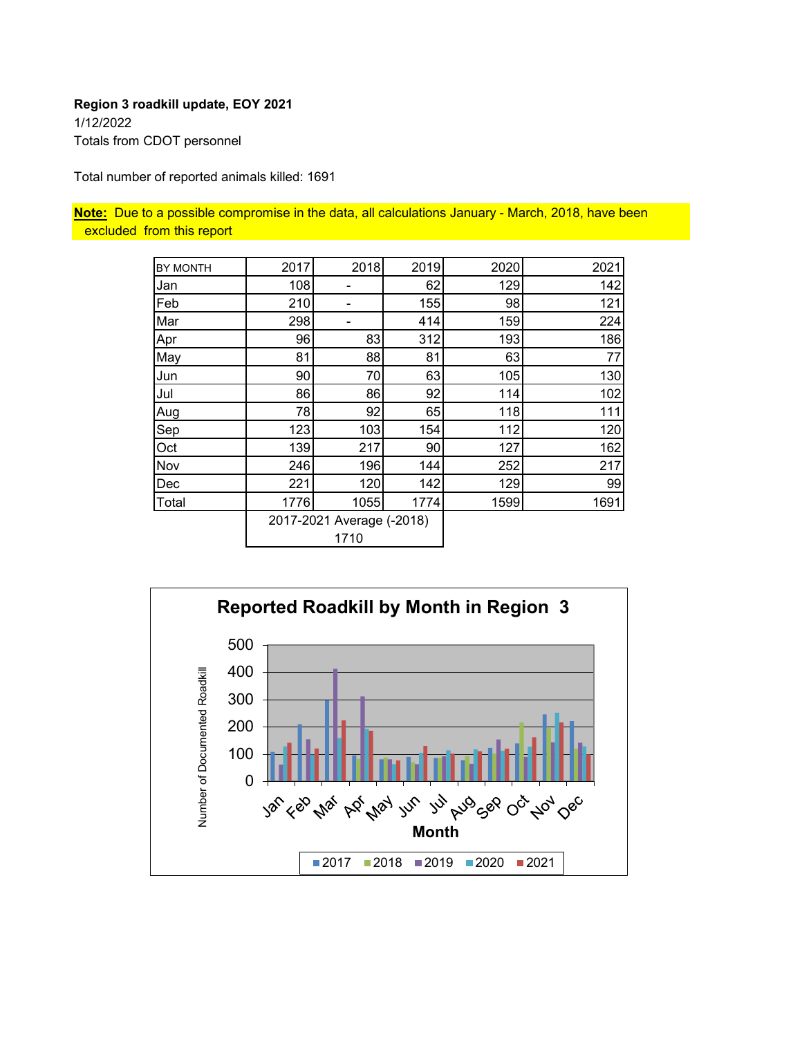**Region 3 roadkill update, EOY 2021**

1/12/2022

Totals from CDOT personnel

Total number of reported animals killed: 1691

**Note:** Due to a possible compromise in the data, all calculations January - March, 2018, have been excluded from this report

| BY MONTH | 2017 | 2018 | 2019 | 2020 | 2021 |
|---|---|---|---|---|---|
| Jan | 108 | - | 62 | 129 | 142 |
| Feb | 210 | - | 155 | 98 | 121 |
| Mar | 298 | - | 414 | 159 | 224 |
| Apr | 96 | 83 | 312 | 193 | 186 |
| May | 81 | 88 | 81 | 63 | 77 |
| Jun | 90 | 70 | 63 | 105 | 130 |
| Jul | 86 | 86 | 92 | 114 | 102 |
| Aug | 78 | 92 | 65 | 118 | 111 |
| Sep | 123 | 103 | 154 | 112 | 120 |
| Oct | 139 | 217 | 90 | 127 | 162 |
| Nov | 246 | 196 | 144 | 252 | 217 |
| Dec | 221 | 120 | 142 | 129 | 99 |
| Total | 1776 | 1055 | 1774 | 1599 | 1691 |
| | 2017-2021 Average (-2018) 1710 | | | | |

**Reported Roadkill by Month in Region 3**

Number of Documented Roadkill

Month

■2017 ■2018 ■2019 ■2020 ■2021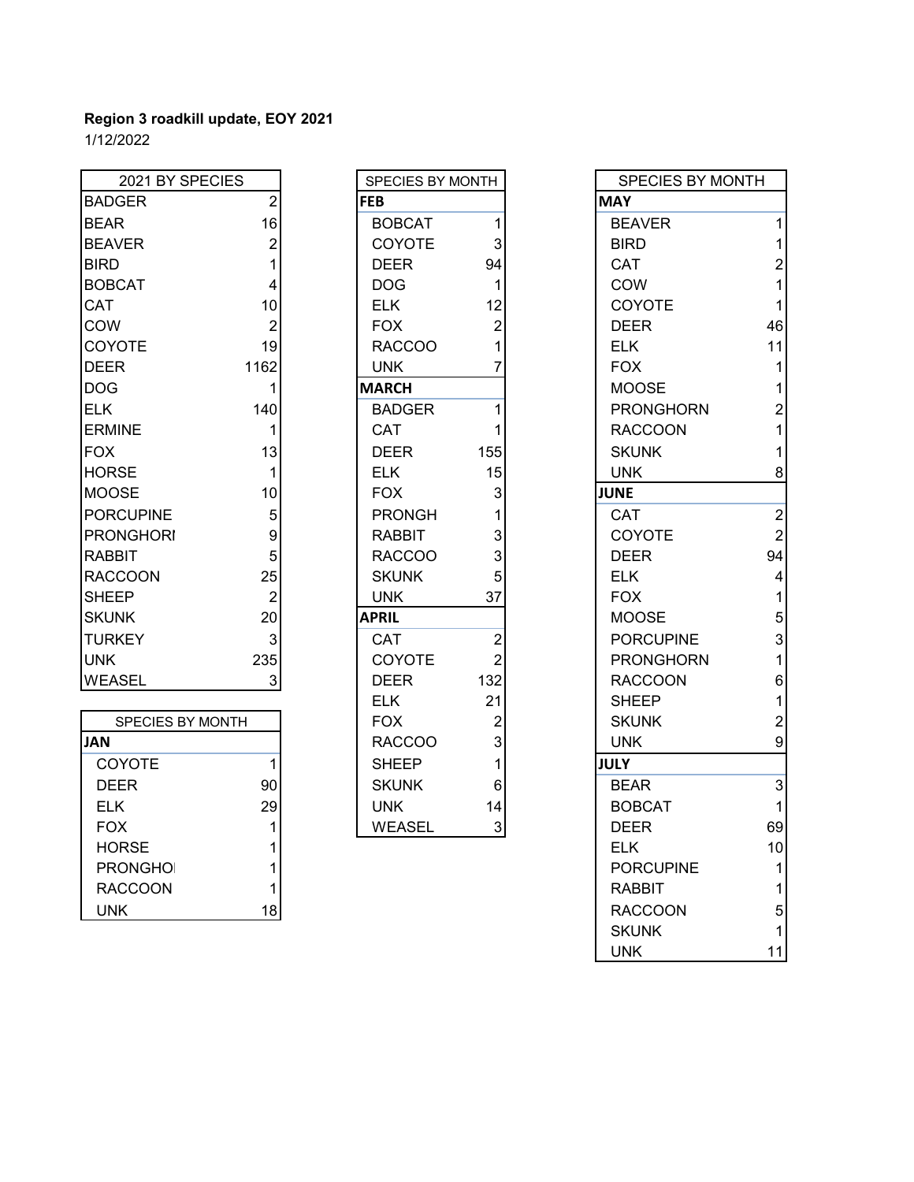**Region 3 roadkill update, EOY 2021**

1/12/2022

| 2021 BY SPECIES | |
|---|---|
| BADGER | 2 |
| BEAR | 16 |
| BEAVER | 2 |
| BIRD | 1 |
| BOBCAT | 4 |
| CAT | 10 |
| COW | 2 |
| COYOTE | 19 |
| DEER | 1162 |
| DOG | 1 |
| ELK | 140 |
| ERMINE | 1 |
| FOX | 13 |
| HORSE | 1 |
| MOOSE | 10 |
| PORCUPINE | 5 |
| PRONGHORI | 9 |
| RABBIT | 5 |
| RACCOON | 25 |
| SHEEP | 2 |
| SKUNK | 20 |
| TURKEY | 3 |
| UNK | 235 |
| WEASEL | 3 |

| SPECIES BY MONTH | |
|---|---|
| **JAN** | |
| COYOTE | 1 |
| DEER | 90 |
| ELK | 29 |
| FOX | 1 |
| HORSE | 1 |
| PRONGHOI | 1 |
| RACCOON | 1 |
| UNK | 18 |

| SPECIES BY MONTH | |
|---|---|
| **FEB** | |
| BOBCAT | 1 |
| COYOTE | 3 |
| DEER | 94 |
| DOG | 1 |
| ELK | 12 |
| FOX | 2 |
| RACCOO | 1 |
| UNK | 7 |
| **MARCH** | |
| BADGER | 1 |
| CAT | 1 |
| DEER | 155 |
| ELK | 15 |
| FOX | 3 |
| PRONGH | 1 |
| RABBIT | 3 |
| RACCOO | 3 |
| SKUNK | 5 |
| UNK | 37 |
| **APRIL** | |
| CAT | 2 |
| COYOTE | 2 |
| DEER | 132 |
| ELK | 21 |
| FOX | 2 |
| RACCOO | 3 |
| SHEEP | 1 |
| SKUNK | 6 |
| UNK | 14 |
| WEASEL | 3 |

| SPECIES BY MONTH | |
|---|---|
| **MAY** | |
| BEAVER | 1 |
| BIRD | 1 |
| CAT | 2 |
| COW | 1 |
| COYOTE | 1 |
| DEER | 46 |
| ELK | 11 |
| FOX | 1 |
| MOOSE | 1 |
| PRONGHORN | 2 |
| RACCOON | 1 |
| SKUNK | 1 |
| UNK | 8 |
| **JUNE** | |
| CAT | 2 |
| COYOTE | 2 |
| DEER | 94 |
| ELK | 4 |
| FOX | 1 |
| MOOSE | 5 |
| PORCUPINE | 3 |
| PRONGHORN | 1 |
| RACCOON | 6 |
| SHEEP | 1 |
| SKUNK | 2 |
| UNK | 9 |
| **JULY** | |
| BEAR | 3 |
| BOBCAT | 1 |
| DEER | 69 |
| ELK | 10 |
| PORCUPINE | 1 |
| RABBIT | 1 |
| RACCOON | 5 |
| SKUNK | 1 |
| UNK | 11 |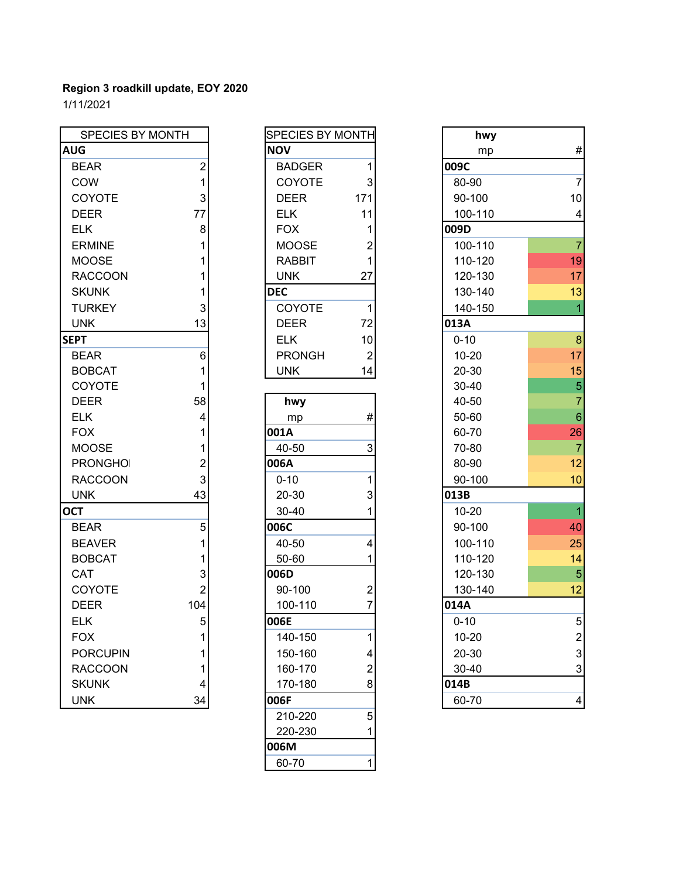**Region 3 roadkill update, EOY 2020**

1/11/2021

| SPECIES BY MONTH | |
|---|---|
| **AUG** | |
| BEAR | 2 |
| COW | 1 |
| COYOTE | 3 |
| DEER | 77 |
| ELK | 8 |
| ERMINE | 1 |
| MOOSE | 1 |
| RACCOON | 1 |
| SKUNK | 1 |
| TURKEY | 3 |
| UNK | 13 |
| **SEPT** | |
| BEAR | 6 |
| BOBCAT | 1 |
| COYOTE | 1 |
| DEER | 58 |
| ELK | 4 |
| FOX | 1 |
| MOOSE | 1 |
| PRONGHOI | 2 |
| RACCOON | 3 |
| UNK | 43 |
| **OCT** | |
| BEAR | 5 |
| BEAVER | 1 |
| BOBCAT | 1 |
| CAT | 3 |
| COYOTE | 2 |
| DEER | 104 |
| ELK | 5 |
| FOX | 1 |
| PORCUPIN | 1 |
| RACCOON | 1 |
| SKUNK | 4 |
| UNK | 34 |

| SPECIES BY MONTH | |
|---|---|
| **NOV** | |
| BADGER | 1 |
| COYOTE | 3 |
| DEER | 171 |
| ELK | 11 |
| FOX | 1 |
| MOOSE | 2 |
| RABBIT | 1 |
| UNK | 27 |
| **DEC** | |
| COYOTE | 1 |
| DEER | 72 |
| ELK | 10 |
| PRONGH | 2 |
| UNK | 14 |

| hwy mp | # |
|---|---|
| **001A** | |
| 40-50 | 3 |
| **006A** | |
| 0-10 | 1 |
| 20-30 | 3 |
| 30-40 | 1 |
| **006C** | |
| 40-50 | 4 |
| 50-60 | 1 |
| **006D** | |
| 90-100 | 2 |
| 100-110 | 7 |
| **006E** | |
| 140-150 | 1 |
| 150-160 | 4 |
| 160-170 | 2 |
| 170-180 | 8 |
| **006F** | |
| 210-220 | 5 |
| 220-230 | 1 |
| **006M** | |
| 60-70 | 1 |

| hwy mp | # |
|---|---|
| **009C** | |
| 80-90 | 7 |
| 90-100 | 10 |
| 100-110 | 4 |
| **009D** | |
| 100-110 | 7 |
| 110-120 | 19 |
| 120-130 | 17 |
| 130-140 | 13 |
| 140-150 | 1 |
| **013A** | |
| 0-10 | 8 |
| 10-20 | 17 |
| 20-30 | 15 |
| 30-40 | 5 |
| 40-50 | 7 |
| 50-60 | 6 |
| 60-70 | 26 |
| 70-80 | 7 |
| 80-90 | 12 |
| 90-100 | 10 |
| **013B** | |
| 10-20 | 1 |
| 90-100 | 40 |
| 100-110 | 25 |
| 110-120 | 14 |
| 120-130 | 5 |
| 130-140 | 12 |
| **014A** | |
| 0-10 | 5 |
| 10-20 | 2 |
| 20-30 | 3 |
| 30-40 | 3 |
| **014B** | |
| 60-70 | 4 |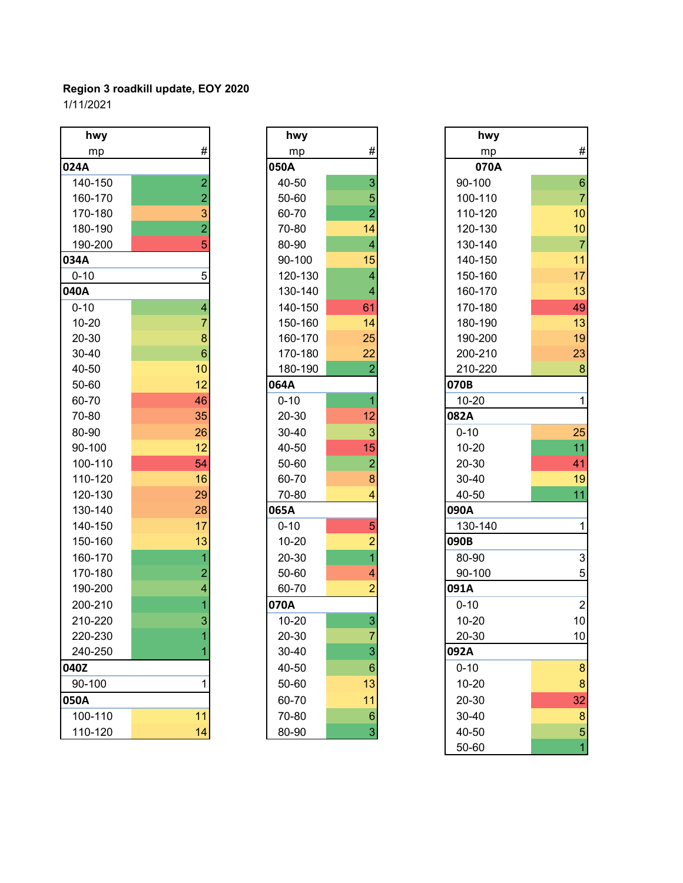**Region 3 roadkill update, EOY 2020**

1/11/2021

| hwy mp | # |
|---|---|
| **024A** | |
| 140-150 | 2 |
| 160-170 | 2 |
| 170-180 | 3 |
| 180-190 | 2 |
| 190-200 | 5 |
| **034A** | |
| 0-10 | 5 |
| **040A** | |
| 0-10 | 4 |
| 10-20 | 7 |
| 20-30 | 8 |
| 30-40 | 6 |
| 40-50 | 10 |
| 50-60 | 12 |
| 60-70 | 46 |
| 70-80 | 35 |
| 80-90 | 26 |
| 90-100 | 12 |
| 100-110 | 54 |
| 110-120 | 16 |
| 120-130 | 29 |
| 130-140 | 28 |
| 140-150 | 17 |
| 150-160 | 13 |
| 160-170 | 1 |
| 170-180 | 2 |
| 190-200 | 4 |
| 200-210 | 1 |
| 210-220 | 3 |
| 220-230 | 1 |
| 240-250 | 1 |
| **040Z** | |
| 90-100 | 1 |
| **050A** | |
| 100-110 | 11 |
| 110-120 | 14 |

| hwy mp | # |
|---|---|
| **050A** | |
| 40-50 | 3 |
| 50-60 | 5 |
| 60-70 | 2 |
| 70-80 | 14 |
| 80-90 | 4 |
| 90-100 | 15 |
| 120-130 | 4 |
| 130-140 | 4 |
| 140-150 | 61 |
| 150-160 | 14 |
| 160-170 | 25 |
| 170-180 | 22 |
| 180-190 | 2 |
| **064A** | |
| 0-10 | 1 |
| 20-30 | 12 |
| 30-40 | 3 |
| 40-50 | 15 |
| 50-60 | 2 |
| 60-70 | 8 |
| 70-80 | 4 |
| **065A** | |
| 0-10 | 5 |
| 10-20 | 2 |
| 20-30 | 1 |
| 50-60 | 4 |
| 60-70 | 2 |
| **070A** | |
| 10-20 | 3 |
| 20-30 | 7 |
| 30-40 | 3 |
| 40-50 | 6 |
| 50-60 | 13 |
| 60-70 | 11 |
| 70-80 | 6 |
| 80-90 | 3 |

| hwy mp | # |
|---|---|
| **070A** | |
| 90-100 | 6 |
| 100-110 | 7 |
| 110-120 | 10 |
| 120-130 | 10 |
| 130-140 | 7 |
| 140-150 | 11 |
| 150-160 | 17 |
| 160-170 | 13 |
| 170-180 | 49 |
| 180-190 | 13 |
| 190-200 | 19 |
| 200-210 | 23 |
| 210-220 | 8 |
| **070B** | |
| 10-20 | 1 |
| **082A** | |
| 0-10 | 25 |
| 10-20 | 11 |
| 20-30 | 41 |
| 30-40 | 19 |
| 40-50 | 11 |
| **090A** | |
| 130-140 | 1 |
| **090B** | |
| 80-90 | 3 |
| 90-100 | 5 |
| **091A** | |
| 0-10 | 2 |
| 10-20 | 10 |
| 20-30 | 10 |
| **092A** | |
| 0-10 | 8 |
| 10-20 | 8 |
| 20-30 | 32 |
| 30-40 | 8 |
| 40-50 | 5 |
| 50-60 | 1 |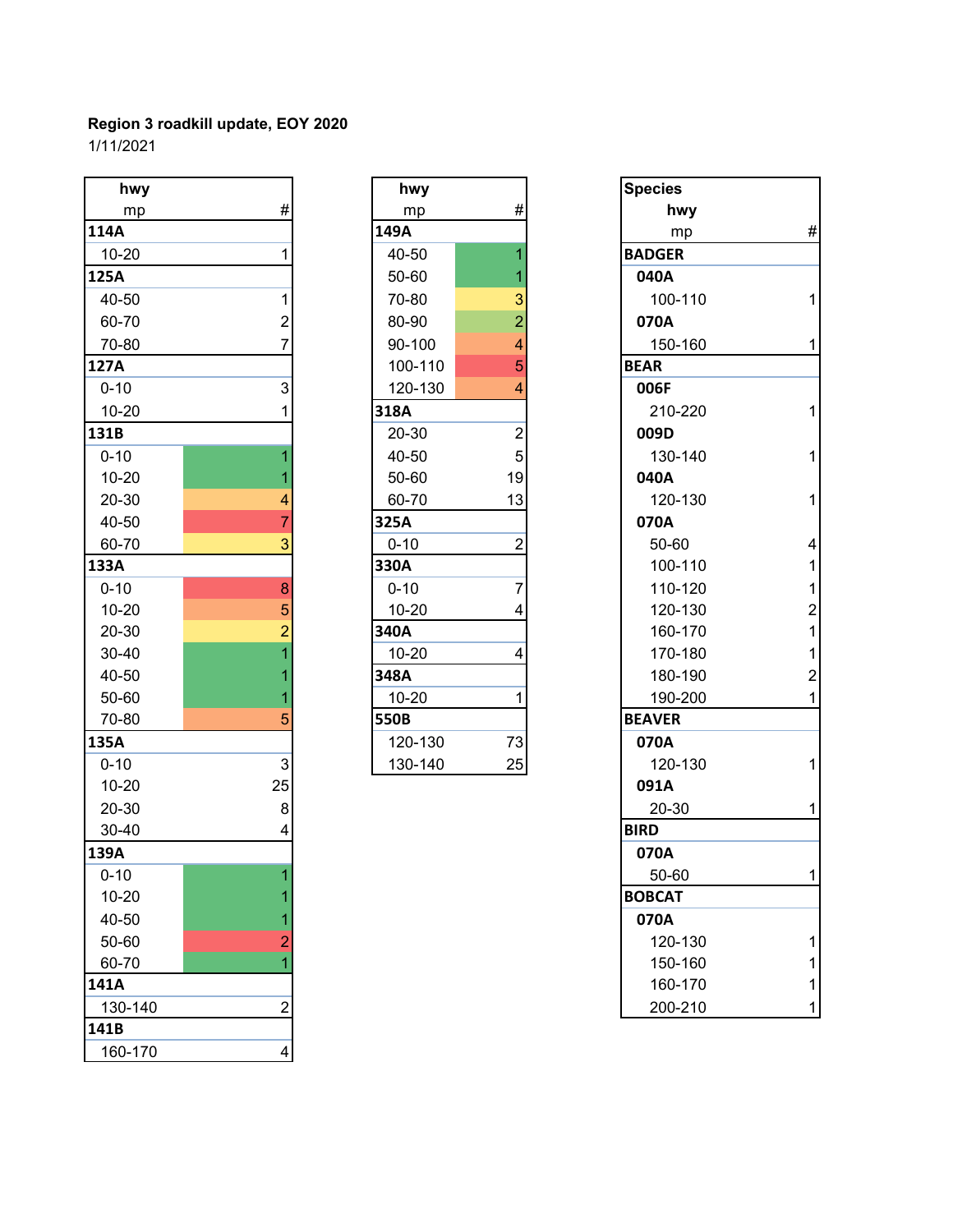**Region 3 roadkill update, EOY 2020**

1/11/2021

| hwy / mp | # |
|---|---|
| **114A** | |
| 10-20 | 1 |
| **125A** | |
| 40-50 | 1 |
| 60-70 | 2 |
| 70-80 | 7 |
| **127A** | |
| 0-10 | 3 |
| 10-20 | 1 |
| **131B** | |
| 0-10 | 1 |
| 10-20 | 1 |
| 20-30 | 4 |
| 40-50 | 7 |
| 60-70 | 3 |
| **133A** | |
| 0-10 | 8 |
| 10-20 | 5 |
| 20-30 | 2 |
| 30-40 | 1 |
| 40-50 | 1 |
| 50-60 | 1 |
| 70-80 | 5 |
| **135A** | |
| 0-10 | 3 |
| 10-20 | 25 |
| 20-30 | 8 |
| 30-40 | 4 |
| **139A** | |
| 0-10 | 1 |
| 10-20 | 1 |
| 40-50 | 1 |
| 50-60 | 2 |
| 60-70 | 1 |
| **141A** | |
| 130-140 | 2 |
| **141B** | |
| 160-170 | 4 |

| hwy / mp | # |
|---|---|
| **149A** | |
| 40-50 | 1 |
| 50-60 | 1 |
| 70-80 | 3 |
| 80-90 | 2 |
| 90-100 | 4 |
| 100-110 | 5 |
| 120-130 | 4 |
| **318A** | |
| 20-30 | 2 |
| 40-50 | 5 |
| 50-60 | 19 |
| 60-70 | 13 |
| **325A** | |
| 0-10 | 2 |
| **330A** | |
| 0-10 | 7 |
| 10-20 | 4 |
| **340A** | |
| 10-20 | 4 |
| **348A** | |
| 10-20 | 1 |
| **550B** | |
| 120-130 | 73 |
| 130-140 | 25 |

| Species / hwy / mp | # |
|---|---|
| **BADGER** | |
| **040A** | |
| 100-110 | 1 |
| **070A** | |
| 150-160 | 1 |
| **BEAR** | |
| **006F** | |
| 210-220 | 1 |
| **009D** | |
| 130-140 | 1 |
| **040A** | |
| 120-130 | 1 |
| **070A** | |
| 50-60 | 4 |
| 100-110 | 1 |
| 110-120 | 1 |
| 120-130 | 2 |
| 160-170 | 1 |
| 170-180 | 1 |
| 180-190 | 2 |
| 190-200 | 1 |
| **BEAVER** | |
| **070A** | |
| 120-130 | 1 |
| **091A** | |
| 20-30 | 1 |
| **BIRD** | |
| **070A** | |
| 50-60 | 1 |
| **BOBCAT** | |
| **070A** | |
| 120-130 | 1 |
| 150-160 | 1 |
| 160-170 | 1 |
| 200-210 | 1 |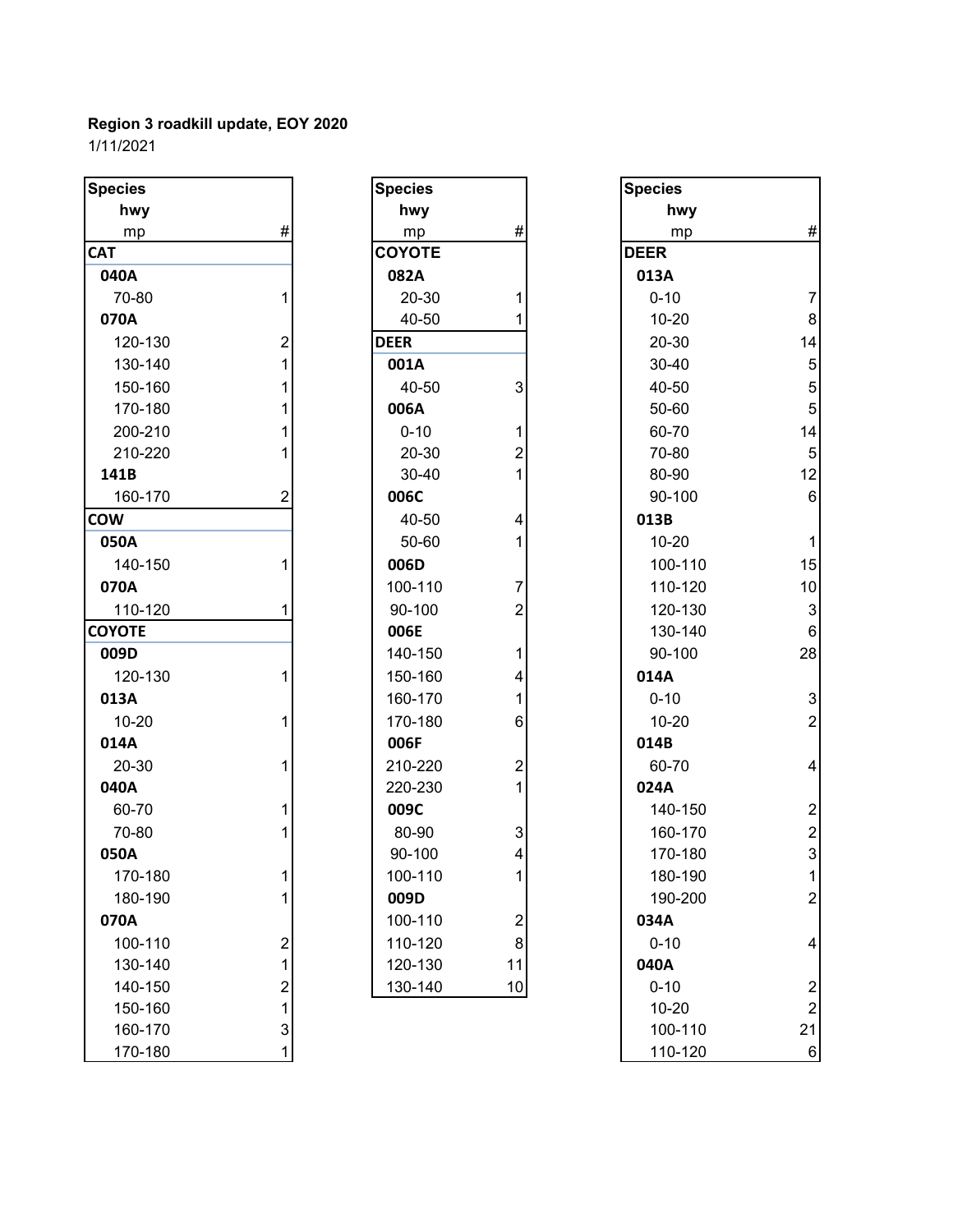**Region 3 roadkill update, EOY 2020**

1/11/2021

| Species<br>hwy<br>mp | # |
|---|---|
| **CAT** | |
| **040A** | |
| 70-80 | 1 |
| **070A** | |
| 120-130 | 2 |
| 130-140 | 1 |
| 150-160 | 1 |
| 170-180 | 1 |
| 200-210 | 1 |
| 210-220 | 1 |
| **141B** | |
| 160-170 | 2 |
| **COW** | |
| **050A** | |
| 140-150 | 1 |
| **070A** | |
| 110-120 | 1 |
| **COYOTE** | |
| **009D** | |
| 120-130 | 1 |
| **013A** | |
| 10-20 | 1 |
| **014A** | |
| 20-30 | 1 |
| **040A** | |
| 60-70 | 1 |
| 70-80 | 1 |
| **050A** | |
| 170-180 | 1 |
| 180-190 | 1 |
| **070A** | |
| 100-110 | 2 |
| 130-140 | 1 |
| 140-150 | 2 |
| 150-160 | 1 |
| 160-170 | 3 |
| 170-180 | 1 |

| Species<br>hwy<br>mp | # |
|---|---|
| **COYOTE** | |
| **082A** | |
| 20-30 | 1 |
| 40-50 | 1 |
| **DEER** | |
| **001A** | |
| 40-50 | 3 |
| **006A** | |
| 0-10 | 1 |
| 20-30 | 2 |
| 30-40 | 1 |
| **006C** | |
| 40-50 | 4 |
| 50-60 | 1 |
| **006D** | |
| 100-110 | 7 |
| 90-100 | 2 |
| **006E** | |
| 140-150 | 1 |
| 150-160 | 4 |
| 160-170 | 1 |
| 170-180 | 6 |
| **006F** | |
| 210-220 | 2 |
| 220-230 | 1 |
| **009C** | |
| 80-90 | 3 |
| 90-100 | 4 |
| 100-110 | 1 |
| **009D** | |
| 100-110 | 2 |
| 110-120 | 8 |
| 120-130 | 11 |
| 130-140 | 10 |

| Species<br>hwy<br>mp | # |
|---|---|
| **DEER** | |
| **013A** | |
| 0-10 | 7 |
| 10-20 | 8 |
| 20-30 | 14 |
| 30-40 | 5 |
| 40-50 | 5 |
| 50-60 | 5 |
| 60-70 | 14 |
| 70-80 | 5 |
| 80-90 | 12 |
| 90-100 | 6 |
| **013B** | |
| 10-20 | 1 |
| 100-110 | 15 |
| 110-120 | 10 |
| 120-130 | 3 |
| 130-140 | 6 |
| 90-100 | 28 |
| **014A** | |
| 0-10 | 3 |
| 10-20 | 2 |
| **014B** | |
| 60-70 | 4 |
| **024A** | |
| 140-150 | 2 |
| 160-170 | 2 |
| 170-180 | 3 |
| 180-190 | 1 |
| 190-200 | 2 |
| **034A** | |
| 0-10 | 4 |
| **040A** | |
| 0-10 | 2 |
| 10-20 | 2 |
| 100-110 | 21 |
| 110-120 | 6 |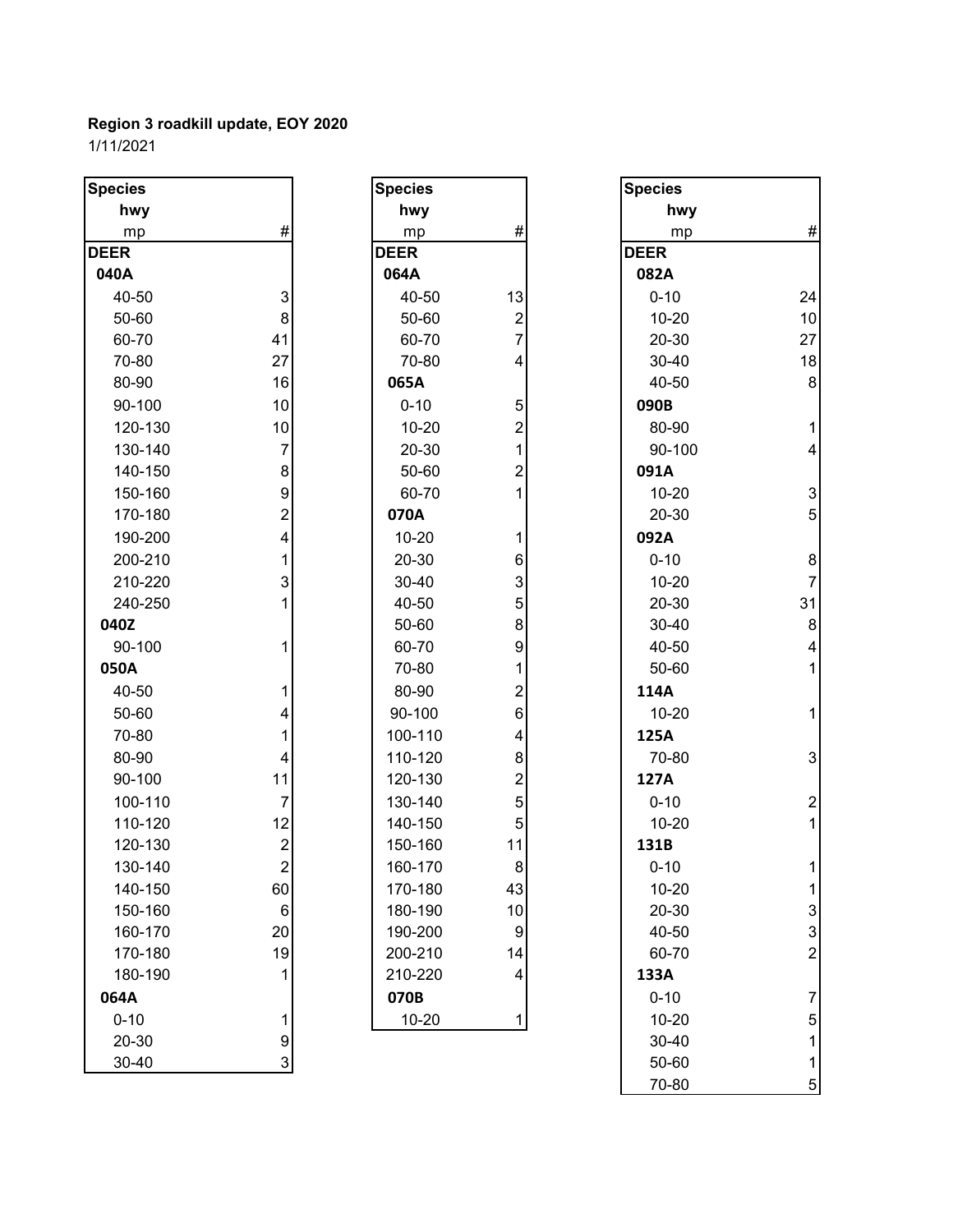**Region 3 roadkill update, EOY 2020**

1/11/2021

| Species | |
|---|---|
| hwy | |
| mp | # |
| **DEER** | |
| **040A** | |
| 40-50 | 3 |
| 50-60 | 8 |
| 60-70 | 41 |
| 70-80 | 27 |
| 80-90 | 16 |
| 90-100 | 10 |
| 120-130 | 10 |
| 130-140 | 7 |
| 140-150 | 8 |
| 150-160 | 9 |
| 170-180 | 2 |
| 190-200 | 4 |
| 200-210 | 1 |
| 210-220 | 3 |
| 240-250 | 1 |
| **040Z** | |
| 90-100 | 1 |
| **050A** | |
| 40-50 | 1 |
| 50-60 | 4 |
| 70-80 | 1 |
| 80-90 | 4 |
| 90-100 | 11 |
| 100-110 | 7 |
| 110-120 | 12 |
| 120-130 | 2 |
| 130-140 | 2 |
| 140-150 | 60 |
| 150-160 | 6 |
| 160-170 | 20 |
| 170-180 | 19 |
| 180-190 | 1 |
| **064A** | |
| 0-10 | 1 |
| 20-30 | 9 |
| 30-40 | 3 |

| Species | |
|---|---|
| hwy | |
| mp | # |
| **DEER** | |
| **064A** | |
| 40-50 | 13 |
| 50-60 | 2 |
| 60-70 | 7 |
| 70-80 | 4 |
| **065A** | |
| 0-10 | 5 |
| 10-20 | 2 |
| 20-30 | 1 |
| 50-60 | 2 |
| 60-70 | 1 |
| **070A** | |
| 10-20 | 1 |
| 20-30 | 6 |
| 30-40 | 3 |
| 40-50 | 5 |
| 50-60 | 8 |
| 60-70 | 9 |
| 70-80 | 1 |
| 80-90 | 2 |
| 90-100 | 6 |
| 100-110 | 4 |
| 110-120 | 8 |
| 120-130 | 2 |
| 130-140 | 5 |
| 140-150 | 5 |
| 150-160 | 11 |
| 160-170 | 8 |
| 170-180 | 43 |
| 180-190 | 10 |
| 190-200 | 9 |
| 200-210 | 14 |
| 210-220 | 4 |
| **070B** | |
| 10-20 | 1 |

| Species | |
|---|---|
| hwy | |
| mp | # |
| **DEER** | |
| **082A** | |
| 0-10 | 24 |
| 10-20 | 10 |
| 20-30 | 27 |
| 30-40 | 18 |
| 40-50 | 8 |
| **090B** | |
| 80-90 | 1 |
| 90-100 | 4 |
| **091A** | |
| 10-20 | 3 |
| 20-30 | 5 |
| **092A** | |
| 0-10 | 8 |
| 10-20 | 7 |
| 20-30 | 31 |
| 30-40 | 8 |
| 40-50 | 4 |
| 50-60 | 1 |
| **114A** | |
| 10-20 | 1 |
| **125A** | |
| 70-80 | 3 |
| **127A** | |
| 0-10 | 2 |
| 10-20 | 1 |
| **131B** | |
| 0-10 | 1 |
| 10-20 | 1 |
| 20-30 | 3 |
| 40-50 | 3 |
| 60-70 | 2 |
| **133A** | |
| 0-10 | 7 |
| 10-20 | 5 |
| 30-40 | 1 |
| 50-60 | 1 |
| 70-80 | 5 |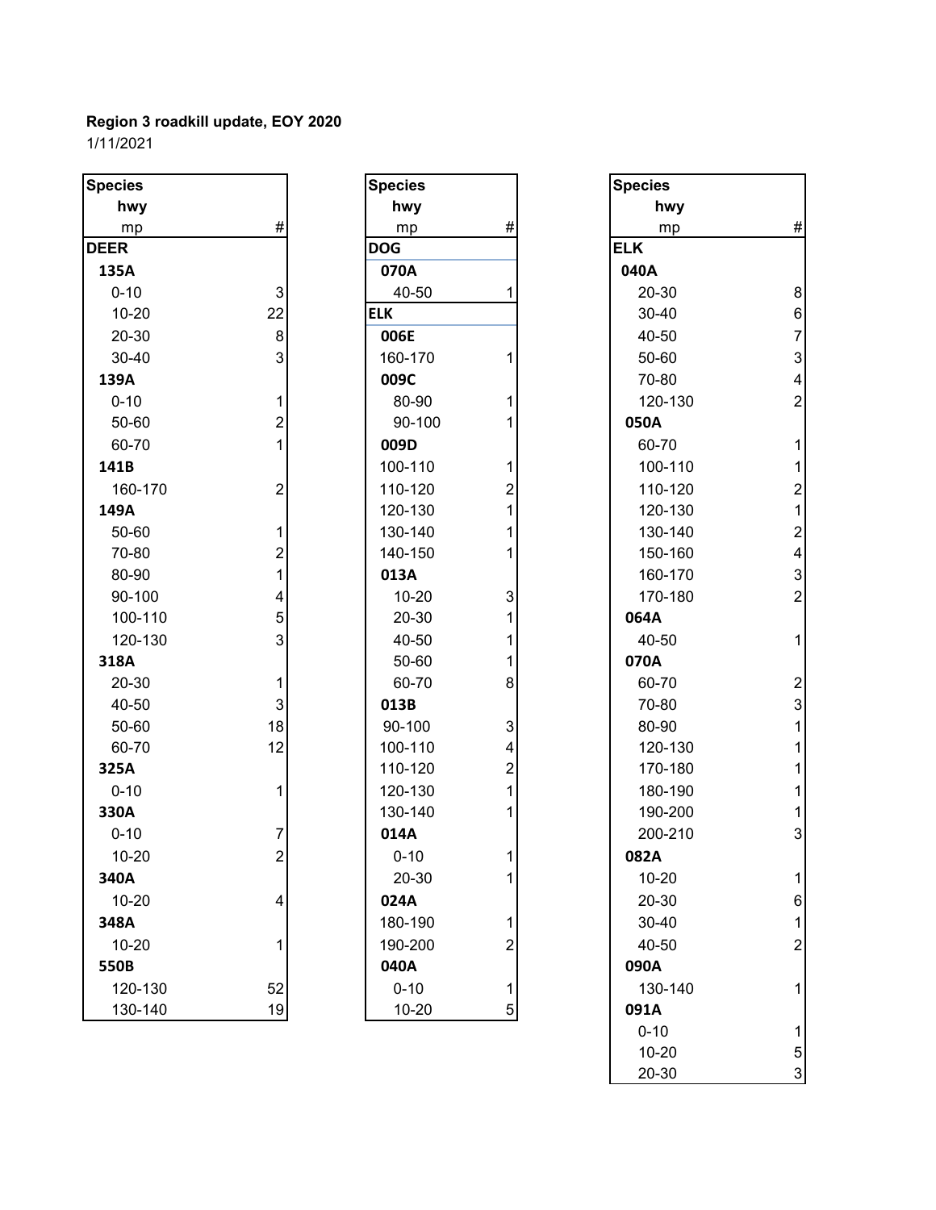**Region 3 roadkill update, EOY 2020**

1/11/2021

| Species<br>hwy<br>mp | # |
|---|---|
| **DEER** | |
| **135A** | |
| 0-10 | 3 |
| 10-20 | 22 |
| 20-30 | 8 |
| 30-40 | 3 |
| **139A** | |
| 0-10 | 1 |
| 50-60 | 2 |
| 60-70 | 1 |
| **141B** | |
| 160-170 | 2 |
| **149A** | |
| 50-60 | 1 |
| 70-80 | 2 |
| 80-90 | 1 |
| 90-100 | 4 |
| 100-110 | 5 |
| 120-130 | 3 |
| **318A** | |
| 20-30 | 1 |
| 40-50 | 3 |
| 50-60 | 18 |
| 60-70 | 12 |
| **325A** | |
| 0-10 | 1 |
| **330A** | |
| 0-10 | 7 |
| 10-20 | 2 |
| **340A** | |
| 10-20 | 4 |
| **348A** | |
| 10-20 | 1 |
| **550B** | |
| 120-130 | 52 |
| 130-140 | 19 |

| Species<br>hwy<br>mp | # |
|---|---|
| **DOG** | |
| **070A** | |
| 40-50 | 1 |
| **ELK** | |
| **006E** | |
| 160-170 | 1 |
| **009C** | |
| 80-90 | 1 |
| 90-100 | 1 |
| **009D** | |
| 100-110 | 1 |
| 110-120 | 2 |
| 120-130 | 1 |
| 130-140 | 1 |
| 140-150 | 1 |
| **013A** | |
| 10-20 | 3 |
| 20-30 | 1 |
| 40-50 | 1 |
| 50-60 | 1 |
| 60-70 | 8 |
| **013B** | |
| 90-100 | 3 |
| 100-110 | 4 |
| 110-120 | 2 |
| 120-130 | 1 |
| 130-140 | 1 |
| **014A** | |
| 0-10 | 1 |
| 20-30 | 1 |
| **024A** | |
| 180-190 | 1 |
| 190-200 | 2 |
| **040A** | |
| 0-10 | 1 |
| 10-20 | 5 |

| Species<br>hwy<br>mp | # |
|---|---|
| **ELK** | |
| **040A** | |
| 20-30 | 8 |
| 30-40 | 6 |
| 40-50 | 7 |
| 50-60 | 3 |
| 70-80 | 4 |
| 120-130 | 2 |
| **050A** | |
| 60-70 | 1 |
| 100-110 | 1 |
| 110-120 | 2 |
| 120-130 | 1 |
| 130-140 | 2 |
| 150-160 | 4 |
| 160-170 | 3 |
| 170-180 | 2 |
| **064A** | |
| 40-50 | 1 |
| **070A** | |
| 60-70 | 2 |
| 70-80 | 3 |
| 80-90 | 1 |
| 120-130 | 1 |
| 170-180 | 1 |
| 180-190 | 1 |
| 190-200 | 1 |
| 200-210 | 3 |
| **082A** | |
| 10-20 | 1 |
| 20-30 | 6 |
| 30-40 | 1 |
| 40-50 | 2 |
| **090A** | |
| 130-140 | 1 |
| **091A** | |
| 0-10 | 1 |
| 10-20 | 5 |
| 20-30 | 3 |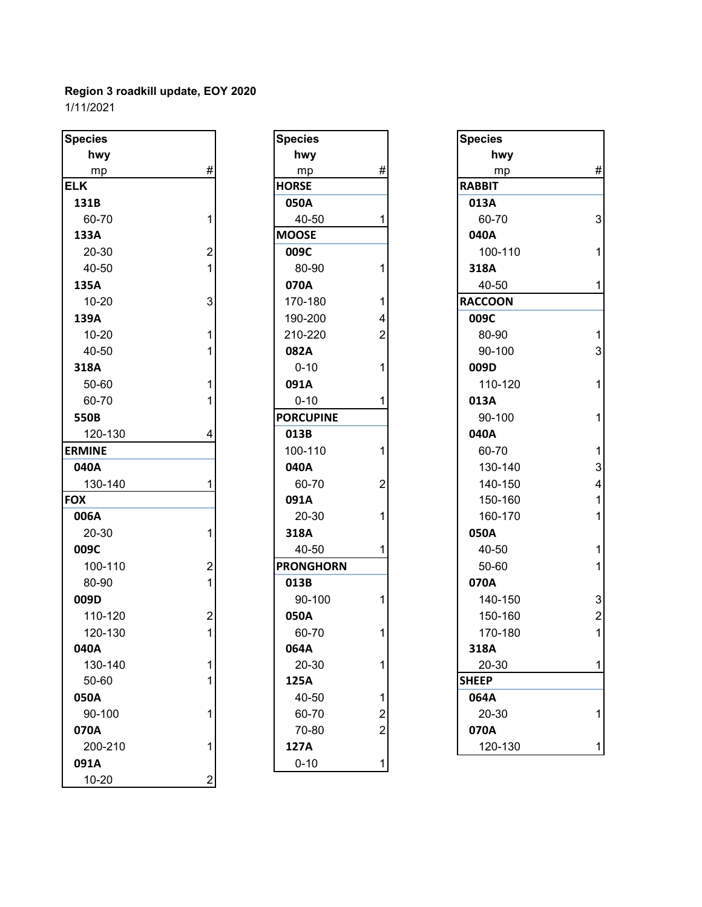**Region 3 roadkill update, EOY 2020**
1/11/2021

| Species / hwy / mp | # |
|---|---|
| **ELK** | |
| **131B** | |
| 60-70 | 1 |
| **133A** | |
| 20-30 | 2 |
| 40-50 | 1 |
| **135A** | |
| 10-20 | 3 |
| **139A** | |
| 10-20 | 1 |
| 40-50 | 1 |
| **318A** | |
| 50-60 | 1 |
| 60-70 | 1 |
| **550B** | |
| 120-130 | 4 |
| **ERMINE** | |
| **040A** | |
| 130-140 | 1 |
| **FOX** | |
| **006A** | |
| 20-30 | 1 |
| **009C** | |
| 100-110 | 2 |
| 80-90 | 1 |
| **009D** | |
| 110-120 | 2 |
| 120-130 | 1 |
| **040A** | |
| 130-140 | 1 |
| 50-60 | 1 |
| **050A** | |
| 90-100 | 1 |
| **070A** | |
| 200-210 | 1 |
| **091A** | |
| 10-20 | 2 |

| Species / hwy / mp | # |
|---|---|
| **HORSE** | |
| **050A** | |
| 40-50 | 1 |
| **MOOSE** | |
| **009C** | |
| 80-90 | 1 |
| **070A** | |
| 170-180 | 1 |
| 190-200 | 4 |
| 210-220 | 2 |
| **082A** | |
| 0-10 | 1 |
| **091A** | |
| 0-10 | 1 |
| **PORCUPINE** | |
| **013B** | |
| 100-110 | 1 |
| **040A** | |
| 60-70 | 2 |
| **091A** | |
| 20-30 | 1 |
| **318A** | |
| 40-50 | 1 |
| **PRONGHORN** | |
| **013B** | |
| 90-100 | 1 |
| **050A** | |
| 60-70 | 1 |
| **064A** | |
| 20-30 | 1 |
| **125A** | |
| 40-50 | 1 |
| 60-70 | 2 |
| 70-80 | 2 |
| **127A** | |
| 0-10 | 1 |

| Species / hwy / mp | # |
|---|---|
| **RABBIT** | |
| **013A** | |
| 60-70 | 3 |
| **040A** | |
| 100-110 | 1 |
| **318A** | |
| 40-50 | 1 |
| **RACCOON** | |
| **009C** | |
| 80-90 | 1 |
| 90-100 | 3 |
| **009D** | |
| 110-120 | 1 |
| **013A** | |
| 90-100 | 1 |
| **040A** | |
| 60-70 | 1 |
| 130-140 | 3 |
| 140-150 | 4 |
| 150-160 | 1 |
| 160-170 | 1 |
| **050A** | |
| 40-50 | 1 |
| 50-60 | 1 |
| **070A** | |
| 140-150 | 3 |
| 150-160 | 2 |
| 170-180 | 1 |
| **318A** | |
| 20-30 | 1 |
| **SHEEP** | |
| **064A** | |
| 20-30 | 1 |
| **070A** | |
| 120-130 | 1 |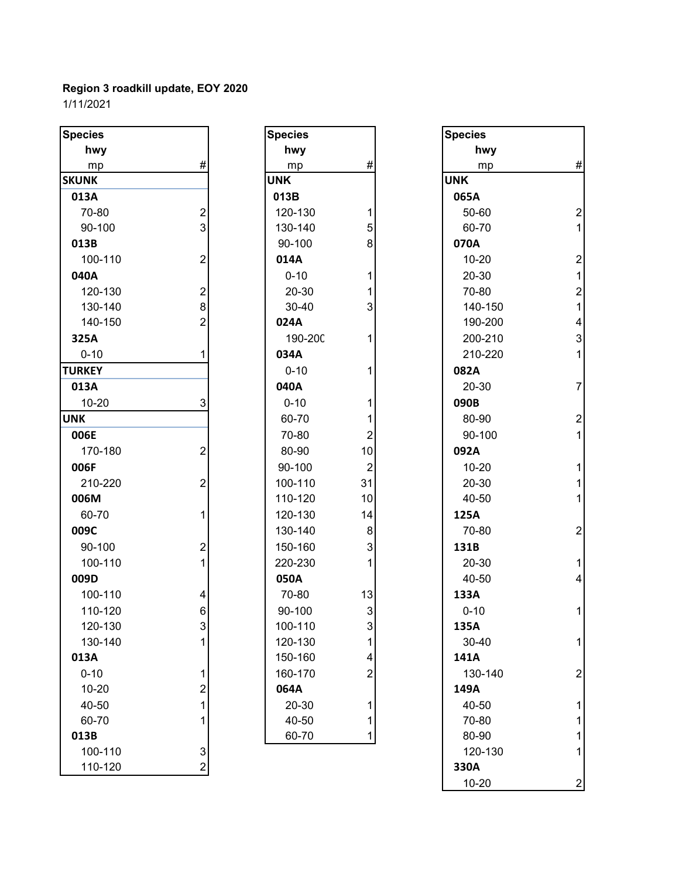**Region 3 roadkill update, EOY 2020**
1/11/2021

| Species<br>hwy<br>mp | # |
|---|---|
| **SKUNK** | |
| **013A** | |
| 70-80 | 2 |
| 90-100 | 3 |
| **013B** | |
| 100-110 | 2 |
| **040A** | |
| 120-130 | 2 |
| 130-140 | 8 |
| 140-150 | 2 |
| **325A** | |
| 0-10 | 1 |
| **TURKEY** | |
| **013A** | |
| 10-20 | 3 |
| **UNK** | |
| **006E** | |
| 170-180 | 2 |
| **006F** | |
| 210-220 | 2 |
| **006M** | |
| 60-70 | 1 |
| **009C** | |
| 90-100 | 2 |
| 100-110 | 1 |
| **009D** | |
| 100-110 | 4 |
| 110-120 | 6 |
| 120-130 | 3 |
| 130-140 | 1 |
| **013A** | |
| 0-10 | 1 |
| 10-20 | 2 |
| 40-50 | 1 |
| 60-70 | 1 |
| **013B** | |
| 100-110 | 3 |
| 110-120 | 2 |

| Species<br>hwy<br>mp | # |
|---|---|
| **UNK** | |
| **013B** | |
| 120-130 | 1 |
| 130-140 | 5 |
| 90-100 | 8 |
| **014A** | |
| 0-10 | 1 |
| 20-30 | 1 |
| 30-40 | 3 |
| **024A** | |
| 190-200 | 1 |
| **034A** | |
| 0-10 | 1 |
| **040A** | |
| 0-10 | 1 |
| 60-70 | 1 |
| 70-80 | 2 |
| 80-90 | 10 |
| 90-100 | 2 |
| 100-110 | 31 |
| 110-120 | 10 |
| 120-130 | 14 |
| 130-140 | 8 |
| 150-160 | 3 |
| 220-230 | 1 |
| **050A** | |
| 70-80 | 13 |
| 90-100 | 3 |
| 100-110 | 3 |
| 120-130 | 1 |
| 150-160 | 4 |
| 160-170 | 2 |
| **064A** | |
| 20-30 | 1 |
| 40-50 | 1 |
| 60-70 | 1 |

| Species<br>hwy<br>mp | # |
|---|---|
| **UNK** | |
| **065A** | |
| 50-60 | 2 |
| 60-70 | 1 |
| **070A** | |
| 10-20 | 2 |
| 20-30 | 1 |
| 70-80 | 2 |
| 140-150 | 1 |
| 190-200 | 4 |
| 200-210 | 3 |
| 210-220 | 1 |
| **082A** | |
| 20-30 | 7 |
| **090B** | |
| 80-90 | 2 |
| 90-100 | 1 |
| **092A** | |
| 10-20 | 1 |
| 20-30 | 1 |
| 40-50 | 1 |
| **125A** | |
| 70-80 | 2 |
| **131B** | |
| 20-30 | 1 |
| 40-50 | 4 |
| **133A** | |
| 0-10 | 1 |
| **135A** | |
| 30-40 | 1 |
| **141A** | |
| 130-140 | 2 |
| **149A** | |
| 40-50 | 1 |
| 70-80 | 1 |
| 80-90 | 1 |
| 120-130 | 1 |
| **330A** | |
| 10-20 | 2 |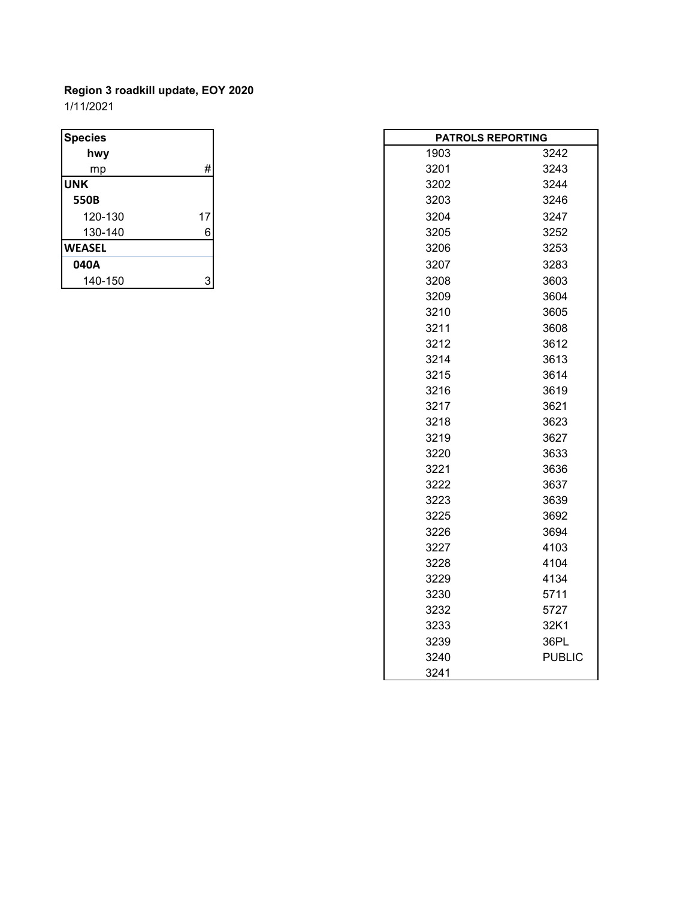**Region 3 roadkill update, EOY 2020**

1/11/2021

| Species | |
|---|---|
| **hwy** | |
| mp | # |
| **UNK** | |
| **550B** | |
| 120-130 | 17 |
| 130-140 | 6 |
| **WEASEL** | |
| **040A** | |
| 140-150 | 3 |

| PATROLS REPORTING | |
|---|---|
| 1903 | 3242 |
| 3201 | 3243 |
| 3202 | 3244 |
| 3203 | 3246 |
| 3204 | 3247 |
| 3205 | 3252 |
| 3206 | 3253 |
| 3207 | 3283 |
| 3208 | 3603 |
| 3209 | 3604 |
| 3210 | 3605 |
| 3211 | 3608 |
| 3212 | 3612 |
| 3214 | 3613 |
| 3215 | 3614 |
| 3216 | 3619 |
| 3217 | 3621 |
| 3218 | 3623 |
| 3219 | 3627 |
| 3220 | 3633 |
| 3221 | 3636 |
| 3222 | 3637 |
| 3223 | 3639 |
| 3225 | 3692 |
| 3226 | 3694 |
| 3227 | 4103 |
| 3228 | 4104 |
| 3229 | 4134 |
| 3230 | 5711 |
| 3232 | 5727 |
| 3233 | 32K1 |
| 3239 | 36PL |
| 3240 | PUBLIC |
| 3241 | |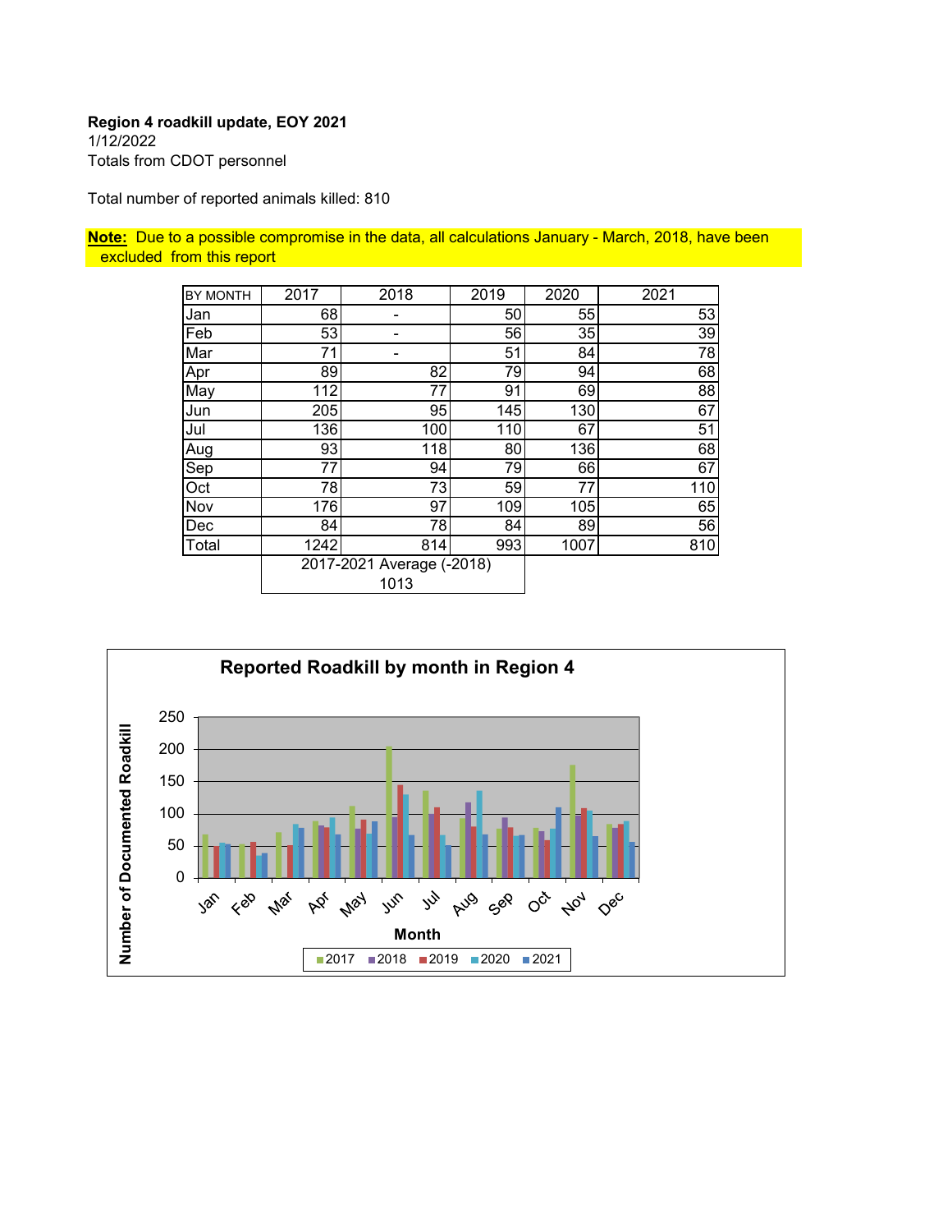**Region 4 roadkill update, EOY 2021**
1/12/2022
Totals from CDOT personnel

Total number of reported animals killed: 810

**Note:** Due to a possible compromise in the data, all calculations January - March, 2018, have been excluded from this report

| BY MONTH | 2017 | 2018 | 2019 | 2020 | 2021 |
|---|---|---|---|---|---|
| Jan | 68 | - | 50 | 55 | 53 |
| Feb | 53 | - | 56 | 35 | 39 |
| Mar | 71 | - | 51 | 84 | 78 |
| Apr | 89 | 82 | 79 | 94 | 68 |
| May | 112 | 77 | 91 | 69 | 88 |
| Jun | 205 | 95 | 145 | 130 | 67 |
| Jul | 136 | 100 | 110 | 67 | 51 |
| Aug | 93 | 118 | 80 | 136 | 68 |
| Sep | 77 | 94 | 79 | 66 | 67 |
| Oct | 78 | 73 | 59 | 77 | 110 |
| Nov | 176 | 97 | 109 | 105 | 65 |
| Dec | 84 | 78 | 84 | 89 | 56 |
| Total | 1242 | 814 | 993 | 1007 | 810 |

2017-2021 Average (-2018)
1013

**Reported Roadkill by month in Region 4**

| Month | 2017 | 2018 | 2019 | 2020 | 2021 |
|---|---|---|---|---|---|
| Jan | 68 | | 50 | 55 | 53 |
| Feb | 53 | | 56 | 35 | 39 |
| Mar | 71 | | 51 | 84 | 78 |
| Apr | 89 | 82 | 79 | 94 | 68 |
| May | 112 | 77 | 91 | 69 | 88 |
| Jun | 205 | 95 | 145 | 130 | 67 |
| Jul | 136 | 100 | 110 | 67 | 51 |
| Aug | 93 | 118 | 80 | 136 | 68 |
| Sep | 77 | 94 | 79 | 66 | 67 |
| Oct | 78 | 73 | 59 | 77 | 110 |
| Nov | 176 | 97 | 109 | 105 | 65 |
| Dec | 84 | 78 | 84 | 89 | 56 |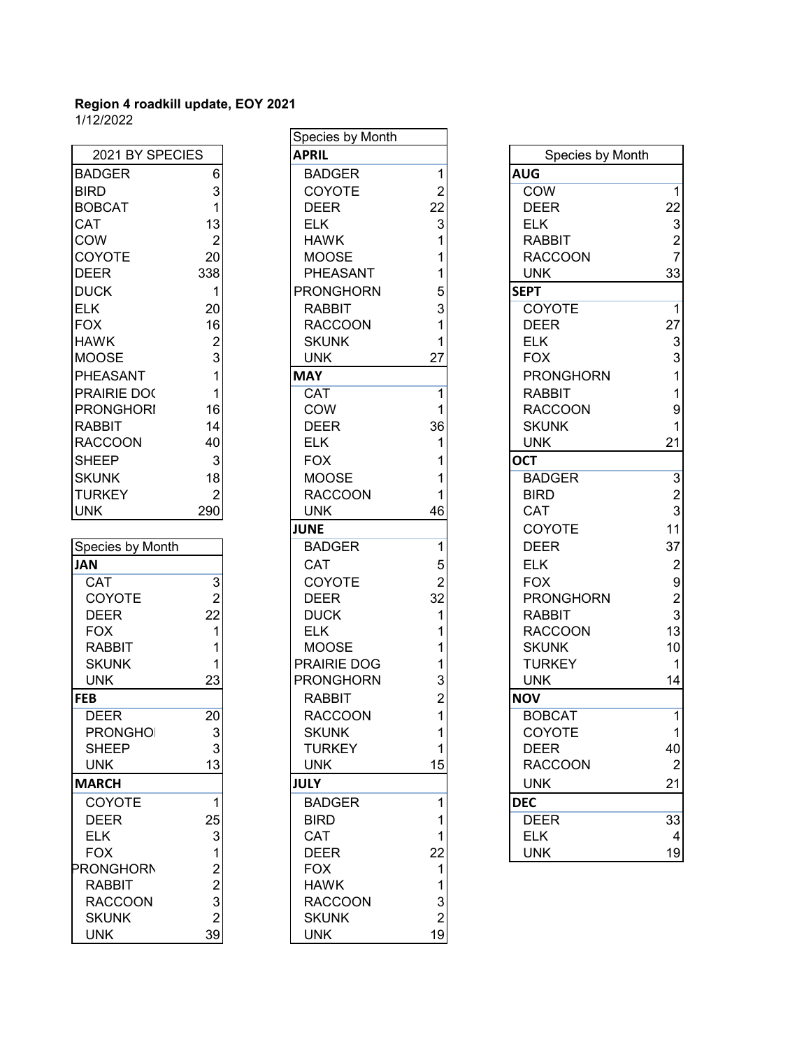**Region 4 roadkill update, EOY 2021**
1/12/2022

| 2021 BY SPECIES | |
|---|---|
| BADGER | 6 |
| BIRD | 3 |
| BOBCAT | 1 |
| CAT | 13 |
| COW | 2 |
| COYOTE | 20 |
| DEER | 338 |
| DUCK | 1 |
| ELK | 20 |
| FOX | 16 |
| HAWK | 2 |
| MOOSE | 3 |
| PHEASANT | 1 |
| PRAIRIE DO( | 1 |
| PRONGHORI | 16 |
| RABBIT | 14 |
| RACCOON | 40 |
| SHEEP | 3 |
| SKUNK | 18 |
| TURKEY | 2 |
| UNK | 290 |

| Species by Month | |
|---|---|
| **JAN** | |
| CAT | 3 |
| COYOTE | 2 |
| DEER | 22 |
| FOX | 1 |
| RABBIT | 1 |
| SKUNK | 1 |
| UNK | 23 |
| **FEB** | |
| DEER | 20 |
| PRONGHOI | 3 |
| SHEEP | 3 |
| UNK | 13 |
| **MARCH** | |
| COYOTE | 1 |
| DEER | 25 |
| ELK | 3 |
| FOX | 1 |
| PRONGHORN | 2 |
| RABBIT | 2 |
| RACCOON | 3 |
| SKUNK | 2 |
| UNK | 39 |

| Species by Month | |
|---|---|
| **APRIL** | |
| BADGER | 1 |
| COYOTE | 2 |
| DEER | 22 |
| ELK | 3 |
| HAWK | 1 |
| MOOSE | 1 |
| PHEASANT | 1 |
| PRONGHORN | 5 |
| RABBIT | 3 |
| RACCOON | 1 |
| SKUNK | 1 |
| UNK | 27 |
| **MAY** | |
| CAT | 1 |
| COW | 1 |
| DEER | 36 |
| ELK | 1 |
| FOX | 1 |
| MOOSE | 1 |
| RACCOON | 1 |
| UNK | 46 |
| **JUNE** | |
| BADGER | 1 |
| CAT | 5 |
| COYOTE | 2 |
| DEER | 32 |
| DUCK | 1 |
| ELK | 1 |
| MOOSE | 1 |
| PRAIRIE DOG | 1 |
| PRONGHORN | 3 |
| RABBIT | 2 |
| RACCOON | 1 |
| SKUNK | 1 |
| TURKEY | 1 |
| UNK | 15 |
| **JULY** | |
| BADGER | 1 |
| BIRD | 1 |
| CAT | 1 |
| DEER | 22 |
| FOX | 1 |
| HAWK | 1 |
| RACCOON | 3 |
| SKUNK | 2 |
| UNK | 19 |

| Species by Month | |
|---|---|
| **AUG** | |
| COW | 1 |
| DEER | 22 |
| ELK | 3 |
| RABBIT | 2 |
| RACCOON | 7 |
| UNK | 33 |
| **SEPT** | |
| COYOTE | 1 |
| DEER | 27 |
| ELK | 3 |
| FOX | 3 |
| PRONGHORN | 1 |
| RABBIT | 1 |
| RACCOON | 9 |
| SKUNK | 1 |
| UNK | 21 |
| **OCT** | |
| BADGER | 3 |
| BIRD | 2 |
| CAT | 3 |
| COYOTE | 11 |
| DEER | 37 |
| ELK | 2 |
| FOX | 9 |
| PRONGHORN | 2 |
| RABBIT | 3 |
| RACCOON | 13 |
| SKUNK | 10 |
| TURKEY | 1 |
| UNK | 14 |
| **NOV** | |
| BOBCAT | 1 |
| COYOTE | 1 |
| DEER | 40 |
| RACCOON | 2 |
| UNK | 21 |
| **DEC** | |
| DEER | 33 |
| ELK | 4 |
| UNK | 19 |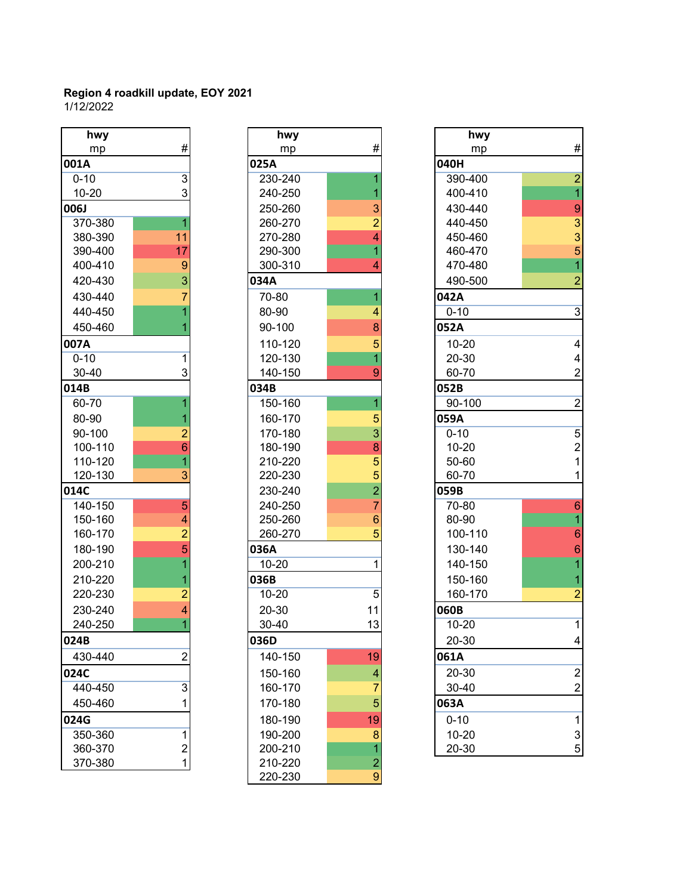**Region 4 roadkill update, EOY 2021**
1/12/2022

| hwy mp | # |
|---|---|
| **001A** | |
| 0-10 | 3 |
| 10-20 | 3 |
| **006J** | |
| 370-380 | 1 |
| 380-390 | 11 |
| 390-400 | 17 |
| 400-410 | 9 |
| 420-430 | 3 |
| 430-440 | 7 |
| 440-450 | 1 |
| 450-460 | 1 |
| **007A** | |
| 0-10 | 1 |
| 30-40 | 3 |
| **014B** | |
| 60-70 | 1 |
| 80-90 | 1 |
| 90-100 | 2 |
| 100-110 | 6 |
| 110-120 | 1 |
| 120-130 | 3 |
| **014C** | |
| 140-150 | 5 |
| 150-160 | 4 |
| 160-170 | 2 |
| 180-190 | 5 |
| 200-210 | 1 |
| 210-220 | 1 |
| 220-230 | 2 |
| 230-240 | 4 |
| 240-250 | 1 |
| **024B** | |
| 430-440 | 2 |
| **024C** | |
| 440-450 | 3 |
| 450-460 | 1 |
| **024G** | |
| 350-360 | 1 |
| 360-370 | 2 |
| 370-380 | 1 |

| hwy mp | # |
|---|---|
| **025A** | |
| 230-240 | 1 |
| 240-250 | 1 |
| 250-260 | 3 |
| 260-270 | 2 |
| 270-280 | 4 |
| 290-300 | 1 |
| 300-310 | 4 |
| **034A** | |
| 70-80 | 1 |
| 80-90 | 4 |
| 90-100 | 8 |
| 110-120 | 5 |
| 120-130 | 1 |
| 140-150 | 9 |
| **034B** | |
| 150-160 | 1 |
| 160-170 | 5 |
| 170-180 | 3 |
| 180-190 | 8 |
| 210-220 | 5 |
| 220-230 | 5 |
| 230-240 | 2 |
| 240-250 | 7 |
| 250-260 | 6 |
| 260-270 | 5 |
| **036A** | |
| 10-20 | 1 |
| **036B** | |
| 10-20 | 5 |
| 20-30 | 11 |
| 30-40 | 13 |
| **036D** | |
| 140-150 | 19 |
| 150-160 | 4 |
| 160-170 | 7 |
| 170-180 | 5 |
| 180-190 | 19 |
| 190-200 | 8 |
| 200-210 | 1 |
| 210-220 | 2 |
| 220-230 | 9 |

| hwy mp | # |
|---|---|
| **040H** | |
| 390-400 | 2 |
| 400-410 | 1 |
| 430-440 | 9 |
| 440-450 | 3 |
| 450-460 | 3 |
| 460-470 | 5 |
| 470-480 | 1 |
| 490-500 | 2 |
| **042A** | |
| 0-10 | 3 |
| **052A** | |
| 10-20 | 4 |
| 20-30 | 4 |
| 60-70 | 2 |
| **052B** | |
| 90-100 | 2 |
| **059A** | |
| 0-10 | 5 |
| 10-20 | 2 |
| 50-60 | 1 |
| 60-70 | 1 |
| **059B** | |
| 70-80 | 6 |
| 80-90 | 1 |
| 100-110 | 6 |
| 130-140 | 6 |
| 140-150 | 1 |
| 150-160 | 1 |
| 160-170 | 2 |
| **060B** | |
| 10-20 | 1 |
| 20-30 | 4 |
| **061A** | |
| 20-30 | 2 |
| 30-40 | 2 |
| **063A** | |
| 0-10 | 1 |
| 10-20 | 3 |
| 20-30 | 5 |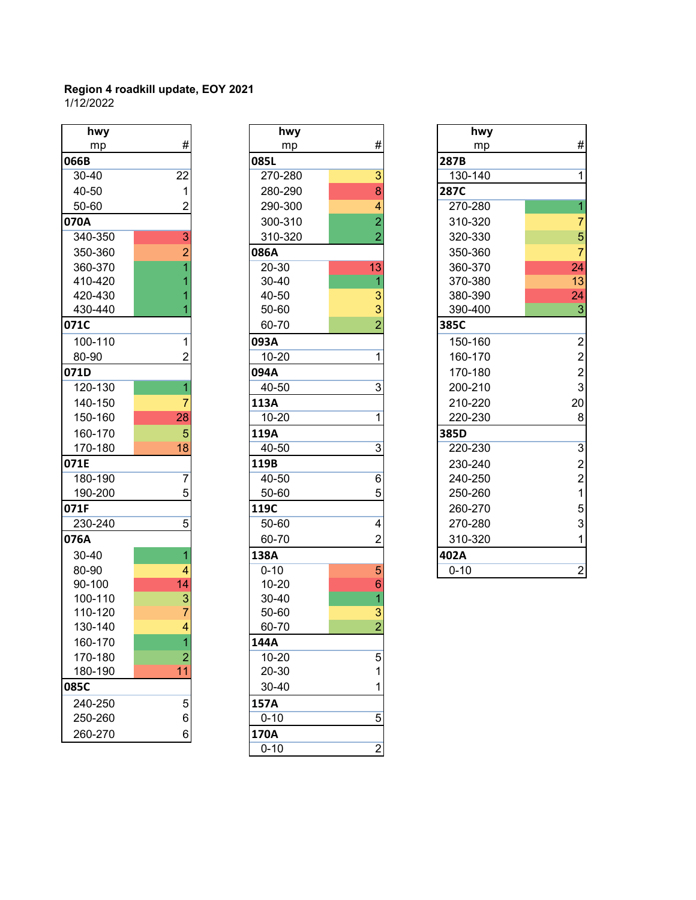**Region 4 roadkill update, EOY 2021**

1/12/2022

| hwy mp | # |
|---|---|
| **066B** | |
| 30-40 | 22 |
| 40-50 | 1 |
| 50-60 | 2 |
| **070A** | |
| 340-350 | 3 |
| 350-360 | 2 |
| 360-370 | 1 |
| 410-420 | 1 |
| 420-430 | 1 |
| 430-440 | 1 |
| **071C** | |
| 100-110 | 1 |
| 80-90 | 2 |
| **071D** | |
| 120-130 | 1 |
| 140-150 | 7 |
| 150-160 | 28 |
| 160-170 | 5 |
| 170-180 | 18 |
| **071E** | |
| 180-190 | 7 |
| 190-200 | 5 |
| **071F** | |
| 230-240 | 5 |
| **076A** | |
| 30-40 | 1 |
| 80-90 | 4 |
| 90-100 | 14 |
| 100-110 | 3 |
| 110-120 | 7 |
| 130-140 | 4 |
| 160-170 | 1 |
| 170-180 | 2 |
| 180-190 | 11 |
| **085C** | |
| 240-250 | 5 |
| 250-260 | 6 |
| 260-270 | 6 |

| hwy mp | # |
|---|---|
| **085L** | |
| 270-280 | 3 |
| 280-290 | 8 |
| 290-300 | 4 |
| 300-310 | 2 |
| 310-320 | 2 |
| **086A** | |
| 20-30 | 13 |
| 30-40 | 1 |
| 40-50 | 3 |
| 50-60 | 3 |
| 60-70 | 2 |
| **093A** | |
| 10-20 | 1 |
| **094A** | |
| 40-50 | 3 |
| **113A** | |
| 10-20 | 1 |
| **119A** | |
| 40-50 | 3 |
| **119B** | |
| 40-50 | 6 |
| 50-60 | 5 |
| **119C** | |
| 50-60 | 4 |
| 60-70 | 2 |
| **138A** | |
| 0-10 | 5 |
| 10-20 | 6 |
| 30-40 | 1 |
| 50-60 | 3 |
| 60-70 | 2 |
| **144A** | |
| 10-20 | 5 |
| 20-30 | 1 |
| 30-40 | 1 |
| **157A** | |
| 0-10 | 5 |
| **170A** | |
| 0-10 | 2 |

| hwy mp | # |
|---|---|
| **287B** | |
| 130-140 | 1 |
| **287C** | |
| 270-280 | 1 |
| 310-320 | 7 |
| 320-330 | 5 |
| 350-360 | 7 |
| 360-370 | 24 |
| 370-380 | 13 |
| 380-390 | 24 |
| 390-400 | 3 |
| **385C** | |
| 150-160 | 2 |
| 160-170 | 2 |
| 170-180 | 2 |
| 200-210 | 3 |
| 210-220 | 20 |
| 220-230 | 8 |
| **385D** | |
| 220-230 | 3 |
| 230-240 | 2 |
| 240-250 | 2 |
| 250-260 | 1 |
| 260-270 | 5 |
| 270-280 | 3 |
| 310-320 | 1 |
| **402A** | |
| 0-10 | 2 |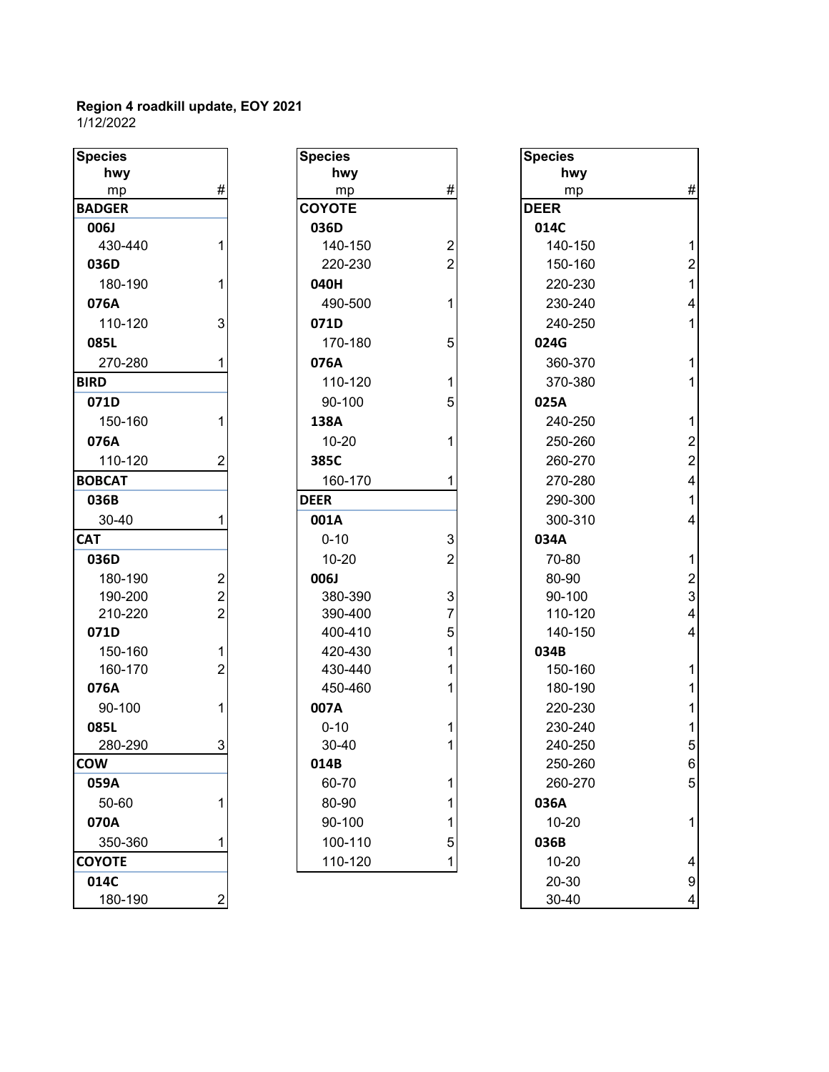**Region 4 roadkill update, EOY 2021**
1/12/2022

| Species / hwy / mp | # |
|---|---|
| **BADGER** | |
| **006J** | |
| 430-440 | 1 |
| **036D** | |
| 180-190 | 1 |
| **076A** | |
| 110-120 | 3 |
| **085L** | |
| 270-280 | 1 |
| **BIRD** | |
| **071D** | |
| 150-160 | 1 |
| **076A** | |
| 110-120 | 2 |
| **BOBCAT** | |
| **036B** | |
| 30-40 | 1 |
| **CAT** | |
| **036D** | |
| 180-190 | 2 |
| 190-200 | 2 |
| 210-220 | 2 |
| **071D** | |
| 150-160 | 1 |
| 160-170 | 2 |
| **076A** | |
| 90-100 | 1 |
| **085L** | |
| 280-290 | 3 |
| **COW** | |
| **059A** | |
| 50-60 | 1 |
| **070A** | |
| 350-360 | 1 |
| **COYOTE** | |
| **014C** | |
| 180-190 | 2 |

| Species / hwy / mp | # |
|---|---|
| **COYOTE** | |
| **036D** | |
| 140-150 | 2 |
| 220-230 | 2 |
| **040H** | |
| 490-500 | 1 |
| **071D** | |
| 170-180 | 5 |
| **076A** | |
| 110-120 | 1 |
| 90-100 | 5 |
| **138A** | |
| 10-20 | 1 |
| **385C** | |
| 160-170 | 1 |
| **DEER** | |
| **001A** | |
| 0-10 | 3 |
| 10-20 | 2 |
| **006J** | |
| 380-390 | 3 |
| 390-400 | 7 |
| 400-410 | 5 |
| 420-430 | 1 |
| 430-440 | 1 |
| 450-460 | 1 |
| **007A** | |
| 0-10 | 1 |
| 30-40 | 1 |
| **014B** | |
| 60-70 | 1 |
| 80-90 | 1 |
| 90-100 | 1 |
| 100-110 | 5 |
| 110-120 | 1 |

| Species / hwy / mp | # |
|---|---|
| **DEER** | |
| **014C** | |
| 140-150 | 1 |
| 150-160 | 2 |
| 220-230 | 1 |
| 230-240 | 4 |
| 240-250 | 1 |
| **024G** | |
| 360-370 | 1 |
| 370-380 | 1 |
| **025A** | |
| 240-250 | 1 |
| 250-260 | 2 |
| 260-270 | 2 |
| 270-280 | 4 |
| 290-300 | 1 |
| 300-310 | 4 |
| **034A** | |
| 70-80 | 1 |
| 80-90 | 2 |
| 90-100 | 3 |
| 110-120 | 4 |
| 140-150 | 4 |
| **034B** | |
| 150-160 | 1 |
| 180-190 | 1 |
| 220-230 | 1 |
| 230-240 | 1 |
| 240-250 | 5 |
| 250-260 | 6 |
| 260-270 | 5 |
| **036A** | |
| 10-20 | 1 |
| **036B** | |
| 10-20 | 4 |
| 20-30 | 9 |
| 30-40 | 4 |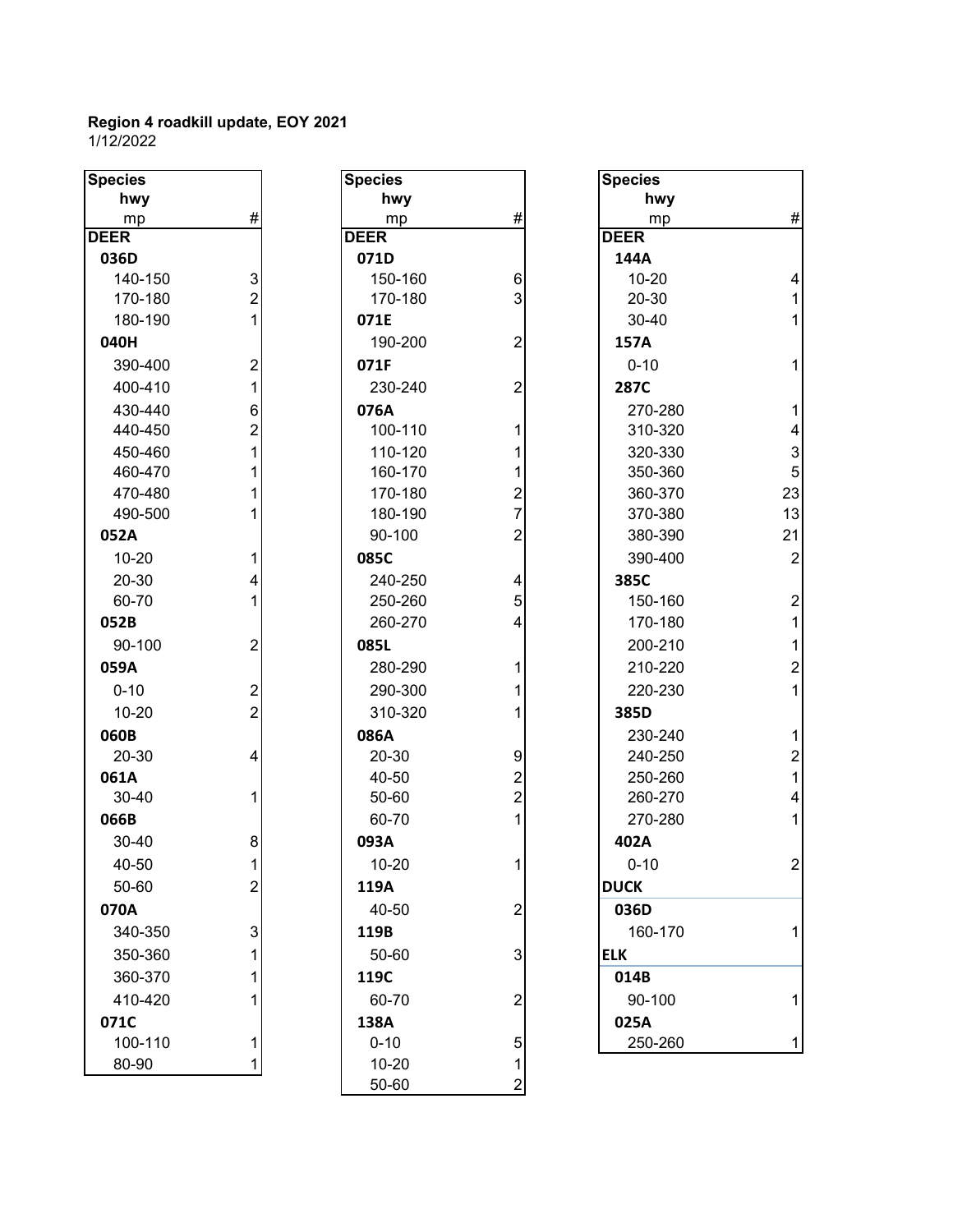**Region 4 roadkill update, EOY 2021**
1/12/2022

| Species / hwy / mp | # |
|---|---|
| **DEER** | |
| **036D** | |
| 140-150 | 3 |
| 170-180 | 2 |
| 180-190 | 1 |
| **040H** | |
| 390-400 | 2 |
| 400-410 | 1 |
| 430-440 | 6 |
| 440-450 | 2 |
| 450-460 | 1 |
| 460-470 | 1 |
| 470-480 | 1 |
| 490-500 | 1 |
| **052A** | |
| 10-20 | 1 |
| 20-30 | 4 |
| 60-70 | 1 |
| **052B** | |
| 90-100 | 2 |
| **059A** | |
| 0-10 | 2 |
| 10-20 | 2 |
| **060B** | |
| 20-30 | 4 |
| **061A** | |
| 30-40 | 1 |
| **066B** | |
| 30-40 | 8 |
| 40-50 | 1 |
| 50-60 | 2 |
| **070A** | |
| 340-350 | 3 |
| 350-360 | 1 |
| 360-370 | 1 |
| 410-420 | 1 |
| **071C** | |
| 100-110 | 1 |
| 80-90 | 1 |

| Species / hwy / mp | # |
|---|---|
| **DEER** | |
| **071D** | |
| 150-160 | 6 |
| 170-180 | 3 |
| **071E** | |
| 190-200 | 2 |
| **071F** | |
| 230-240 | 2 |
| **076A** | |
| 100-110 | 1 |
| 110-120 | 1 |
| 160-170 | 1 |
| 170-180 | 2 |
| 180-190 | 7 |
| 90-100 | 2 |
| **085C** | |
| 240-250 | 4 |
| 250-260 | 5 |
| 260-270 | 4 |
| **085L** | |
| 280-290 | 1 |
| 290-300 | 1 |
| 310-320 | 1 |
| **086A** | |
| 20-30 | 9 |
| 40-50 | 2 |
| 50-60 | 2 |
| 60-70 | 1 |
| **093A** | |
| 10-20 | 1 |
| **119A** | |
| 40-50 | 2 |
| **119B** | |
| 50-60 | 3 |
| **119C** | |
| 60-70 | 2 |
| **138A** | |
| 0-10 | 5 |
| 10-20 | 1 |
| 50-60 | 2 |

| Species / hwy / mp | # |
|---|---|
| **DEER** | |
| **144A** | |
| 10-20 | 4 |
| 20-30 | 1 |
| 30-40 | 1 |
| **157A** | |
| 0-10 | 1 |
| **287C** | |
| 270-280 | 1 |
| 310-320 | 4 |
| 320-330 | 3 |
| 350-360 | 5 |
| 360-370 | 23 |
| 370-380 | 13 |
| 380-390 | 21 |
| 390-400 | 2 |
| **385C** | |
| 150-160 | 2 |
| 170-180 | 1 |
| 200-210 | 1 |
| 210-220 | 2 |
| 220-230 | 1 |
| **385D** | |
| 230-240 | 1 |
| 240-250 | 2 |
| 250-260 | 1 |
| 260-270 | 4 |
| 270-280 | 1 |
| **402A** | |
| 0-10 | 2 |
| **DUCK** | |
| **036D** | |
| 160-170 | 1 |
| **ELK** | |
| **014B** | |
| 90-100 | 1 |
| **025A** | |
| 250-260 | 1 |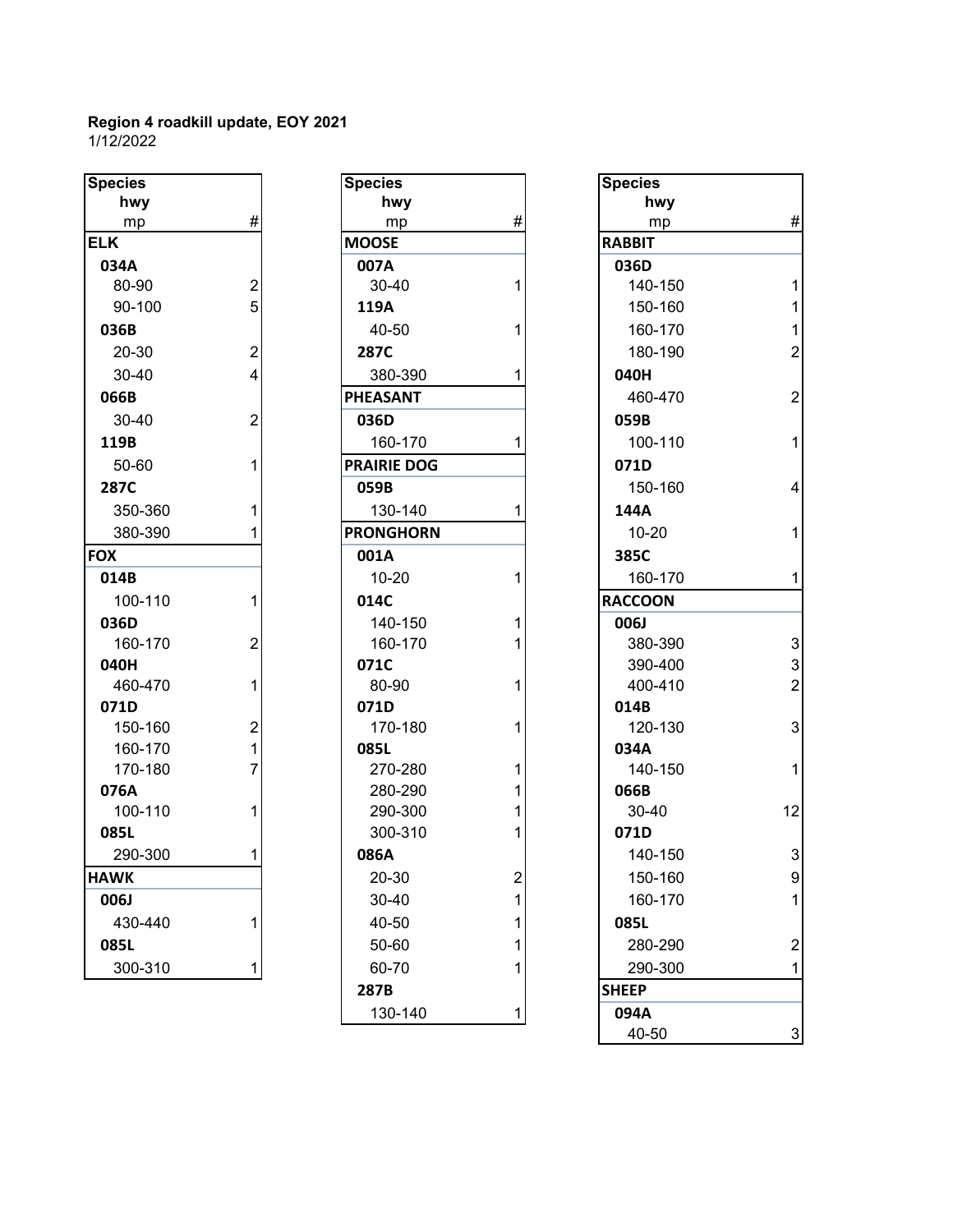**Region 4 roadkill update, EOY 2021**
1/12/2022

| Species / hwy / mp | # |
|---|---|
| **ELK** | |
| **034A** | |
| 80-90 | 2 |
| 90-100 | 5 |
| **036B** | |
| 20-30 | 2 |
| 30-40 | 4 |
| **066B** | |
| 30-40 | 2 |
| **119B** | |
| 50-60 | 1 |
| **287C** | |
| 350-360 | 1 |
| 380-390 | 1 |
| **FOX** | |
| **014B** | |
| 100-110 | 1 |
| **036D** | |
| 160-170 | 2 |
| **040H** | |
| 460-470 | 1 |
| **071D** | |
| 150-160 | 2 |
| 160-170 | 1 |
| 170-180 | 7 |
| **076A** | |
| 100-110 | 1 |
| **085L** | |
| 290-300 | 1 |
| **HAWK** | |
| **006J** | |
| 430-440 | 1 |
| **085L** | |
| 300-310 | 1 |

| Species / hwy / mp | # |
|---|---|
| **MOOSE** | |
| **007A** | |
| 30-40 | 1 |
| **119A** | |
| 40-50 | 1 |
| **287C** | |
| 380-390 | 1 |
| **PHEASANT** | |
| **036D** | |
| 160-170 | 1 |
| **PRAIRIE DOG** | |
| **059B** | |
| 130-140 | 1 |
| **PRONGHORN** | |
| **001A** | |
| 10-20 | 1 |
| **014C** | |
| 140-150 | 1 |
| 160-170 | 1 |
| **071C** | |
| 80-90 | 1 |
| **071D** | |
| 170-180 | 1 |
| **085L** | |
| 270-280 | 1 |
| 280-290 | 1 |
| 290-300 | 1 |
| 300-310 | 1 |
| **086A** | |
| 20-30 | 2 |
| 30-40 | 1 |
| 40-50 | 1 |
| 50-60 | 1 |
| 60-70 | 1 |
| **287B** | |
| 130-140 | 1 |

| Species / hwy / mp | # |
|---|---|
| **RABBIT** | |
| **036D** | |
| 140-150 | 1 |
| 150-160 | 1 |
| 160-170 | 1 |
| 180-190 | 2 |
| **040H** | |
| 460-470 | 2 |
| **059B** | |
| 100-110 | 1 |
| **071D** | |
| 150-160 | 4 |
| **144A** | |
| 10-20 | 1 |
| **385C** | |
| 160-170 | 1 |
| **RACCOON** | |
| **006J** | |
| 380-390 | 3 |
| 390-400 | 3 |
| 400-410 | 2 |
| **014B** | |
| 120-130 | 3 |
| **034A** | |
| 140-150 | 1 |
| **066B** | |
| 30-40 | 12 |
| **071D** | |
| 140-150 | 3 |
| 150-160 | 9 |
| 160-170 | 1 |
| **085L** | |
| 280-290 | 2 |
| 290-300 | 1 |
| **SHEEP** | |
| **094A** | |
| 40-50 | 3 |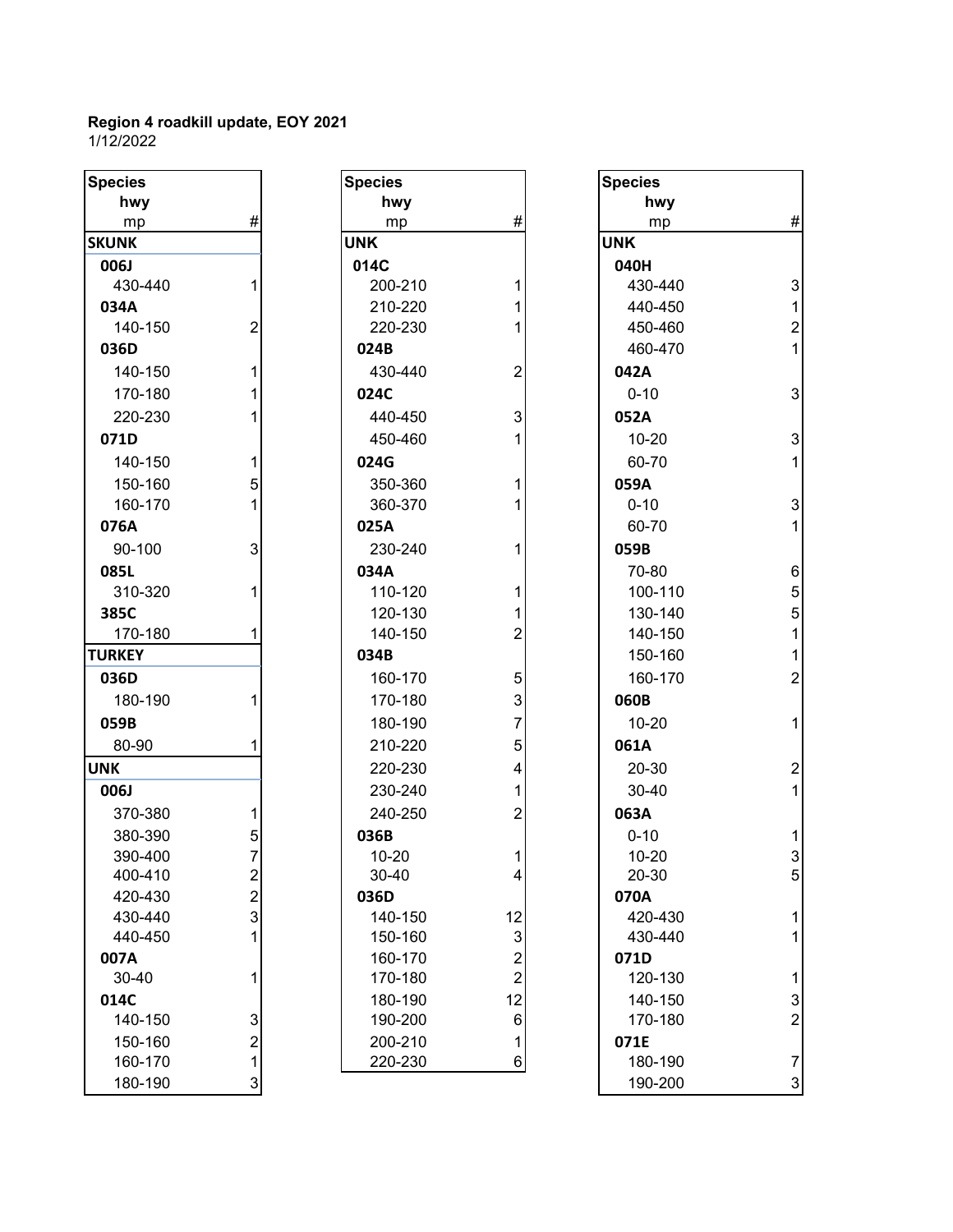**Region 4 roadkill update, EOY 2021**
1/12/2022

| Species<br>hwy<br>mp | # |
|---|---|
| **SKUNK** | |
| **006J** | |
| 430-440 | 1 |
| **034A** | |
| 140-150 | 2 |
| **036D** | |
| 140-150 | 1 |
| 170-180 | 1 |
| 220-230 | 1 |
| **071D** | |
| 140-150 | 1 |
| 150-160 | 5 |
| 160-170 | 1 |
| **076A** | |
| 90-100 | 3 |
| **085L** | |
| 310-320 | 1 |
| **385C** | |
| 170-180 | 1 |
| **TURKEY** | |
| **036D** | |
| 180-190 | 1 |
| **059B** | |
| 80-90 | 1 |
| **UNK** | |
| **006J** | |
| 370-380 | 1 |
| 380-390 | 5 |
| 390-400 | 7 |
| 400-410 | 2 |
| 420-430 | 2 |
| 430-440 | 3 |
| 440-450 | 1 |
| **007A** | |
| 30-40 | 1 |
| **014C** | |
| 140-150 | 3 |
| 150-160 | 2 |
| 160-170 | 1 |
| 180-190 | 3 |

| Species<br>hwy<br>mp | # |
|---|---|
| **UNK** | |
| **014C** | |
| 200-210 | 1 |
| 210-220 | 1 |
| 220-230 | 1 |
| **024B** | |
| 430-440 | 2 |
| **024C** | |
| 440-450 | 3 |
| 450-460 | 1 |
| **024G** | |
| 350-360 | 1 |
| 360-370 | 1 |
| **025A** | |
| 230-240 | 1 |
| **034A** | |
| 110-120 | 1 |
| 120-130 | 1 |
| 140-150 | 2 |
| **034B** | |
| 160-170 | 5 |
| 170-180 | 3 |
| 180-190 | 7 |
| 210-220 | 5 |
| 220-230 | 4 |
| 230-240 | 1 |
| 240-250 | 2 |
| **036B** | |
| 10-20 | 1 |
| 30-40 | 4 |
| **036D** | |
| 140-150 | 12 |
| 150-160 | 3 |
| 160-170 | 2 |
| 170-180 | 2 |
| 180-190 | 12 |
| 190-200 | 6 |
| 200-210 | 1 |
| 220-230 | 6 |

| Species<br>hwy<br>mp | # |
|---|---|
| **UNK** | |
| **040H** | |
| 430-440 | 3 |
| 440-450 | 1 |
| 450-460 | 2 |
| 460-470 | 1 |
| **042A** | |
| 0-10 | 3 |
| **052A** | |
| 10-20 | 3 |
| 60-70 | 1 |
| **059A** | |
| 0-10 | 3 |
| 60-70 | 1 |
| **059B** | |
| 70-80 | 6 |
| 100-110 | 5 |
| 130-140 | 5 |
| 140-150 | 1 |
| 150-160 | 1 |
| 160-170 | 2 |
| **060B** | |
| 10-20 | 1 |
| **061A** | |
| 20-30 | 2 |
| 30-40 | 1 |
| **063A** | |
| 0-10 | 1 |
| 10-20 | 3 |
| 20-30 | 5 |
| **070A** | |
| 420-430 | 1 |
| 430-440 | 1 |
| **071D** | |
| 120-130 | 1 |
| 140-150 | 3 |
| 170-180 | 2 |
| **071E** | |
| 180-190 | 7 |
| 190-200 | 3 |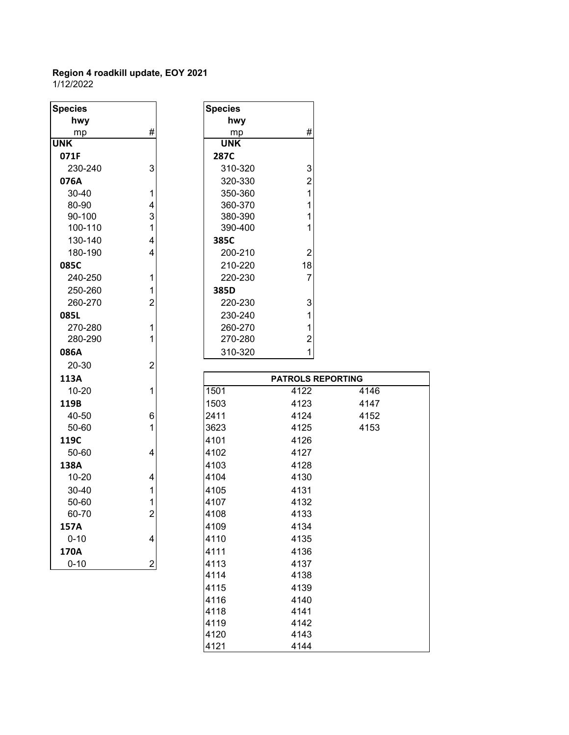**Region 4 roadkill update, EOY 2021**
1/12/2022

| Species<br>hwy<br>mp | # |
|---|---|
| **UNK** | |
| **071F** | |
| 230-240 | 3 |
| **076A** | |
| 30-40 | 1 |
| 80-90 | 4 |
| 90-100 | 3 |
| 100-110 | 1 |
| 130-140 | 4 |
| 180-190 | 4 |
| **085C** | |
| 240-250 | 1 |
| 250-260 | 1 |
| 260-270 | 2 |
| **085L** | |
| 270-280 | 1 |
| 280-290 | 1 |
| **086A** | |
| 20-30 | 2 |
| **113A** | |
| 10-20 | 1 |
| **119B** | |
| 40-50 | 6 |
| 50-60 | 1 |
| **119C** | |
| 50-60 | 4 |
| **138A** | |
| 10-20 | 4 |
| 30-40 | 1 |
| 50-60 | 1 |
| 60-70 | 2 |
| **157A** | |
| 0-10 | 4 |
| **170A** | |
| 0-10 | 2 |

| Species<br>hwy<br>mp | # |
|---|---|
| **UNK** | |
| **287C** | |
| 310-320 | 3 |
| 320-330 | 2 |
| 350-360 | 1 |
| 360-370 | 1 |
| 380-390 | 1 |
| 390-400 | 1 |
| **385C** | |
| 200-210 | 2 |
| 210-220 | 18 |
| 220-230 | 7 |
| **385D** | |
| 220-230 | 3 |
| 230-240 | 1 |
| 260-270 | 1 |
| 270-280 | 2 |
| 310-320 | 1 |

| PATROLS REPORTING | | |
|---|---|---|
| 1501 | 4122 | 4146 |
| 1503 | 4123 | 4147 |
| 2411 | 4124 | 4152 |
| 3623 | 4125 | 4153 |
| 4101 | 4126 | |
| 4102 | 4127 | |
| 4103 | 4128 | |
| 4104 | 4130 | |
| 4105 | 4131 | |
| 4107 | 4132 | |
| 4108 | 4133 | |
| 4109 | 4134 | |
| 4110 | 4135 | |
| 4111 | 4136 | |
| 4113 | 4137 | |
| 4114 | 4138 | |
| 4115 | 4139 | |
| 4116 | 4140 | |
| 4118 | 4141 | |
| 4119 | 4142 | |
| 4120 | 4143 | |
| 4121 | 4144 | |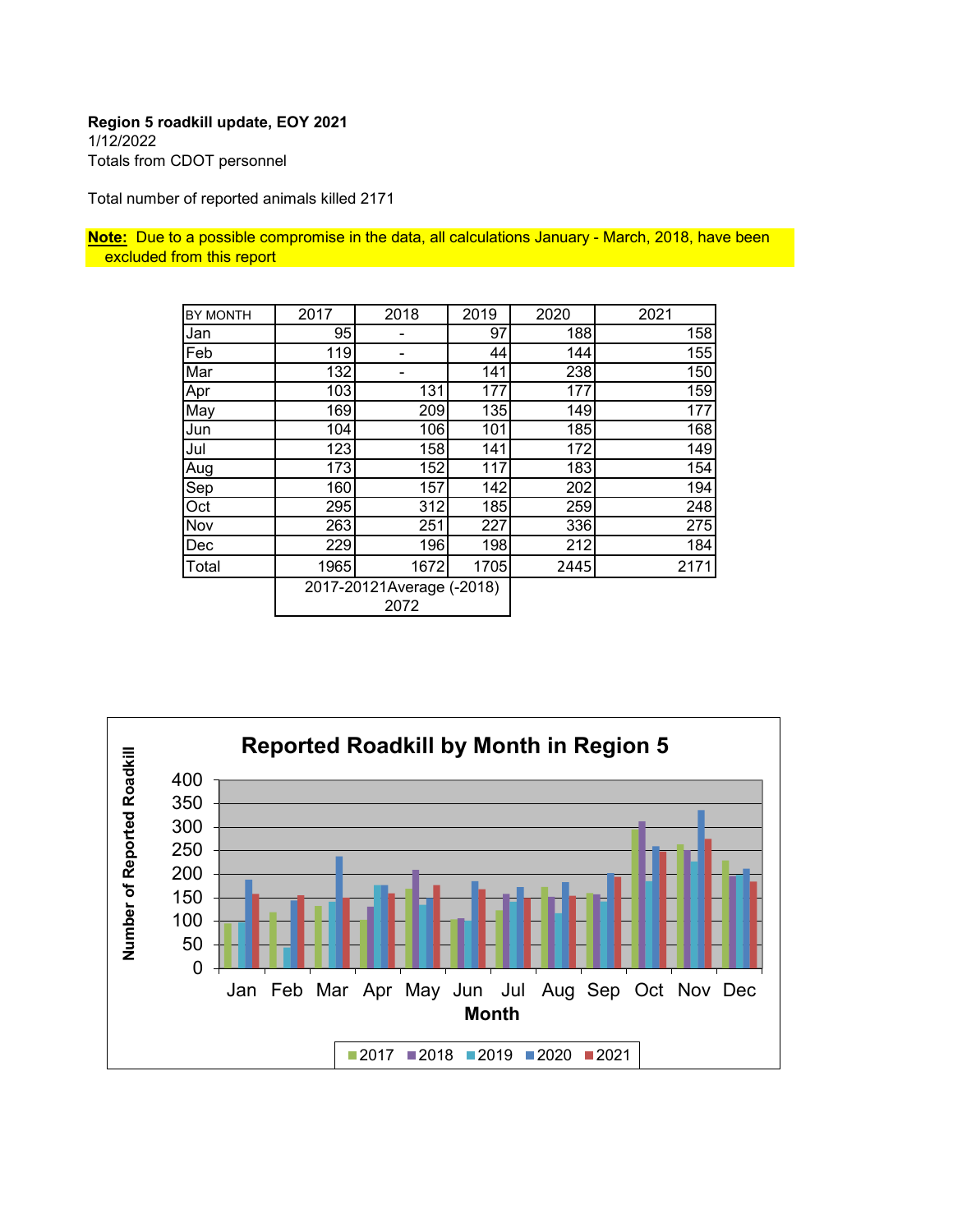**Region 5 roadkill update, EOY 2021**
1/12/2022
Totals from CDOT personnel

Total number of reported animals killed 2171

**Note:** Due to a possible compromise in the data, all calculations January - March, 2018, have been excluded from this report

| BY MONTH | 2017 | 2018 | 2019 | 2020 | 2021 |
|---|---|---|---|---|---|
| Jan | 95 | - | 97 | 188 | 158 |
| Feb | 119 | - | 44 | 144 | 155 |
| Mar | 132 | - | 141 | 238 | 150 |
| Apr | 103 | 131 | 177 | 177 | 159 |
| May | 169 | 209 | 135 | 149 | 177 |
| Jun | 104 | 106 | 101 | 185 | 168 |
| Jul | 123 | 158 | 141 | 172 | 149 |
| Aug | 173 | 152 | 117 | 183 | 154 |
| Sep | 160 | 157 | 142 | 202 | 194 |
| Oct | 295 | 312 | 185 | 259 | 248 |
| Nov | 263 | 251 | 227 | 336 | 275 |
| Dec | 229 | 196 | 198 | 212 | 184 |
| Total | 1965 | 1672 | 1705 | 2445 | 2171 |
| | 2017-20121Average (-2018) 2072 | | | | |

**Reported Roadkill by Month in Region 5**

| Month | 2017 | 2018 | 2019 | 2020 | 2021 |
|---|---|---|---|---|---|
| Jan | 95 | | 97 | 188 | 158 |
| Feb | 119 | | 44 | 144 | 155 |
| Mar | 132 | | 141 | 238 | 150 |
| Apr | 103 | 131 | 177 | 177 | 159 |
| May | 169 | 209 | 135 | 149 | 177 |
| Jun | 104 | 106 | 101 | 185 | 168 |
| Jul | 123 | 158 | 141 | 172 | 149 |
| Aug | 173 | 152 | 117 | 183 | 154 |
| Sep | 160 | 157 | 142 | 202 | 194 |
| Oct | 295 | 312 | 185 | 259 | 248 |
| Nov | 263 | 251 | 227 | 336 | 275 |
| Dec | 229 | 196 | 198 | 212 | 184 |

Y-axis: Number of Reported Roadkill; X-axis: Month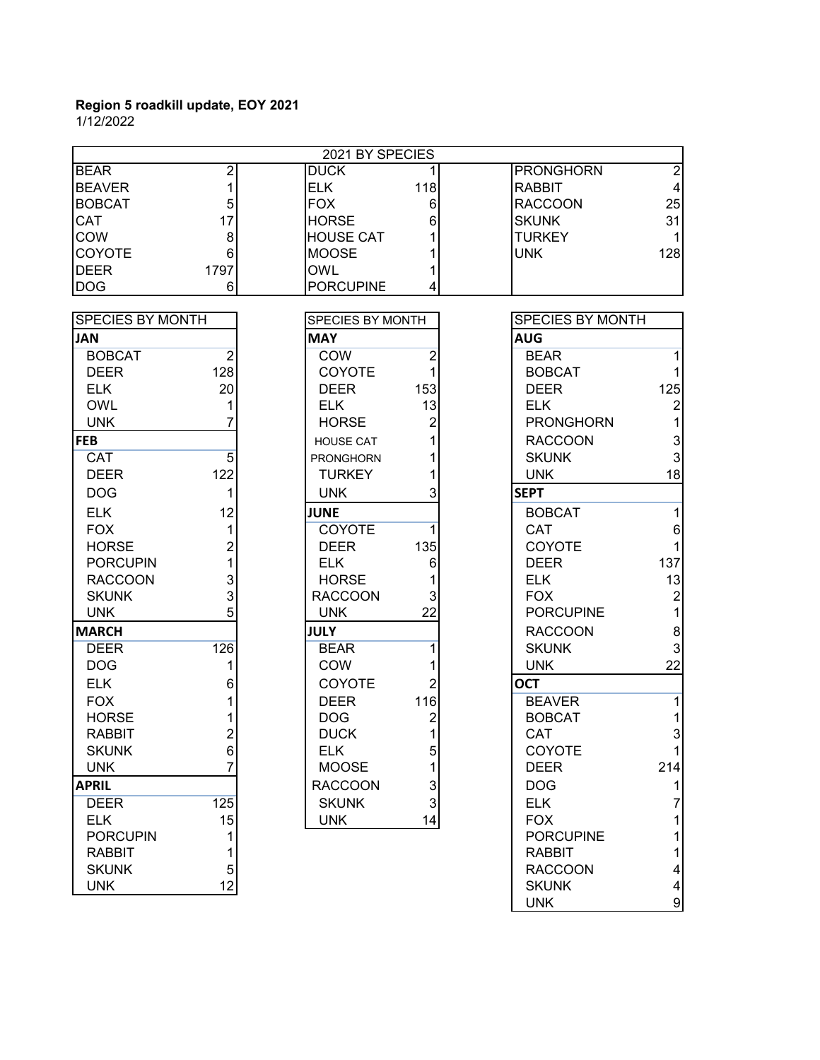**Region 5 roadkill update, EOY 2021**
1/12/2022

| 2021 BY SPECIES | | | | | |
|---|---|---|---|---|---|
| BEAR | 2 | DUCK | 1 | PRONGHORN | 2 |
| BEAVER | 1 | ELK | 118 | RABBIT | 4 |
| BOBCAT | 5 | FOX | 6 | RACCOON | 25 |
| CAT | 17 | HORSE | 6 | SKUNK | 31 |
| COW | 8 | HOUSE CAT | 1 | TURKEY | 1 |
| COYOTE | 6 | MOOSE | 1 | UNK | 128 |
| DEER | 1797 | OWL | 1 | | |
| DOG | 6 | PORCUPINE | 4 | | |

| SPECIES BY MONTH | |
|---|---|
| **JAN** | |
| BOBCAT | 2 |
| DEER | 128 |
| ELK | 20 |
| OWL | 1 |
| UNK | 7 |
| **FEB** | |
| CAT | 5 |
| DEER | 122 |
| DOG | 1 |
| ELK | 12 |
| FOX | 1 |
| HORSE | 2 |
| PORCUPIN | 1 |
| RACCOON | 3 |
| SKUNK | 3 |
| UNK | 5 |
| **MARCH** | |
| DEER | 126 |
| DOG | 1 |
| ELK | 6 |
| FOX | 1 |
| HORSE | 1 |
| RABBIT | 2 |
| SKUNK | 6 |
| UNK | 7 |
| **APRIL** | |
| DEER | 125 |
| ELK | 15 |
| PORCUPIN | 1 |
| RABBIT | 1 |
| SKUNK | 5 |
| UNK | 12 |

| SPECIES BY MONTH | |
|---|---|
| **MAY** | |
| COW | 2 |
| COYOTE | 1 |
| DEER | 153 |
| ELK | 13 |
| HORSE | 2 |
| HOUSE CAT | 1 |
| PRONGHORN | 1 |
| TURKEY | 1 |
| UNK | 3 |
| **JUNE** | |
| COYOTE | 1 |
| DEER | 135 |
| ELK | 6 |
| HORSE | 1 |
| RACCOON | 3 |
| UNK | 22 |
| **JULY** | |
| BEAR | 1 |
| COW | 1 |
| COYOTE | 2 |
| DEER | 116 |
| DOG | 2 |
| DUCK | 1 |
| ELK | 5 |
| MOOSE | 1 |
| RACCOON | 3 |
| SKUNK | 3 |
| UNK | 14 |

| SPECIES BY MONTH | |
|---|---|
| **AUG** | |
| BEAR | 1 |
| BOBCAT | 1 |
| DEER | 125 |
| ELK | 2 |
| PRONGHORN | 1 |
| RACCOON | 3 |
| SKUNK | 3 |
| UNK | 18 |
| **SEPT** | |
| BOBCAT | 1 |
| CAT | 6 |
| COYOTE | 1 |
| DEER | 137 |
| ELK | 13 |
| FOX | 2 |
| PORCUPINE | 1 |
| RACCOON | 8 |
| SKUNK | 3 |
| UNK | 22 |
| **OCT** | |
| BEAVER | 1 |
| BOBCAT | 1 |
| CAT | 3 |
| COYOTE | 1 |
| DEER | 214 |
| DOG | 1 |
| ELK | 7 |
| FOX | 1 |
| PORCUPINE | 1 |
| RABBIT | 1 |
| RACCOON | 4 |
| SKUNK | 4 |
| UNK | 9 |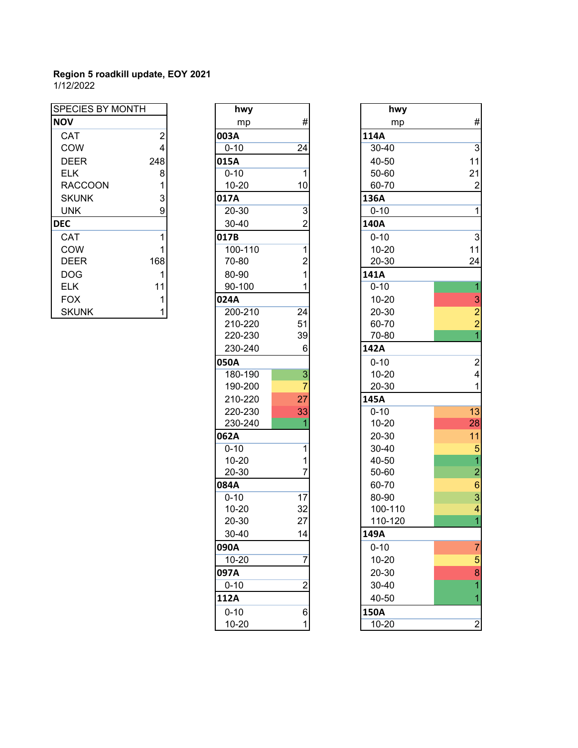**Region 5 roadkill update, EOY 2021**
1/12/2022

| SPECIES BY MONTH | |
|---|---|
| **NOV** | |
| CAT | 2 |
| COW | 4 |
| DEER | 248 |
| ELK | 8 |
| RACCOON | 1 |
| SKUNK | 3 |
| UNK | 9 |
| **DEC** | |
| CAT | 1 |
| COW | 1 |
| DEER | 168 |
| DOG | 1 |
| ELK | 11 |
| FOX | 1 |
| SKUNK | 1 |

| hwy mp | # |
|---|---|
| **003A** | |
| 0-10 | 24 |
| **015A** | |
| 0-10 | 1 |
| 10-20 | 10 |
| **017A** | |
| 20-30 | 3 |
| 30-40 | 2 |
| **017B** | |
| 100-110 | 1 |
| 70-80 | 2 |
| 80-90 | 1 |
| 90-100 | 1 |
| **024A** | |
| 200-210 | 24 |
| 210-220 | 51 |
| 220-230 | 39 |
| 230-240 | 6 |
| **050A** | |
| 180-190 | 3 |
| 190-200 | 7 |
| 210-220 | 27 |
| 220-230 | 33 |
| 230-240 | 1 |
| **062A** | |
| 0-10 | 1 |
| 10-20 | 1 |
| 20-30 | 7 |
| **084A** | |
| 0-10 | 17 |
| 10-20 | 32 |
| 20-30 | 27 |
| 30-40 | 14 |
| **090A** | |
| 10-20 | 7 |
| **097A** | |
| 0-10 | 2 |
| **112A** | |
| 0-10 | 6 |
| 10-20 | 1 |

| hwy mp | # |
|---|---|
| **114A** | |
| 30-40 | 3 |
| 40-50 | 11 |
| 50-60 | 21 |
| 60-70 | 2 |
| **136A** | |
| 0-10 | 1 |
| **140A** | |
| 0-10 | 3 |
| 10-20 | 11 |
| 20-30 | 24 |
| **141A** | |
| 0-10 | 1 |
| 10-20 | 3 |
| 20-30 | 2 |
| 60-70 | 2 |
| 70-80 | 1 |
| **142A** | |
| 0-10 | 2 |
| 10-20 | 4 |
| 20-30 | 1 |
| **145A** | |
| 0-10 | 13 |
| 10-20 | 28 |
| 20-30 | 11 |
| 30-40 | 5 |
| 40-50 | 1 |
| 50-60 | 2 |
| 60-70 | 6 |
| 80-90 | 3 |
| 100-110 | 4 |
| 110-120 | 1 |
| **149A** | |
| 0-10 | 7 |
| 10-20 | 5 |
| 20-30 | 8 |
| 30-40 | 1 |
| 40-50 | 1 |
| **150A** | |
| 10-20 | 2 |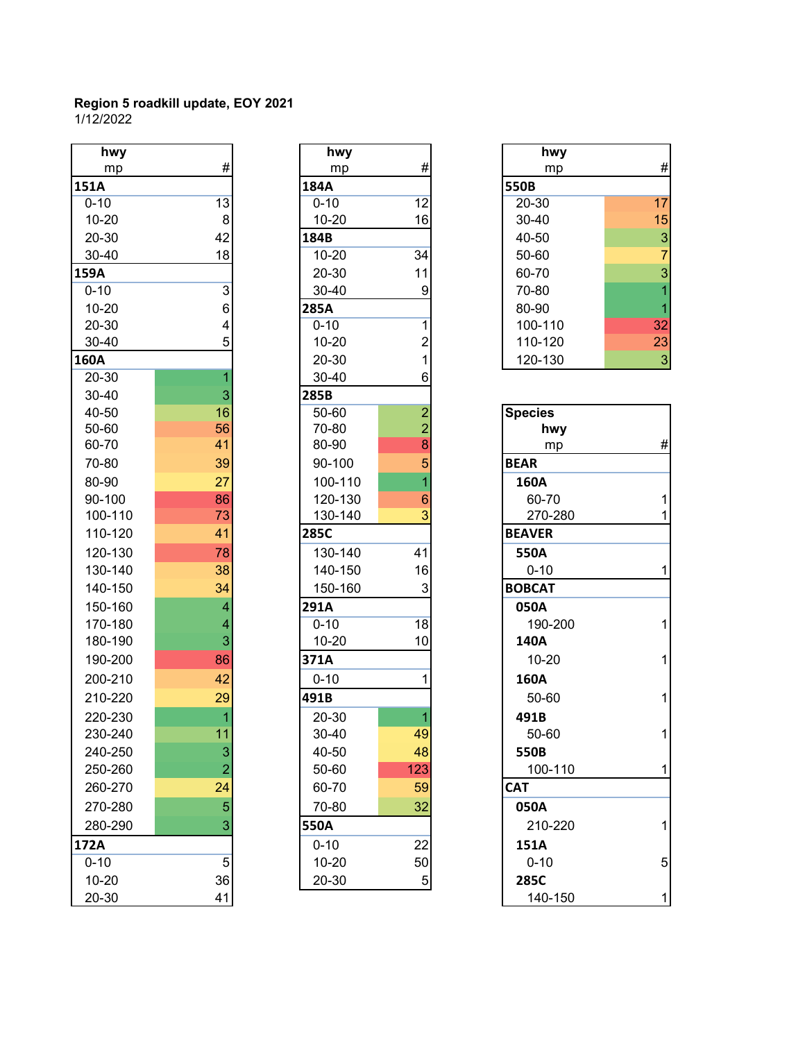**Region 5 roadkill update, EOY 2021**
1/12/2022

| hwy mp | # |
|---|---|
| **151A** | |
| 0-10 | 13 |
| 10-20 | 8 |
| 20-30 | 42 |
| 30-40 | 18 |
| **159A** | |
| 0-10 | 3 |
| 10-20 | 6 |
| 20-30 | 4 |
| 30-40 | 5 |
| **160A** | |
| 20-30 | 1 |
| 30-40 | 3 |
| 40-50 | 16 |
| 50-60 | 56 |
| 60-70 | 41 |
| 70-80 | 39 |
| 80-90 | 27 |
| 90-100 | 86 |
| 100-110 | 73 |
| 110-120 | 41 |
| 120-130 | 78 |
| 130-140 | 38 |
| 140-150 | 34 |
| 150-160 | 4 |
| 170-180 | 4 |
| 180-190 | 3 |
| 190-200 | 86 |
| 200-210 | 42 |
| 210-220 | 29 |
| 220-230 | 1 |
| 230-240 | 11 |
| 240-250 | 3 |
| 250-260 | 2 |
| 260-270 | 24 |
| 270-280 | 5 |
| 280-290 | 3 |
| **172A** | |
| 0-10 | 5 |
| 10-20 | 36 |
| 20-30 | 41 |

| hwy mp | # |
|---|---|
| **184A** | |
| 0-10 | 12 |
| 10-20 | 16 |
| **184B** | |
| 10-20 | 34 |
| 20-30 | 11 |
| 30-40 | 9 |
| **285A** | |
| 0-10 | 1 |
| 10-20 | 2 |
| 20-30 | 1 |
| 30-40 | 6 |
| **285B** | |
| 50-60 | 2 |
| 70-80 | 2 |
| 80-90 | 8 |
| 90-100 | 5 |
| 100-110 | 1 |
| 120-130 | 6 |
| 130-140 | 3 |
| **285C** | |
| 130-140 | 41 |
| 140-150 | 16 |
| 150-160 | 3 |
| **291A** | |
| 0-10 | 18 |
| 10-20 | 10 |
| **371A** | |
| 0-10 | 1 |
| **491B** | |
| 20-30 | 1 |
| 30-40 | 49 |
| 40-50 | 48 |
| 50-60 | 123 |
| 60-70 | 59 |
| 70-80 | 32 |
| **550A** | |
| 0-10 | 22 |
| 10-20 | 50 |
| 20-30 | 5 |

| hwy mp | # |
|---|---|
| **550B** | |
| 20-30 | 17 |
| 30-40 | 15 |
| 40-50 | 3 |
| 50-60 | 7 |
| 60-70 | 3 |
| 70-80 | 1 |
| 80-90 | 1 |
| 100-110 | 32 |
| 110-120 | 23 |
| 120-130 | 3 |

| Species hwy mp | # |
|---|---|
| **BEAR** | |
| **160A** | |
| 60-70 | 1 |
| 270-280 | 1 |
| **BEAVER** | |
| **550A** | |
| 0-10 | 1 |
| **BOBCAT** | |
| **050A** | |
| 190-200 | 1 |
| **140A** | |
| 10-20 | 1 |
| **160A** | |
| 50-60 | 1 |
| **491B** | |
| 50-60 | 1 |
| **550B** | |
| 100-110 | 1 |
| **CAT** | |
| **050A** | |
| 210-220 | 1 |
| **151A** | |
| 0-10 | 5 |
| **285C** | |
| 140-150 | 1 |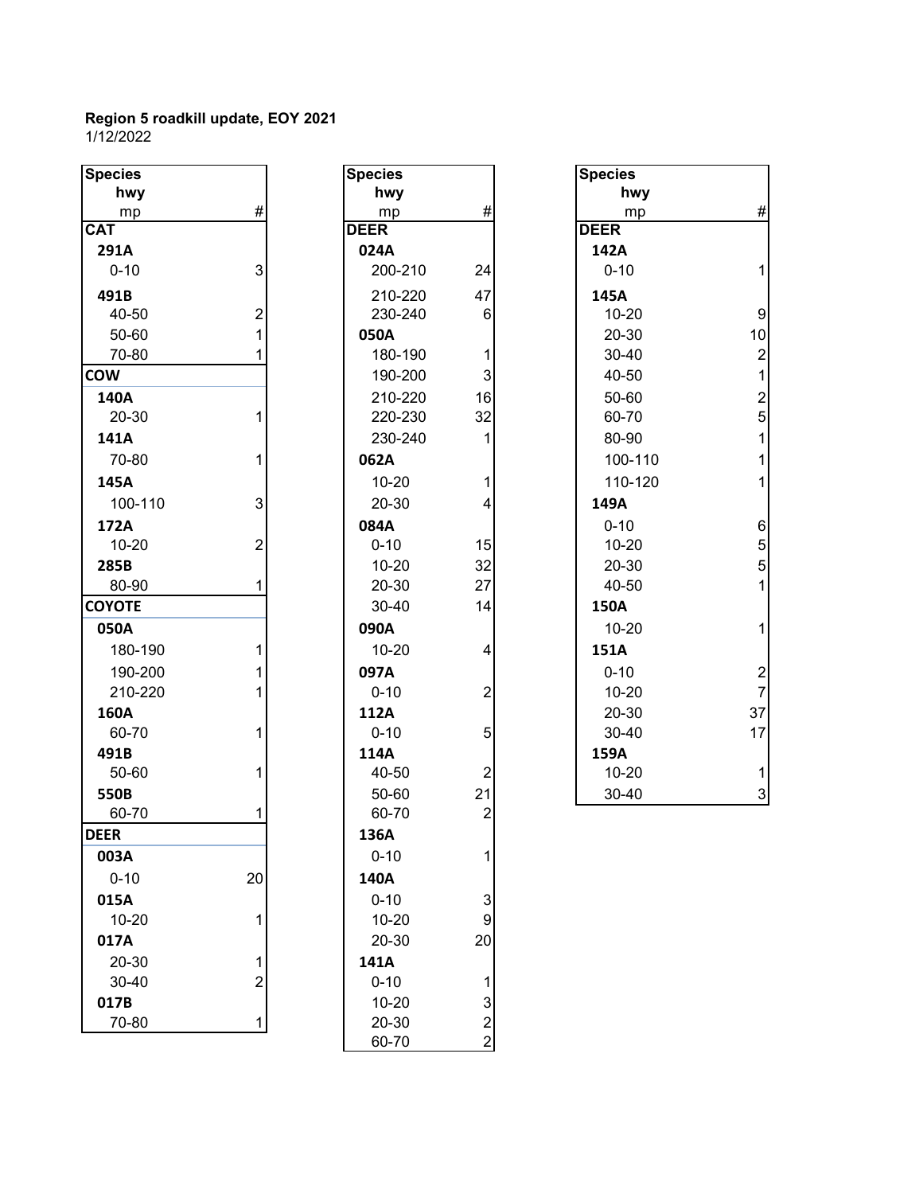**Region 5 roadkill update, EOY 2021**
1/12/2022

| Species / hwy / mp | # |
|---|---|
| **CAT** | |
| **291A** | |
| 0-10 | 3 |
| **491B** | |
| 40-50 | 2 |
| 50-60 | 1 |
| 70-80 | 1 |
| **COW** | |
| **140A** | |
| 20-30 | 1 |
| **141A** | |
| 70-80 | 1 |
| **145A** | |
| 100-110 | 3 |
| **172A** | |
| 10-20 | 2 |
| **285B** | |
| 80-90 | 1 |
| **COYOTE** | |
| **050A** | |
| 180-190 | 1 |
| 190-200 | 1 |
| 210-220 | 1 |
| **160A** | |
| 60-70 | 1 |
| **491B** | |
| 50-60 | 1 |
| **550B** | |
| 60-70 | 1 |
| **DEER** | |
| **003A** | |
| 0-10 | 20 |
| **015A** | |
| 10-20 | 1 |
| **017A** | |
| 20-30 | 1 |
| 30-40 | 2 |
| **017B** | |
| 70-80 | 1 |

| Species / hwy / mp | # |
|---|---|
| **DEER** | |
| **024A** | |
| 200-210 | 24 |
| 210-220 | 47 |
| 230-240 | 6 |
| **050A** | |
| 180-190 | 1 |
| 190-200 | 3 |
| 210-220 | 16 |
| 220-230 | 32 |
| 230-240 | 1 |
| **062A** | |
| 10-20 | 1 |
| 20-30 | 4 |
| **084A** | |
| 0-10 | 15 |
| 10-20 | 32 |
| 20-30 | 27 |
| 30-40 | 14 |
| **090A** | |
| 10-20 | 4 |
| **097A** | |
| 0-10 | 2 |
| **112A** | |
| 0-10 | 5 |
| **114A** | |
| 40-50 | 2 |
| 50-60 | 21 |
| 60-70 | 2 |
| **136A** | |
| 0-10 | 1 |
| **140A** | |
| 0-10 | 3 |
| 10-20 | 9 |
| 20-30 | 20 |
| **141A** | |
| 0-10 | 1 |
| 10-20 | 3 |
| 20-30 | 2 |
| 60-70 | 2 |

| Species / hwy / mp | # |
|---|---|
| **DEER** | |
| **142A** | |
| 0-10 | 1 |
| **145A** | |
| 10-20 | 9 |
| 20-30 | 10 |
| 30-40 | 2 |
| 40-50 | 1 |
| 50-60 | 2 |
| 60-70 | 5 |
| 80-90 | 1 |
| 100-110 | 1 |
| 110-120 | 1 |
| **149A** | |
| 0-10 | 6 |
| 10-20 | 5 |
| 20-30 | 5 |
| 40-50 | 1 |
| **150A** | |
| 10-20 | 1 |
| **151A** | |
| 0-10 | 2 |
| 10-20 | 7 |
| 20-30 | 37 |
| 30-40 | 17 |
| **159A** | |
| 10-20 | 1 |
| 30-40 | 3 |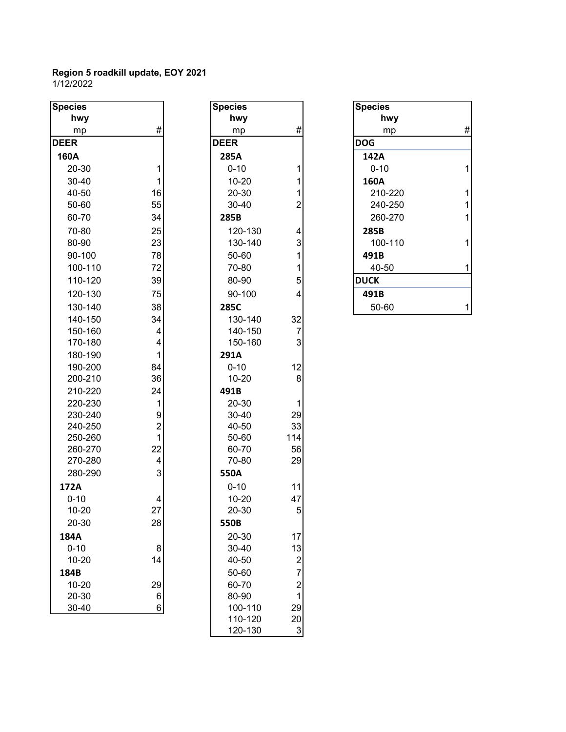**Region 5 roadkill update, EOY 2021**

1/12/2022

| Species hwy mp | # |
|---|---|
| **DEER** | |
| **160A** | |
| 20-30 | 1 |
| 30-40 | 1 |
| 40-50 | 16 |
| 50-60 | 55 |
| 60-70 | 34 |
| 70-80 | 25 |
| 80-90 | 23 |
| 90-100 | 78 |
| 100-110 | 72 |
| 110-120 | 39 |
| 120-130 | 75 |
| 130-140 | 38 |
| 140-150 | 34 |
| 150-160 | 4 |
| 170-180 | 4 |
| 180-190 | 1 |
| 190-200 | 84 |
| 200-210 | 36 |
| 210-220 | 24 |
| 220-230 | 1 |
| 230-240 | 9 |
| 240-250 | 2 |
| 250-260 | 1 |
| 260-270 | 22 |
| 270-280 | 4 |
| 280-290 | 3 |
| **172A** | |
| 0-10 | 4 |
| 10-20 | 27 |
| 20-30 | 28 |
| **184A** | |
| 0-10 | 8 |
| 10-20 | 14 |
| **184B** | |
| 10-20 | 29 |
| 20-30 | 6 |
| 30-40 | 6 |

| Species hwy mp | # |
|---|---|
| **DEER** | |
| **285A** | |
| 0-10 | 1 |
| 10-20 | 1 |
| 20-30 | 1 |
| 30-40 | 2 |
| **285B** | |
| 120-130 | 4 |
| 130-140 | 3 |
| 50-60 | 1 |
| 70-80 | 1 |
| 80-90 | 5 |
| 90-100 | 4 |
| **285C** | |
| 130-140 | 32 |
| 140-150 | 7 |
| 150-160 | 3 |
| **291A** | |
| 0-10 | 12 |
| 10-20 | 8 |
| **491B** | |
| 20-30 | 1 |
| 30-40 | 29 |
| 40-50 | 33 |
| 50-60 | 114 |
| 60-70 | 56 |
| 70-80 | 29 |
| **550A** | |
| 0-10 | 11 |
| 10-20 | 47 |
| 20-30 | 5 |
| **550B** | |
| 20-30 | 17 |
| 30-40 | 13 |
| 40-50 | 2 |
| 50-60 | 7 |
| 60-70 | 2 |
| 80-90 | 1 |
| 100-110 | 29 |
| 110-120 | 20 |
| 120-130 | 3 |

| Species hwy mp | # |
|---|---|
| **DOG** | |
| **142A** | |
| 0-10 | 1 |
| **160A** | |
| 210-220 | 1 |
| 240-250 | 1 |
| 260-270 | 1 |
| **285B** | |
| 100-110 | 1 |
| **491B** | |
| 40-50 | 1 |
| **DUCK** | |
| **491B** | |
| 50-60 | 1 |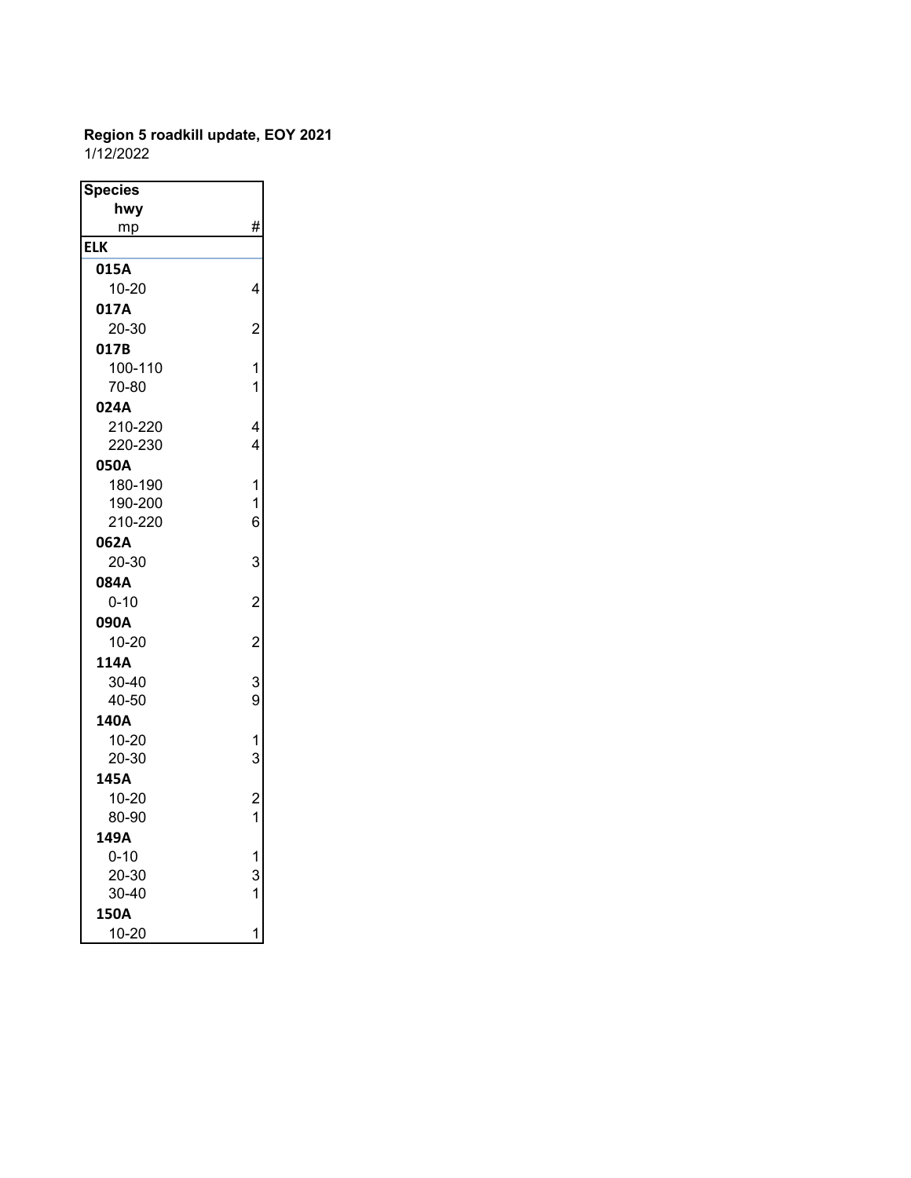**Region 5 roadkill update, EOY 2021**
1/12/2022

| Species / hwy / mp | # |
|---|---|
| **ELK** | |
| **015A** | |
| 10-20 | 4 |
| **017A** | |
| 20-30 | 2 |
| **017B** | |
| 100-110 | 1 |
| 70-80 | 1 |
| **024A** | |
| 210-220 | 4 |
| 220-230 | 4 |
| **050A** | |
| 180-190 | 1 |
| 190-200 | 1 |
| 210-220 | 6 |
| **062A** | |
| 20-30 | 3 |
| **084A** | |
| 0-10 | 2 |
| **090A** | |
| 10-20 | 2 |
| **114A** | |
| 30-40 | 3 |
| 40-50 | 9 |
| **140A** | |
| 10-20 | 1 |
| 20-30 | 3 |
| **145A** | |
| 10-20 | 2 |
| 80-90 | 1 |
| **149A** | |
| 0-10 | 1 |
| 20-30 | 3 |
| 30-40 | 1 |
| **150A** | |
| 10-20 | 1 |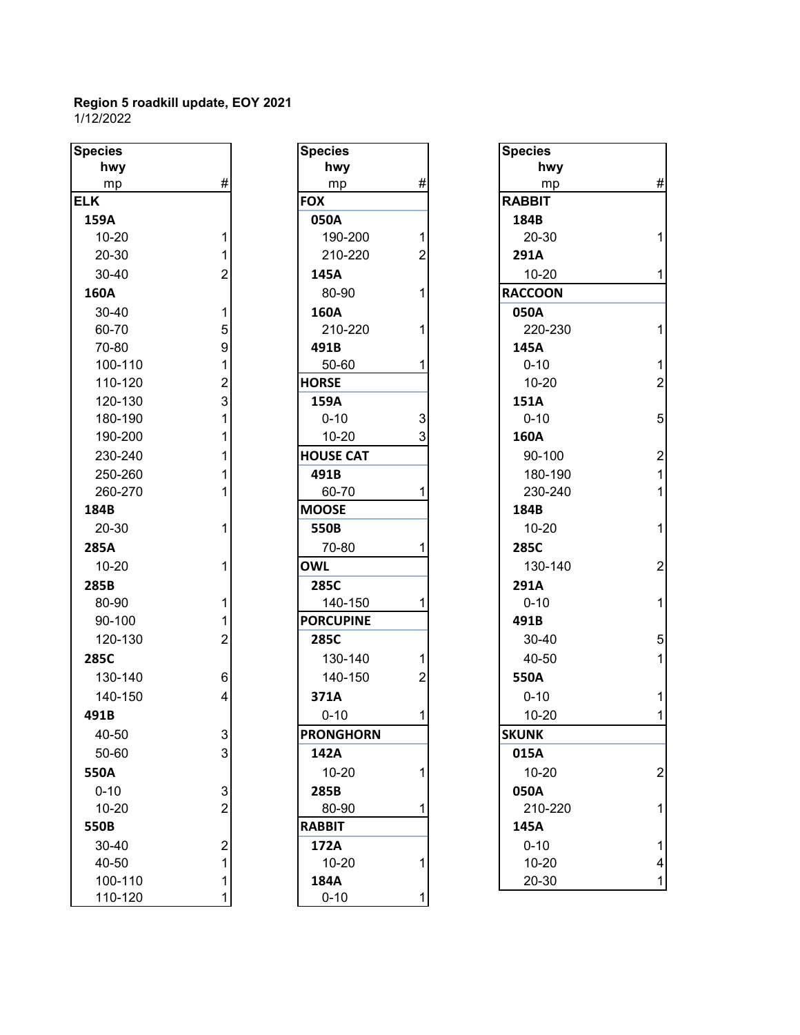**Region 5 roadkill update, EOY 2021**
1/12/2022

| Species<br>hwy<br>mp | # |
|---|---|
| **ELK** | |
| **159A** | |
| 10-20 | 1 |
| 20-30 | 1 |
| 30-40 | 2 |
| **160A** | |
| 30-40 | 1 |
| 60-70 | 5 |
| 70-80 | 9 |
| 100-110 | 1 |
| 110-120 | 2 |
| 120-130 | 3 |
| 180-190 | 1 |
| 190-200 | 1 |
| 230-240 | 1 |
| 250-260 | 1 |
| 260-270 | 1 |
| **184B** | |
| 20-30 | 1 |
| **285A** | |
| 10-20 | 1 |
| **285B** | |
| 80-90 | 1 |
| 90-100 | 1 |
| 120-130 | 2 |
| **285C** | |
| 130-140 | 6 |
| 140-150 | 4 |
| **491B** | |
| 40-50 | 3 |
| 50-60 | 3 |
| **550A** | |
| 0-10 | 3 |
| 10-20 | 2 |
| **550B** | |
| 30-40 | 2 |
| 40-50 | 1 |
| 100-110 | 1 |
| 110-120 | 1 |

| Species<br>hwy<br>mp | # |
|---|---|
| **FOX** | |
| **050A** | |
| 190-200 | 1 |
| 210-220 | 2 |
| **145A** | |
| 80-90 | 1 |
| **160A** | |
| 210-220 | 1 |
| **491B** | |
| 50-60 | 1 |
| **HORSE** | |
| **159A** | |
| 0-10 | 3 |
| 10-20 | 3 |
| **HOUSE CAT** | |
| **491B** | |
| 60-70 | 1 |
| **MOOSE** | |
| **550B** | |
| 70-80 | 1 |
| **OWL** | |
| **285C** | |
| 140-150 | 1 |
| **PORCUPINE** | |
| **285C** | |
| 130-140 | 1 |
| 140-150 | 2 |
| **371A** | |
| 0-10 | 1 |
| **PRONGHORN** | |
| **142A** | |
| 10-20 | 1 |
| **285B** | |
| 80-90 | 1 |
| **RABBIT** | |
| **172A** | |
| 10-20 | 1 |
| **184A** | |
| 0-10 | 1 |

| Species<br>hwy<br>mp | # |
|---|---|
| **RABBIT** | |
| **184B** | |
| 20-30 | 1 |
| **291A** | |
| 10-20 | 1 |
| **RACCOON** | |
| **050A** | |
| 220-230 | 1 |
| **145A** | |
| 0-10 | 1 |
| 10-20 | 2 |
| **151A** | |
| 0-10 | 5 |
| **160A** | |
| 90-100 | 2 |
| 180-190 | 1 |
| 230-240 | 1 |
| **184B** | |
| 10-20 | 1 |
| **285C** | |
| 130-140 | 2 |
| **291A** | |
| 0-10 | 1 |
| **491B** | |
| 30-40 | 5 |
| 40-50 | 1 |
| **550A** | |
| 0-10 | 1 |
| 10-20 | 1 |
| **SKUNK** | |
| **015A** | |
| 10-20 | 2 |
| **050A** | |
| 210-220 | 1 |
| **145A** | |
| 0-10 | 1 |
| 10-20 | 4 |
| 20-30 | 1 |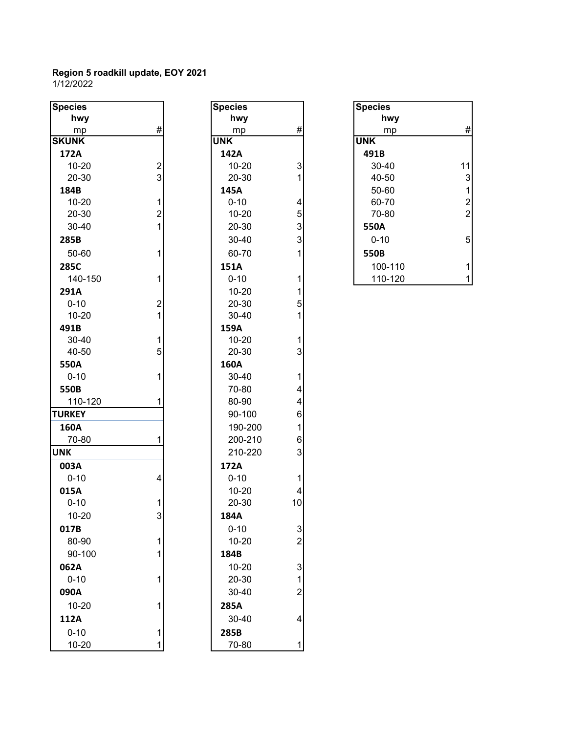**Region 5 roadkill update, EOY 2021**
1/12/2022

| Species / hwy / mp | # |
|---|---|
| **SKUNK** | |
| **172A** | |
| 10-20 | 2 |
| 20-30 | 3 |
| **184B** | |
| 10-20 | 1 |
| 20-30 | 2 |
| 30-40 | 1 |
| **285B** | |
| 50-60 | 1 |
| **285C** | |
| 140-150 | 1 |
| **291A** | |
| 0-10 | 2 |
| 10-20 | 1 |
| **491B** | |
| 30-40 | 1 |
| 40-50 | 5 |
| **550A** | |
| 0-10 | 1 |
| **550B** | |
| 110-120 | 1 |
| **TURKEY** | |
| **160A** | |
| 70-80 | 1 |
| **UNK** | |
| **003A** | |
| 0-10 | 4 |
| **015A** | |
| 0-10 | 1 |
| 10-20 | 3 |
| **017B** | |
| 80-90 | 1 |
| 90-100 | 1 |
| **062A** | |
| 0-10 | 1 |
| **090A** | |
| 10-20 | 1 |
| **112A** | |
| 0-10 | 1 |
| 10-20 | 1 |

| Species / hwy / mp | # |
|---|---|
| **UNK** | |
| **142A** | |
| 10-20 | 3 |
| 20-30 | 1 |
| **145A** | |
| 0-10 | 4 |
| 10-20 | 5 |
| 20-30 | 3 |
| 30-40 | 3 |
| 60-70 | 1 |
| **151A** | |
| 0-10 | 1 |
| 10-20 | 1 |
| 20-30 | 5 |
| 30-40 | 1 |
| **159A** | |
| 10-20 | 1 |
| 20-30 | 3 |
| **160A** | |
| 30-40 | 1 |
| 70-80 | 4 |
| 80-90 | 4 |
| 90-100 | 6 |
| 190-200 | 1 |
| 200-210 | 6 |
| 210-220 | 3 |
| **172A** | |
| 0-10 | 1 |
| 10-20 | 4 |
| 20-30 | 10 |
| **184A** | |
| 0-10 | 3 |
| 10-20 | 2 |
| **184B** | |
| 10-20 | 3 |
| 20-30 | 1 |
| 30-40 | 2 |
| **285A** | |
| 30-40 | 4 |
| **285B** | |
| 70-80 | 1 |

| Species / hwy / mp | # |
|---|---|
| **UNK** | |
| **491B** | |
| 30-40 | 11 |
| 40-50 | 3 |
| 50-60 | 1 |
| 60-70 | 2 |
| 70-80 | 2 |
| **550A** | |
| 0-10 | 5 |
| **550B** | |
| 100-110 | 1 |
| 110-120 | 1 |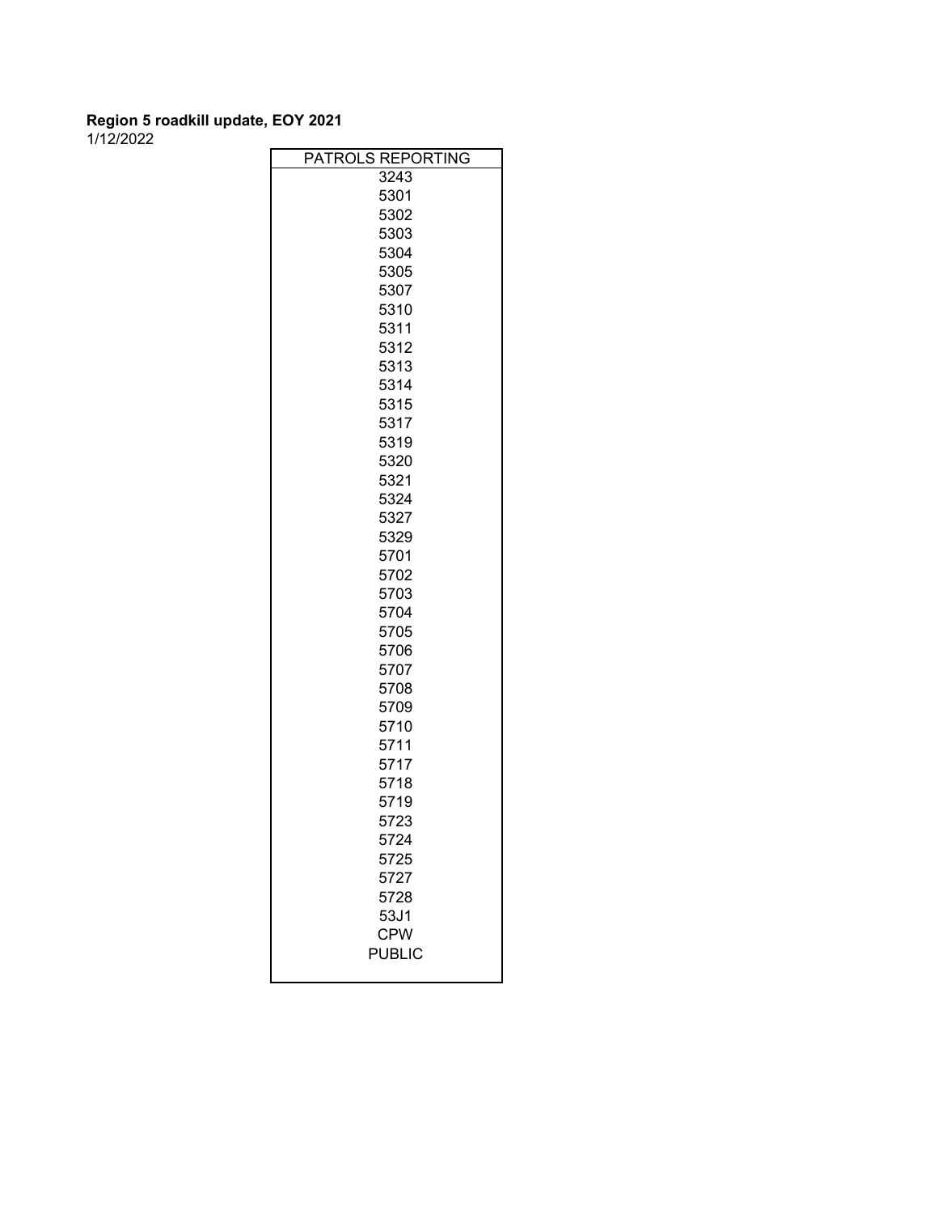**Region 5 roadkill update, EOY 2021**

1/12/2022

| PATROLS REPORTING |
|---|
| 3243 |
| 5301 |
| 5302 |
| 5303 |
| 5304 |
| 5305 |
| 5307 |
| 5310 |
| 5311 |
| 5312 |
| 5313 |
| 5314 |
| 5315 |
| 5317 |
| 5319 |
| 5320 |
| 5321 |
| 5324 |
| 5327 |
| 5329 |
| 5701 |
| 5702 |
| 5703 |
| 5704 |
| 5705 |
| 5706 |
| 5707 |
| 5708 |
| 5709 |
| 5710 |
| 5711 |
| 5717 |
| 5718 |
| 5719 |
| 5723 |
| 5724 |
| 5725 |
| 5727 |
| 5728 |
| 53J1 |
| CPW |
| PUBLIC |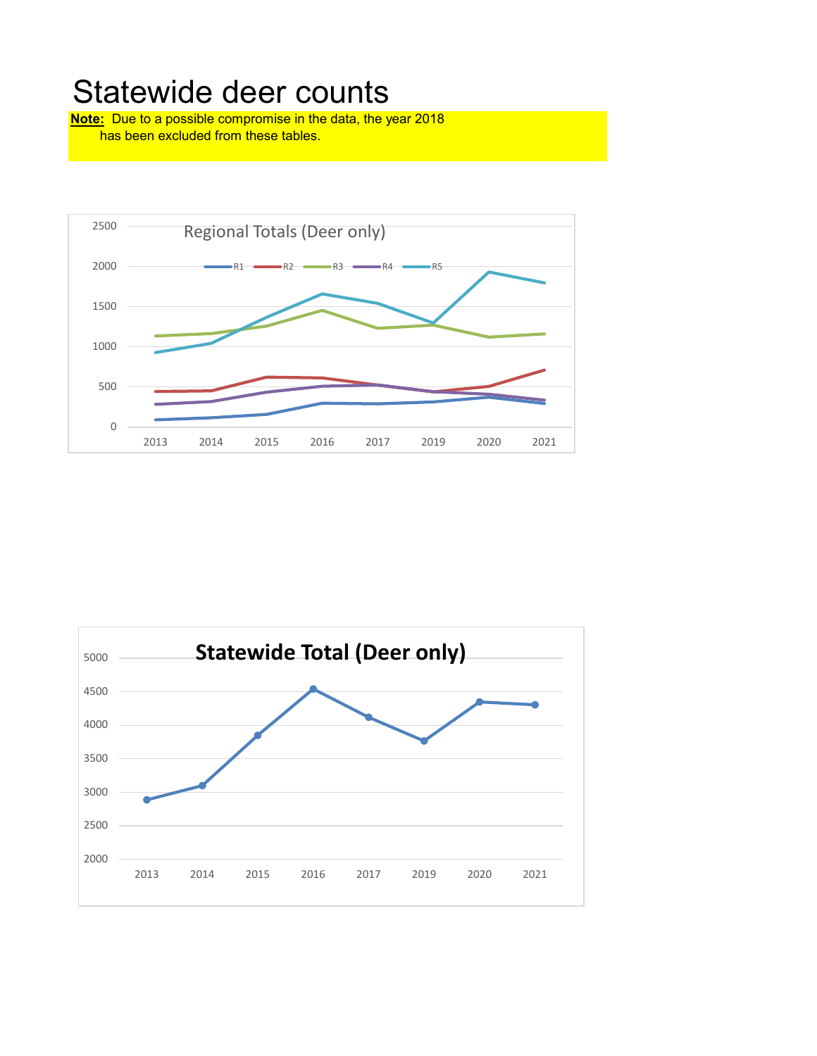# Statewide deer counts

**Note:** Due to a possible compromise in the data, the year 2018 has been excluded from these tables.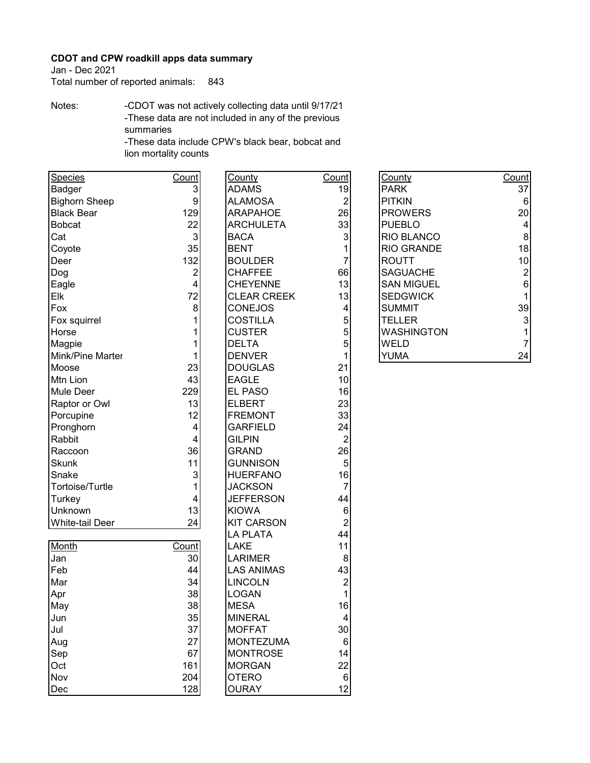**CDOT and CPW roadkill apps data summary**

Jan - Dec 2021

Total number of reported animals: 843

Notes:

- CDOT was not actively collecting data until 9/17/21
- These data are not included in any of the previous summaries
- These data include CPW's black bear, bobcat and lion mortality counts

| Species | Count |
|---|---|
| Badger | 3 |
| Bighorn Sheep | 9 |
| Black Bear | 129 |
| Bobcat | 22 |
| Cat | 3 |
| Coyote | 35 |
| Deer | 132 |
| Dog | 2 |
| Eagle | 4 |
| Elk | 72 |
| Fox | 8 |
| Fox squirrel | 1 |
| Horse | 1 |
| Magpie | 1 |
| Mink/Pine Marter | 1 |
| Moose | 23 |
| Mtn Lion | 43 |
| Mule Deer | 229 |
| Raptor or Owl | 13 |
| Porcupine | 12 |
| Pronghorn | 4 |
| Rabbit | 4 |
| Raccoon | 36 |
| Skunk | 11 |
| Snake | 3 |
| Tortoise/Turtle | 1 |
| Turkey | 4 |
| Unknown | 13 |
| White-tail Deer | 24 |

| Month | Count |
|---|---|
| Jan | 30 |
| Feb | 44 |
| Mar | 34 |
| Apr | 38 |
| May | 38 |
| Jun | 35 |
| Jul | 37 |
| Aug | 27 |
| Sep | 67 |
| Oct | 161 |
| Nov | 204 |
| Dec | 128 |

| County | Count |
|---|---|
| ADAMS | 19 |
| ALAMOSA | 2 |
| ARAPAHOE | 26 |
| ARCHULETA | 33 |
| BACA | 3 |
| BENT | 1 |
| BOULDER | 7 |
| CHAFFEE | 66 |
| CHEYENNE | 13 |
| CLEAR CREEK | 13 |
| CONEJOS | 4 |
| COSTILLA | 5 |
| CUSTER | 5 |
| DELTA | 5 |
| DENVER | 1 |
| DOUGLAS | 21 |
| EAGLE | 10 |
| EL PASO | 16 |
| ELBERT | 23 |
| FREMONT | 33 |
| GARFIELD | 24 |
| GILPIN | 2 |
| GRAND | 26 |
| GUNNISON | 5 |
| HUERFANO | 16 |
| JACKSON | 7 |
| JEFFERSON | 44 |
| KIOWA | 6 |
| KIT CARSON | 2 |
| LA PLATA | 44 |
| LAKE | 11 |
| LARIMER | 8 |
| LAS ANIMAS | 43 |
| LINCOLN | 2 |
| LOGAN | 1 |
| MESA | 16 |
| MINERAL | 4 |
| MOFFAT | 30 |
| MONTEZUMA | 6 |
| MONTROSE | 14 |
| MORGAN | 22 |
| OTERO | 6 |
| OURAY | 12 |

| County | Count |
|---|---|
| PARK | 37 |
| PITKIN | 6 |
| PROWERS | 20 |
| PUEBLO | 4 |
| RIO BLANCO | 8 |
| RIO GRANDE | 18 |
| ROUTT | 10 |
| SAGUACHE | 2 |
| SAN MIGUEL | 6 |
| SEDGWICK | 1 |
| SUMMIT | 39 |
| TELLER | 3 |
| WASHINGTON | 1 |
| WELD | 7 |
| YUMA | 24 |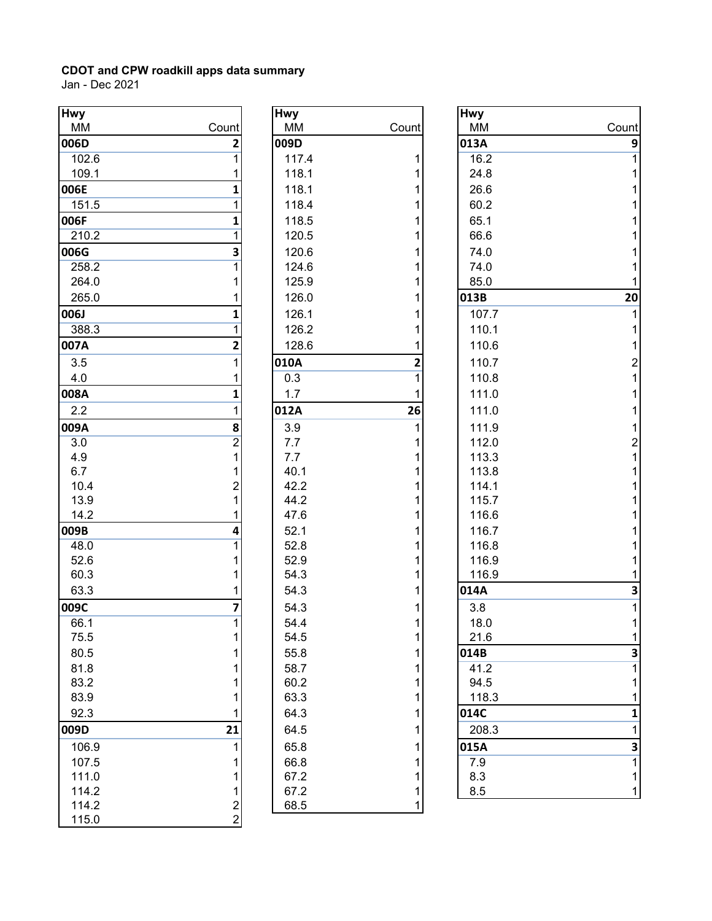**CDOT and CPW roadkill apps data summary**

Jan - Dec 2021

| Hwy MM | Count |
|---|---|
| **006D** | **2** |
| 102.6 | 1 |
| 109.1 | 1 |
| **006E** | **1** |
| 151.5 | 1 |
| **006F** | **1** |
| 210.2 | 1 |
| **006G** | **3** |
| 258.2 | 1 |
| 264.0 | 1 |
| 265.0 | 1 |
| **006J** | **1** |
| 388.3 | 1 |
| **007A** | **2** |
| 3.5 | 1 |
| 4.0 | 1 |
| **008A** | **1** |
| 2.2 | 1 |
| **009A** | **8** |
| 3.0 | 2 |
| 4.9 | 1 |
| 6.7 | 1 |
| 10.4 | 2 |
| 13.9 | 1 |
| 14.2 | 1 |
| **009B** | **4** |
| 48.0 | 1 |
| 52.6 | 1 |
| 60.3 | 1 |
| 63.3 | 1 |
| **009C** | **7** |
| 66.1 | 1 |
| 75.5 | 1 |
| 80.5 | 1 |
| 81.8 | 1 |
| 83.2 | 1 |
| 83.9 | 1 |
| 92.3 | 1 |
| **009D** | **21** |
| 106.9 | 1 |
| 107.5 | 1 |
| 111.0 | 1 |
| 114.2 | 1 |
| 114.2 | 2 |
| 115.0 | 2 |

| Hwy MM | Count |
|---|---|
| **009D** | |
| 117.4 | 1 |
| 118.1 | 1 |
| 118.1 | 1 |
| 118.4 | 1 |
| 118.5 | 1 |
| 120.5 | 1 |
| 120.6 | 1 |
| 124.6 | 1 |
| 125.9 | 1 |
| 126.0 | 1 |
| 126.1 | 1 |
| 126.2 | 1 |
| 128.6 | 1 |
| **010A** | **2** |
| 0.3 | 1 |
| 1.7 | 1 |
| **012A** | **26** |
| 3.9 | 1 |
| 7.7 | 1 |
| 7.7 | 1 |
| 40.1 | 1 |
| 42.2 | 1 |
| 44.2 | 1 |
| 47.6 | 1 |
| 52.1 | 1 |
| 52.8 | 1 |
| 52.9 | 1 |
| 54.3 | 1 |
| 54.3 | 1 |
| 54.3 | 1 |
| 54.4 | 1 |
| 54.5 | 1 |
| 55.8 | 1 |
| 58.7 | 1 |
| 60.2 | 1 |
| 63.3 | 1 |
| 64.3 | 1 |
| 64.5 | 1 |
| 65.8 | 1 |
| 66.8 | 1 |
| 67.2 | 1 |
| 67.2 | 1 |
| 68.5 | 1 |

| Hwy MM | Count |
|---|---|
| **013A** | **9** |
| 16.2 | 1 |
| 24.8 | 1 |
| 26.6 | 1 |
| 60.2 | 1 |
| 65.1 | 1 |
| 66.6 | 1 |
| 74.0 | 1 |
| 74.0 | 1 |
| 85.0 | 1 |
| **013B** | **20** |
| 107.7 | 1 |
| 110.1 | 1 |
| 110.6 | 1 |
| 110.7 | 2 |
| 110.8 | 1 |
| 111.0 | 1 |
| 111.0 | 1 |
| 111.9 | 1 |
| 112.0 | 2 |
| 113.3 | 1 |
| 113.8 | 1 |
| 114.1 | 1 |
| 115.7 | 1 |
| 116.6 | 1 |
| 116.7 | 1 |
| 116.8 | 1 |
| 116.9 | 1 |
| 116.9 | 1 |
| **014A** | **3** |
| 3.8 | 1 |
| 18.0 | 1 |
| 21.6 | 1 |
| **014B** | **3** |
| 41.2 | 1 |
| 94.5 | 1 |
| 118.3 | 1 |
| **014C** | **1** |
| 208.3 | 1 |
| **015A** | **3** |
| 7.9 | 1 |
| 8.3 | 1 |
| 8.5 | 1 |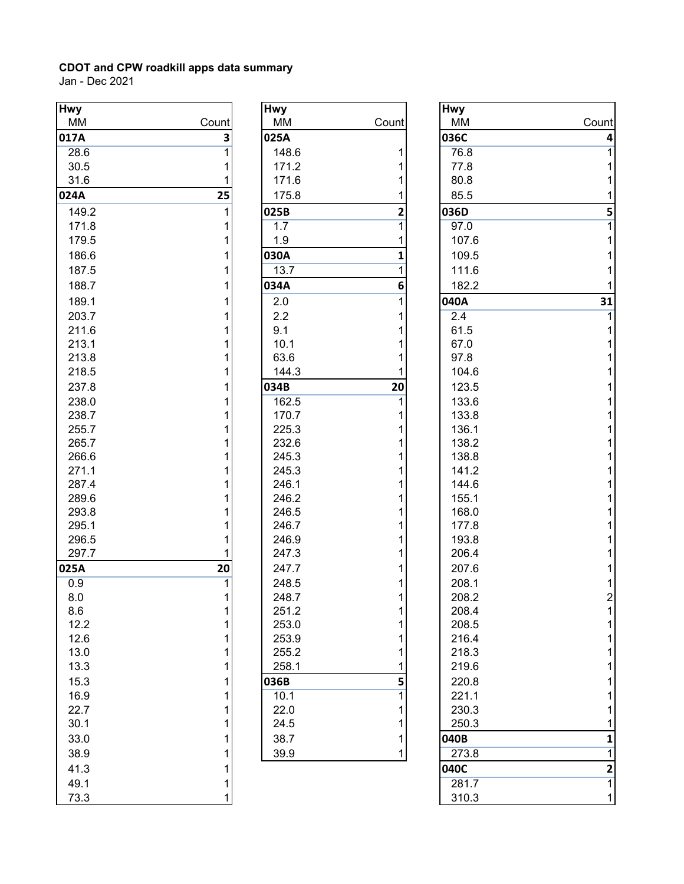**CDOT and CPW roadkill apps data summary**
Jan - Dec 2021

| Hwy MM | Count |
|---|---|
| **017A** | **3** |
| 28.6 | 1 |
| 30.5 | 1 |
| 31.6 | 1 |
| **024A** | **25** |
| 149.2 | 1 |
| 171.8 | 1 |
| 179.5 | 1 |
| 186.6 | 1 |
| 187.5 | 1 |
| 188.7 | 1 |
| 189.1 | 1 |
| 203.7 | 1 |
| 211.6 | 1 |
| 213.1 | 1 |
| 213.8 | 1 |
| 218.5 | 1 |
| 237.8 | 1 |
| 238.0 | 1 |
| 238.7 | 1 |
| 255.7 | 1 |
| 265.7 | 1 |
| 266.6 | 1 |
| 271.1 | 1 |
| 287.4 | 1 |
| 289.6 | 1 |
| 293.8 | 1 |
| 295.1 | 1 |
| 296.5 | 1 |
| 297.7 | 1 |
| **025A** | **20** |
| 0.9 | 1 |
| 8.0 | 1 |
| 8.6 | 1 |
| 12.2 | 1 |
| 12.6 | 1 |
| 13.0 | 1 |
| 13.3 | 1 |
| 15.3 | 1 |
| 16.9 | 1 |
| 22.7 | 1 |
| 30.1 | 1 |
| 33.0 | 1 |
| 38.9 | 1 |
| 41.3 | 1 |
| 49.1 | 1 |
| 73.3 | 1 |

| Hwy MM | Count |
|---|---|
| **025A** | |
| 148.6 | 1 |
| 171.2 | 1 |
| 171.6 | 1 |
| 175.8 | 1 |
| **025B** | **2** |
| 1.7 | 1 |
| 1.9 | 1 |
| **030A** | **1** |
| 13.7 | 1 |
| **034A** | **6** |
| 2.0 | 1 |
| 2.2 | 1 |
| 9.1 | 1 |
| 10.1 | 1 |
| 63.6 | 1 |
| 144.3 | 1 |
| **034B** | **20** |
| 162.5 | 1 |
| 170.7 | 1 |
| 225.3 | 1 |
| 232.6 | 1 |
| 245.3 | 1 |
| 245.3 | 1 |
| 246.1 | 1 |
| 246.2 | 1 |
| 246.5 | 1 |
| 246.7 | 1 |
| 246.9 | 1 |
| 247.3 | 1 |
| 247.7 | 1 |
| 248.5 | 1 |
| 248.7 | 1 |
| 251.2 | 1 |
| 253.0 | 1 |
| 253.9 | 1 |
| 255.2 | 1 |
| 258.1 | 1 |
| **036B** | **5** |
| 10.1 | 1 |
| 22.0 | 1 |
| 24.5 | 1 |
| 38.7 | 1 |
| 39.9 | 1 |

| Hwy MM | Count |
|---|---|
| **036C** | **4** |
| 76.8 | 1 |
| 77.8 | 1 |
| 80.8 | 1 |
| 85.5 | 1 |
| **036D** | **5** |
| 97.0 | 1 |
| 107.6 | 1 |
| 109.5 | 1 |
| 111.6 | 1 |
| 182.2 | 1 |
| **040A** | **31** |
| 2.4 | 1 |
| 61.5 | 1 |
| 67.0 | 1 |
| 97.8 | 1 |
| 104.6 | 1 |
| 123.5 | 1 |
| 133.6 | 1 |
| 133.8 | 1 |
| 136.1 | 1 |
| 138.2 | 1 |
| 138.8 | 1 |
| 141.2 | 1 |
| 144.6 | 1 |
| 155.1 | 1 |
| 168.0 | 1 |
| 177.8 | 1 |
| 193.8 | 1 |
| 206.4 | 1 |
| 207.6 | 1 |
| 208.1 | 1 |
| 208.2 | 2 |
| 208.4 | 1 |
| 208.5 | 1 |
| 216.4 | 1 |
| 218.3 | 1 |
| 219.6 | 1 |
| 220.8 | 1 |
| 221.1 | 1 |
| 230.3 | 1 |
| 250.3 | 1 |
| **040B** | **1** |
| 273.8 | 1 |
| **040C** | **2** |
| 281.7 | 1 |
| 310.3 | 1 |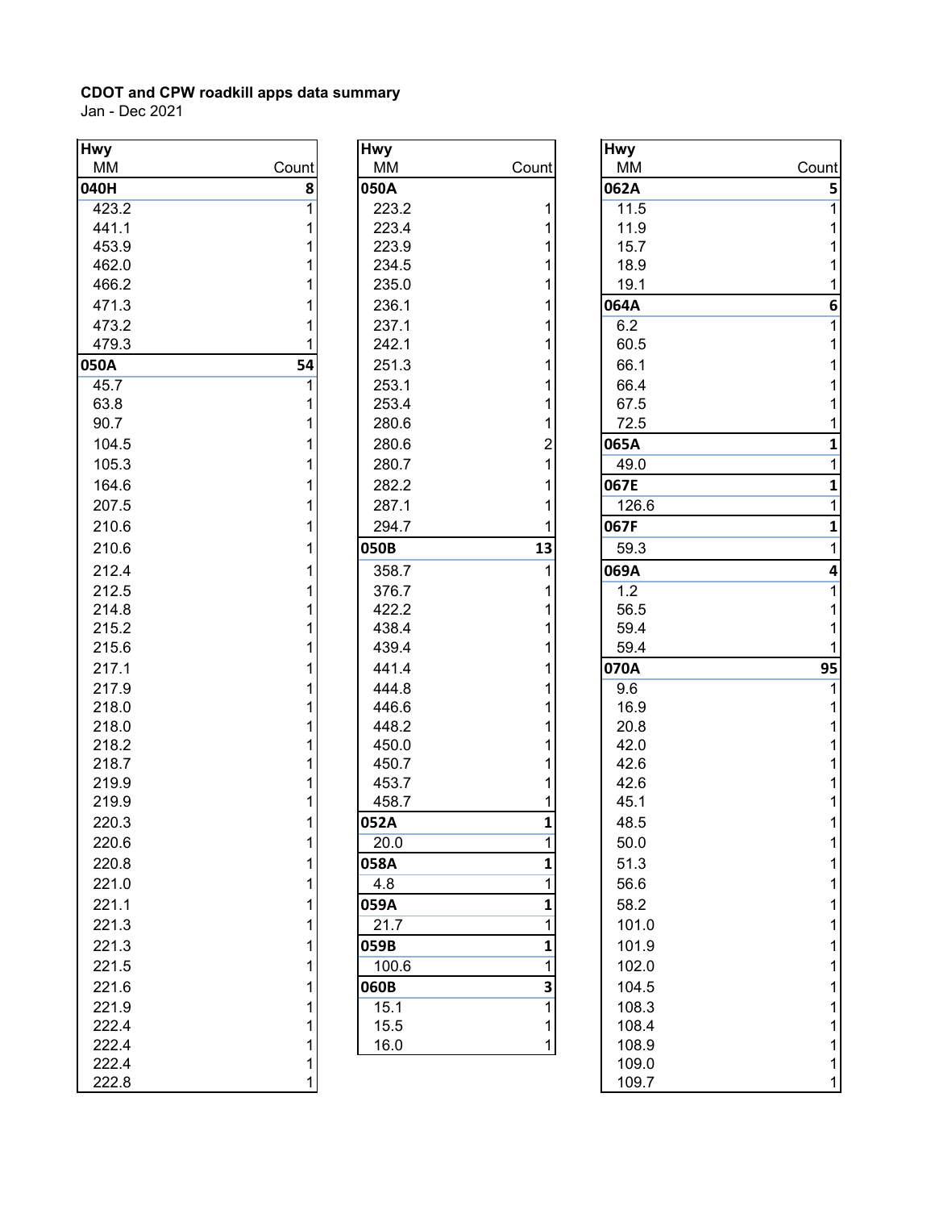**CDOT and CPW roadkill apps data summary**

Jan - Dec 2021

| Hwy MM | Count |
|---|---|
| **040H** | **8** |
| 423.2 | 1 |
| 441.1 | 1 |
| 453.9 | 1 |
| 462.0 | 1 |
| 466.2 | 1 |
| 471.3 | 1 |
| 473.2 | 1 |
| 479.3 | 1 |
| **050A** | **54** |
| 45.7 | 1 |
| 63.8 | 1 |
| 90.7 | 1 |
| 104.5 | 1 |
| 105.3 | 1 |
| 164.6 | 1 |
| 207.5 | 1 |
| 210.6 | 1 |
| 210.6 | 1 |
| 212.4 | 1 |
| 212.5 | 1 |
| 214.8 | 1 |
| 215.2 | 1 |
| 215.6 | 1 |
| 217.1 | 1 |
| 217.9 | 1 |
| 218.0 | 1 |
| 218.0 | 1 |
| 218.2 | 1 |
| 218.7 | 1 |
| 219.9 | 1 |
| 219.9 | 1 |
| 220.3 | 1 |
| 220.6 | 1 |
| 220.8 | 1 |
| 221.0 | 1 |
| 221.1 | 1 |
| 221.3 | 1 |
| 221.3 | 1 |
| 221.5 | 1 |
| 221.6 | 1 |
| 221.9 | 1 |
| 222.4 | 1 |
| 222.4 | 1 |
| 222.4 | 1 |
| 222.8 | 1 |

| Hwy MM | Count |
|---|---|
| **050A** | |
| 223.2 | 1 |
| 223.4 | 1 |
| 223.9 | 1 |
| 234.5 | 1 |
| 235.0 | 1 |
| 236.1 | 1 |
| 237.1 | 1 |
| 242.1 | 1 |
| 251.3 | 1 |
| 253.1 | 1 |
| 253.4 | 1 |
| 280.6 | 1 |
| 280.6 | 2 |
| 280.7 | 1 |
| 282.2 | 1 |
| 287.1 | 1 |
| 294.7 | 1 |
| **050B** | **13** |
| 358.7 | 1 |
| 376.7 | 1 |
| 422.2 | 1 |
| 438.4 | 1 |
| 439.4 | 1 |
| 441.4 | 1 |
| 444.8 | 1 |
| 446.6 | 1 |
| 448.2 | 1 |
| 450.0 | 1 |
| 450.7 | 1 |
| 453.7 | 1 |
| 458.7 | 1 |
| **052A** | **1** |
| 20.0 | 1 |
| **058A** | **1** |
| 4.8 | 1 |
| **059A** | **1** |
| 21.7 | 1 |
| **059B** | **1** |
| 100.6 | 1 |
| **060B** | **3** |
| 15.1 | 1 |
| 15.5 | 1 |
| 16.0 | 1 |

| Hwy MM | Count |
|---|---|
| **062A** | **5** |
| 11.5 | 1 |
| 11.9 | 1 |
| 15.7 | 1 |
| 18.9 | 1 |
| 19.1 | 1 |
| **064A** | **6** |
| 6.2 | 1 |
| 60.5 | 1 |
| 66.1 | 1 |
| 66.4 | 1 |
| 67.5 | 1 |
| 72.5 | 1 |
| **065A** | **1** |
| 49.0 | 1 |
| **067E** | **1** |
| 126.6 | 1 |
| **067F** | **1** |
| 59.3 | 1 |
| **069A** | **4** |
| 1.2 | 1 |
| 56.5 | 1 |
| 59.4 | 1 |
| 59.4 | 1 |
| **070A** | **95** |
| 9.6 | 1 |
| 16.9 | 1 |
| 20.8 | 1 |
| 42.0 | 1 |
| 42.6 | 1 |
| 42.6 | 1 |
| 45.1 | 1 |
| 48.5 | 1 |
| 50.0 | 1 |
| 51.3 | 1 |
| 56.6 | 1 |
| 58.2 | 1 |
| 101.0 | 1 |
| 101.9 | 1 |
| 102.0 | 1 |
| 104.5 | 1 |
| 108.3 | 1 |
| 108.4 | 1 |
| 108.9 | 1 |
| 109.0 | 1 |
| 109.7 | 1 |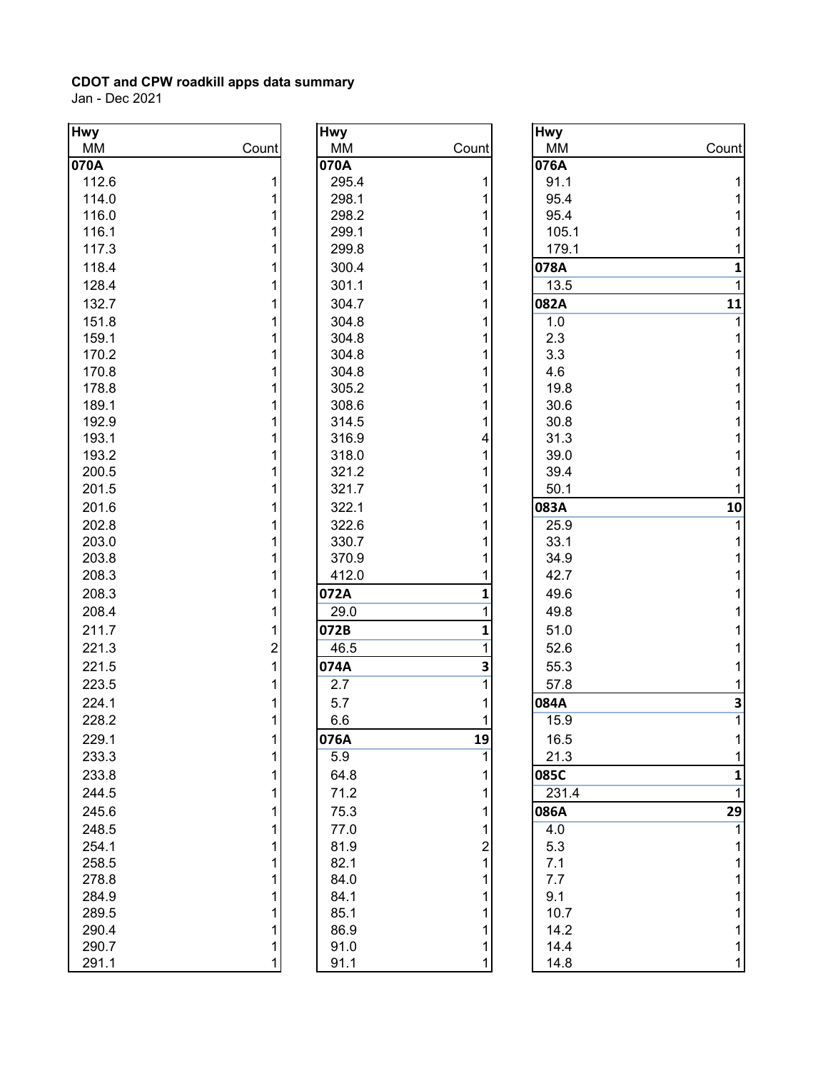**CDOT and CPW roadkill apps data summary**

Jan - Dec 2021

| Hwy MM | Count |
|---|---|
| **070A** | |
| 112.6 | 1 |
| 114.0 | 1 |
| 116.0 | 1 |
| 116.1 | 1 |
| 117.3 | 1 |
| 118.4 | 1 |
| 128.4 | 1 |
| 132.7 | 1 |
| 151.8 | 1 |
| 159.1 | 1 |
| 170.2 | 1 |
| 170.8 | 1 |
| 178.8 | 1 |
| 189.1 | 1 |
| 192.9 | 1 |
| 193.1 | 1 |
| 193.2 | 1 |
| 200.5 | 1 |
| 201.5 | 1 |
| 201.6 | 1 |
| 202.8 | 1 |
| 203.0 | 1 |
| 203.8 | 1 |
| 208.3 | 1 |
| 208.3 | 1 |
| 208.4 | 1 |
| 211.7 | 1 |
| 221.3 | 2 |
| 221.5 | 1 |
| 223.5 | 1 |
| 224.1 | 1 |
| 228.2 | 1 |
| 229.1 | 1 |
| 233.3 | 1 |
| 233.8 | 1 |
| 244.5 | 1 |
| 245.6 | 1 |
| 248.5 | 1 |
| 254.1 | 1 |
| 258.5 | 1 |
| 278.8 | 1 |
| 284.9 | 1 |
| 289.5 | 1 |
| 290.4 | 1 |
| 290.7 | 1 |
| 291.1 | 1 |

| Hwy MM | Count |
|---|---|
| **070A** | |
| 295.4 | 1 |
| 298.1 | 1 |
| 298.2 | 1 |
| 299.1 | 1 |
| 299.8 | 1 |
| 300.4 | 1 |
| 301.1 | 1 |
| 304.7 | 1 |
| 304.8 | 1 |
| 304.8 | 1 |
| 304.8 | 1 |
| 304.8 | 1 |
| 305.2 | 1 |
| 308.6 | 1 |
| 314.5 | 1 |
| 316.9 | 4 |
| 318.0 | 1 |
| 321.2 | 1 |
| 321.7 | 1 |
| 322.1 | 1 |
| 322.6 | 1 |
| 330.7 | 1 |
| 370.9 | 1 |
| 412.0 | 1 |
| **072A** | **1** |
| 29.0 | 1 |
| **072B** | **1** |
| 46.5 | 1 |
| **074A** | **3** |
| 2.7 | 1 |
| 5.7 | 1 |
| 6.6 | 1 |
| **076A** | **19** |
| 5.9 | 1 |
| 64.8 | 1 |
| 71.2 | 1 |
| 75.3 | 1 |
| 77.0 | 1 |
| 81.9 | 2 |
| 82.1 | 1 |
| 84.0 | 1 |
| 84.1 | 1 |
| 85.1 | 1 |
| 86.9 | 1 |
| 91.0 | 1 |
| 91.1 | 1 |

| Hwy MM | Count |
|---|---|
| **076A** | |
| 91.1 | 1 |
| 95.4 | 1 |
| 95.4 | 1 |
| 105.1 | 1 |
| 179.1 | 1 |
| **078A** | **1** |
| 13.5 | 1 |
| **082A** | **11** |
| 1.0 | 1 |
| 2.3 | 1 |
| 3.3 | 1 |
| 4.6 | 1 |
| 19.8 | 1 |
| 30.6 | 1 |
| 30.8 | 1 |
| 31.3 | 1 |
| 39.0 | 1 |
| 39.4 | 1 |
| 50.1 | 1 |
| **083A** | **10** |
| 25.9 | 1 |
| 33.1 | 1 |
| 34.9 | 1 |
| 42.7 | 1 |
| 49.6 | 1 |
| 49.8 | 1 |
| 51.0 | 1 |
| 52.6 | 1 |
| 55.3 | 1 |
| 57.8 | 1 |
| **084A** | **3** |
| 15.9 | 1 |
| 16.5 | 1 |
| 21.3 | 1 |
| **085C** | **1** |
| 231.4 | 1 |
| **086A** | **29** |
| 4.0 | 1 |
| 5.3 | 1 |
| 7.1 | 1 |
| 7.7 | 1 |
| 9.1 | 1 |
| 10.7 | 1 |
| 14.2 | 1 |
| 14.4 | 1 |
| 14.8 | 1 |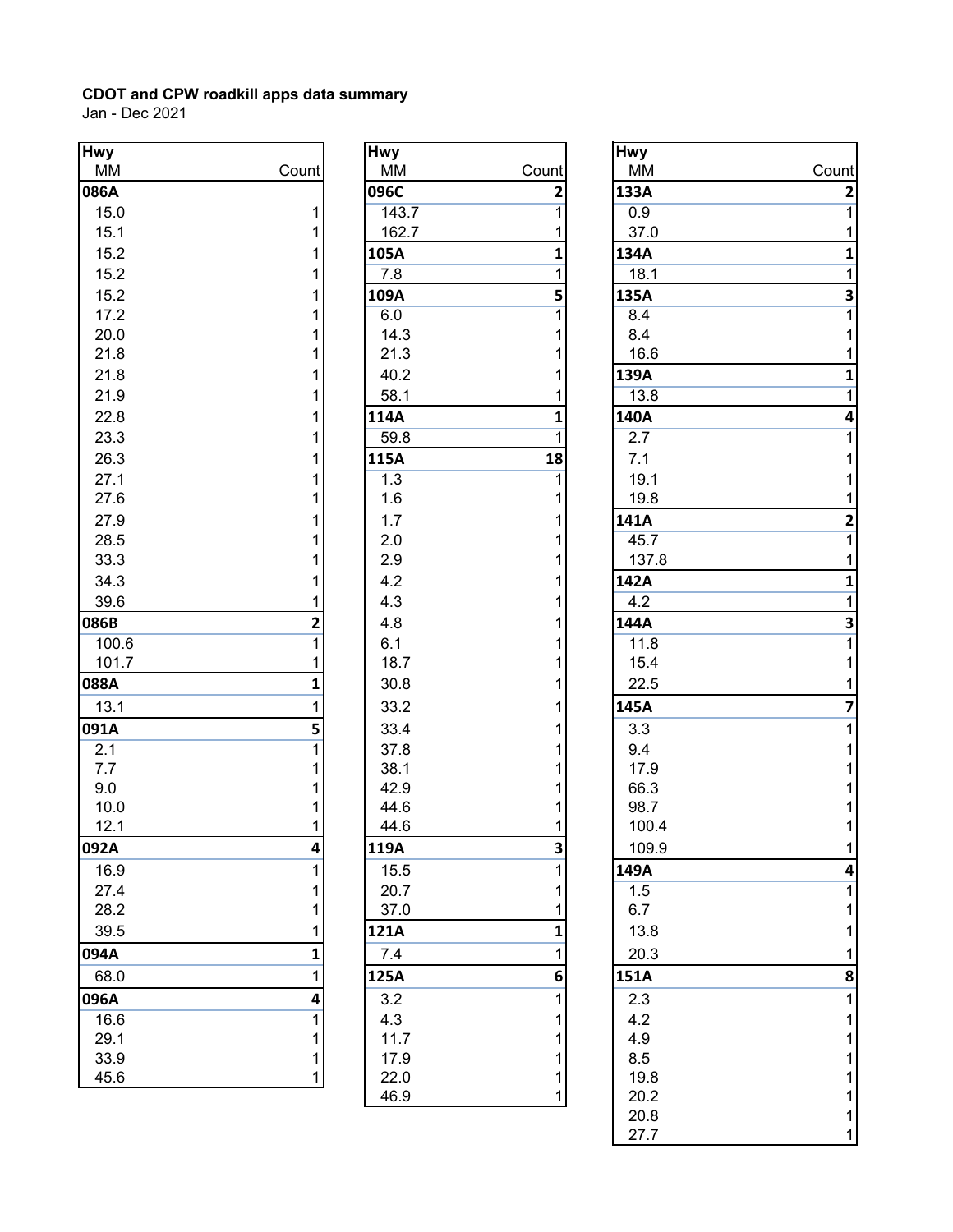**CDOT and CPW roadkill apps data summary**
Jan - Dec 2021

| Hwy MM | Count |
|---|---|
| **086A** | |
| 15.0 | 1 |
| 15.1 | 1 |
| 15.2 | 1 |
| 15.2 | 1 |
| 15.2 | 1 |
| 17.2 | 1 |
| 20.0 | 1 |
| 21.8 | 1 |
| 21.8 | 1 |
| 21.9 | 1 |
| 22.8 | 1 |
| 23.3 | 1 |
| 26.3 | 1 |
| 27.1 | 1 |
| 27.6 | 1 |
| 27.9 | 1 |
| 28.5 | 1 |
| 33.3 | 1 |
| 34.3 | 1 |
| 39.6 | 1 |
| **086B** | **2** |
| 100.6 | 1 |
| 101.7 | 1 |
| **088A** | **1** |
| 13.1 | 1 |
| **091A** | **5** |
| 2.1 | 1 |
| 7.7 | 1 |
| 9.0 | 1 |
| 10.0 | 1 |
| 12.1 | 1 |
| **092A** | **4** |
| 16.9 | 1 |
| 27.4 | 1 |
| 28.2 | 1 |
| 39.5 | 1 |
| **094A** | **1** |
| 68.0 | 1 |
| **096A** | **4** |
| 16.6 | 1 |
| 29.1 | 1 |
| 33.9 | 1 |
| 45.6 | 1 |

| Hwy MM | Count |
|---|---|
| **096C** | **2** |
| 143.7 | 1 |
| 162.7 | 1 |
| **105A** | **1** |
| 7.8 | 1 |
| **109A** | **5** |
| 6.0 | 1 |
| 14.3 | 1 |
| 21.3 | 1 |
| 40.2 | 1 |
| 58.1 | 1 |
| **114A** | **1** |
| 59.8 | 1 |
| **115A** | **18** |
| 1.3 | 1 |
| 1.6 | 1 |
| 1.7 | 1 |
| 2.0 | 1 |
| 2.9 | 1 |
| 4.2 | 1 |
| 4.3 | 1 |
| 4.8 | 1 |
| 6.1 | 1 |
| 18.7 | 1 |
| 30.8 | 1 |
| 33.2 | 1 |
| 33.4 | 1 |
| 37.8 | 1 |
| 38.1 | 1 |
| 42.9 | 1 |
| 44.6 | 1 |
| 44.6 | 1 |
| **119A** | **3** |
| 15.5 | 1 |
| 20.7 | 1 |
| 37.0 | 1 |
| **121A** | **1** |
| 7.4 | 1 |
| **125A** | **6** |
| 3.2 | 1 |
| 4.3 | 1 |
| 11.7 | 1 |
| 17.9 | 1 |
| 22.0 | 1 |
| 46.9 | 1 |

| Hwy MM | Count |
|---|---|
| **133A** | **2** |
| 0.9 | 1 |
| 37.0 | 1 |
| **134A** | **1** |
| 18.1 | 1 |
| **135A** | **3** |
| 8.4 | 1 |
| 8.4 | 1 |
| 16.6 | 1 |
| **139A** | **1** |
| 13.8 | 1 |
| **140A** | **4** |
| 2.7 | 1 |
| 7.1 | 1 |
| 19.1 | 1 |
| 19.8 | 1 |
| **141A** | **2** |
| 45.7 | 1 |
| 137.8 | 1 |
| **142A** | **1** |
| 4.2 | 1 |
| **144A** | **3** |
| 11.8 | 1 |
| 15.4 | 1 |
| 22.5 | 1 |
| **145A** | **7** |
| 3.3 | 1 |
| 9.4 | 1 |
| 17.9 | 1 |
| 66.3 | 1 |
| 98.7 | 1 |
| 100.4 | 1 |
| 109.9 | 1 |
| **149A** | **4** |
| 1.5 | 1 |
| 6.7 | 1 |
| 13.8 | 1 |
| 20.3 | 1 |
| **151A** | **8** |
| 2.3 | 1 |
| 4.2 | 1 |
| 4.9 | 1 |
| 8.5 | 1 |
| 19.8 | 1 |
| 20.2 | 1 |
| 20.8 | 1 |
| 27.7 | 1 |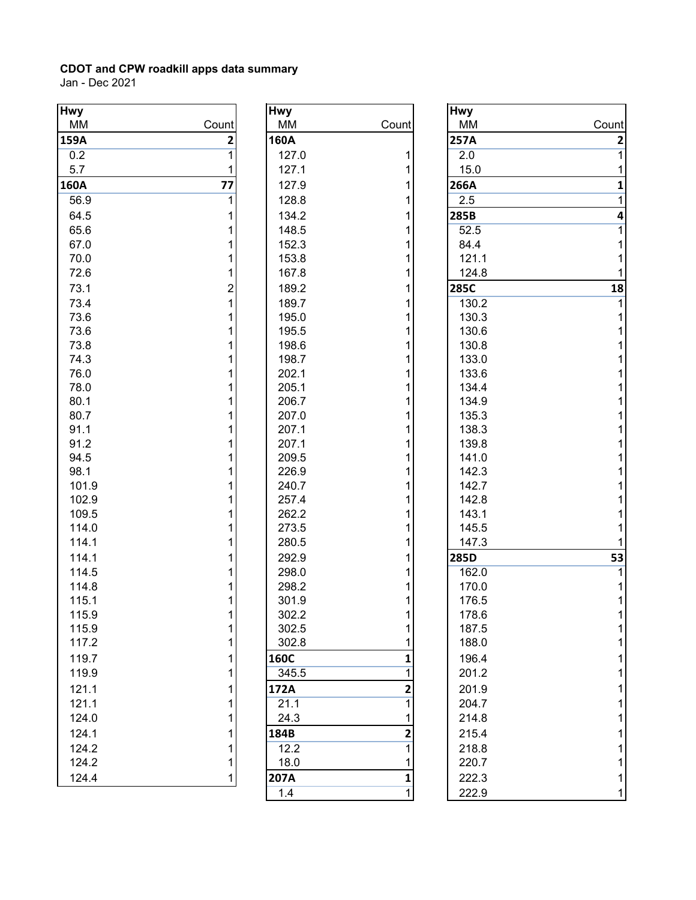**CDOT and CPW roadkill apps data summary**

Jan - Dec 2021

| Hwy MM | Count |
|---|---|
| **159A** | **2** |
| 0.2 | 1 |
| 5.7 | 1 |
| **160A** | **77** |
| 56.9 | 1 |
| 64.5 | 1 |
| 65.6 | 1 |
| 67.0 | 1 |
| 70.0 | 1 |
| 72.6 | 1 |
| 73.1 | 2 |
| 73.4 | 1 |
| 73.6 | 1 |
| 73.6 | 1 |
| 73.8 | 1 |
| 74.3 | 1 |
| 76.0 | 1 |
| 78.0 | 1 |
| 80.1 | 1 |
| 80.7 | 1 |
| 91.1 | 1 |
| 91.2 | 1 |
| 94.5 | 1 |
| 98.1 | 1 |
| 101.9 | 1 |
| 102.9 | 1 |
| 109.5 | 1 |
| 114.0 | 1 |
| 114.1 | 1 |
| 114.1 | 1 |
| 114.5 | 1 |
| 114.8 | 1 |
| 115.1 | 1 |
| 115.9 | 1 |
| 115.9 | 1 |
| 117.2 | 1 |
| 119.7 | 1 |
| 119.9 | 1 |
| 121.1 | 1 |
| 121.1 | 1 |
| 124.0 | 1 |
| 124.1 | 1 |
| 124.2 | 1 |
| 124.2 | 1 |
| 124.4 | 1 |

| Hwy MM | Count |
|---|---|
| **160A** | |
| 127.0 | 1 |
| 127.1 | 1 |
| 127.9 | 1 |
| 128.8 | 1 |
| 134.2 | 1 |
| 148.5 | 1 |
| 152.3 | 1 |
| 153.8 | 1 |
| 167.8 | 1 |
| 189.2 | 1 |
| 189.7 | 1 |
| 195.0 | 1 |
| 195.5 | 1 |
| 198.6 | 1 |
| 198.7 | 1 |
| 202.1 | 1 |
| 205.1 | 1 |
| 206.7 | 1 |
| 207.0 | 1 |
| 207.1 | 1 |
| 207.1 | 1 |
| 209.5 | 1 |
| 226.9 | 1 |
| 240.7 | 1 |
| 257.4 | 1 |
| 262.2 | 1 |
| 273.5 | 1 |
| 280.5 | 1 |
| 292.9 | 1 |
| 298.0 | 1 |
| 298.2 | 1 |
| 301.9 | 1 |
| 302.2 | 1 |
| 302.5 | 1 |
| 302.8 | 1 |
| **160C** | **1** |
| 345.5 | 1 |
| **172A** | **2** |
| 21.1 | 1 |
| 24.3 | 1 |
| **184B** | **2** |
| 12.2 | 1 |
| 18.0 | 1 |
| **207A** | **1** |
| 1.4 | 1 |

| Hwy MM | Count |
|---|---|
| **257A** | **2** |
| 2.0 | 1 |
| 15.0 | 1 |
| **266A** | **1** |
| 2.5 | 1 |
| **285B** | **4** |
| 52.5 | 1 |
| 84.4 | 1 |
| 121.1 | 1 |
| 124.8 | 1 |
| **285C** | **18** |
| 130.2 | 1 |
| 130.3 | 1 |
| 130.6 | 1 |
| 130.8 | 1 |
| 133.0 | 1 |
| 133.6 | 1 |
| 134.4 | 1 |
| 134.9 | 1 |
| 135.3 | 1 |
| 138.3 | 1 |
| 139.8 | 1 |
| 141.0 | 1 |
| 142.3 | 1 |
| 142.7 | 1 |
| 142.8 | 1 |
| 143.1 | 1 |
| 145.5 | 1 |
| 147.3 | 1 |
| **285D** | **53** |
| 162.0 | 1 |
| 170.0 | 1 |
| 176.5 | 1 |
| 178.6 | 1 |
| 187.5 | 1 |
| 188.0 | 1 |
| 196.4 | 1 |
| 201.2 | 1 |
| 201.9 | 1 |
| 204.7 | 1 |
| 214.8 | 1 |
| 215.4 | 1 |
| 218.8 | 1 |
| 220.7 | 1 |
| 222.3 | 1 |
| 222.9 | 1 |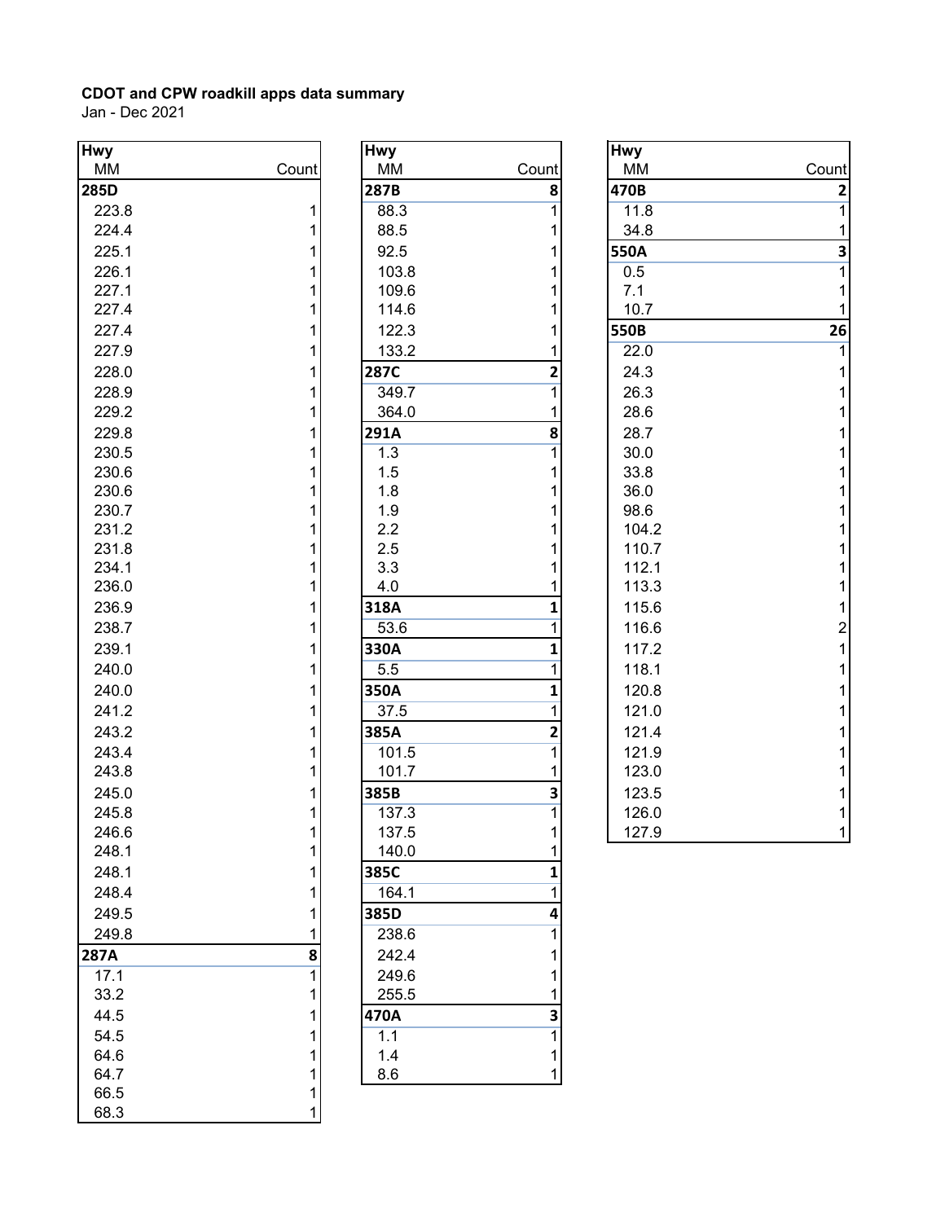**CDOT and CPW roadkill apps data summary**
Jan - Dec 2021

| Hwy MM | Count |
|---|---|
| **285D** | |
| 223.8 | 1 |
| 224.4 | 1 |
| 225.1 | 1 |
| 226.1 | 1 |
| 227.1 | 1 |
| 227.4 | 1 |
| 227.4 | 1 |
| 227.9 | 1 |
| 228.0 | 1 |
| 228.9 | 1 |
| 229.2 | 1 |
| 229.8 | 1 |
| 230.5 | 1 |
| 230.6 | 1 |
| 230.6 | 1 |
| 230.7 | 1 |
| 231.2 | 1 |
| 231.8 | 1 |
| 234.1 | 1 |
| 236.0 | 1 |
| 236.9 | 1 |
| 238.7 | 1 |
| 239.1 | 1 |
| 240.0 | 1 |
| 240.0 | 1 |
| 241.2 | 1 |
| 243.2 | 1 |
| 243.4 | 1 |
| 243.8 | 1 |
| 245.0 | 1 |
| 245.8 | 1 |
| 246.6 | 1 |
| 248.1 | 1 |
| 248.1 | 1 |
| 248.4 | 1 |
| 249.5 | 1 |
| 249.8 | 1 |
| **287A** | **8** |
| 17.1 | 1 |
| 33.2 | 1 |
| 44.5 | 1 |
| 54.5 | 1 |
| 64.6 | 1 |
| 64.7 | 1 |
| 66.5 | 1 |
| 68.3 | 1 |

| Hwy MM | Count |
|---|---|
| **287B** | **8** |
| 88.3 | 1 |
| 88.5 | 1 |
| 92.5 | 1 |
| 103.8 | 1 |
| 109.6 | 1 |
| 114.6 | 1 |
| 122.3 | 1 |
| 133.2 | 1 |
| **287C** | **2** |
| 349.7 | 1 |
| 364.0 | 1 |
| **291A** | **8** |
| 1.3 | 1 |
| 1.5 | 1 |
| 1.8 | 1 |
| 1.9 | 1 |
| 2.2 | 1 |
| 2.5 | 1 |
| 3.3 | 1 |
| 4.0 | 1 |
| **318A** | **1** |
| 53.6 | 1 |
| **330A** | **1** |
| 5.5 | 1 |
| **350A** | **1** |
| 37.5 | 1 |
| **385A** | **2** |
| 101.5 | 1 |
| 101.7 | 1 |
| **385B** | **3** |
| 137.3 | 1 |
| 137.5 | 1 |
| 140.0 | 1 |
| **385C** | **1** |
| 164.1 | 1 |
| **385D** | **4** |
| 238.6 | 1 |
| 242.4 | 1 |
| 249.6 | 1 |
| 255.5 | 1 |
| **470A** | **3** |
| 1.1 | 1 |
| 1.4 | 1 |
| 8.6 | 1 |

| Hwy MM | Count |
|---|---|
| **470B** | **2** |
| 11.8 | 1 |
| 34.8 | 1 |
| **550A** | **3** |
| 0.5 | 1 |
| 7.1 | 1 |
| 10.7 | 1 |
| **550B** | **26** |
| 22.0 | 1 |
| 24.3 | 1 |
| 26.3 | 1 |
| 28.6 | 1 |
| 28.7 | 1 |
| 30.0 | 1 |
| 33.8 | 1 |
| 36.0 | 1 |
| 98.6 | 1 |
| 104.2 | 1 |
| 110.7 | 1 |
| 112.1 | 1 |
| 113.3 | 1 |
| 115.6 | 1 |
| 116.6 | 2 |
| 117.2 | 1 |
| 118.1 | 1 |
| 120.8 | 1 |
| 121.0 | 1 |
| 121.4 | 1 |
| 121.9 | 1 |
| 123.0 | 1 |
| 123.5 | 1 |
| 126.0 | 1 |
| 127.9 | 1 |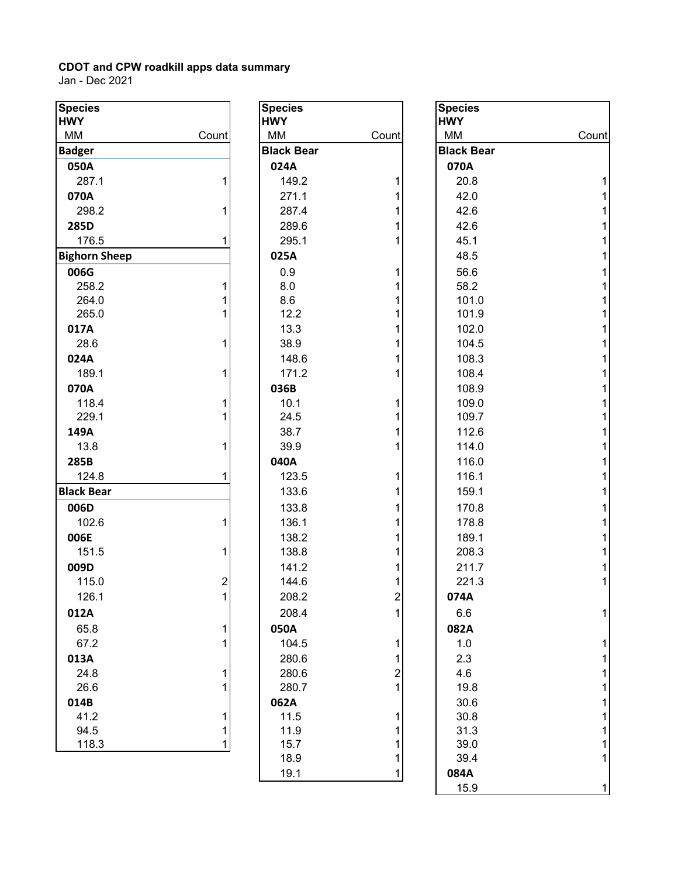**CDOT and CPW roadkill apps data summary**
Jan - Dec 2021

| Species<br>HWY<br>MM | Count |
|---|---|
| **Badger** | |
| **050A** | |
| 287.1 | 1 |
| **070A** | |
| 298.2 | 1 |
| **285D** | |
| 176.5 | 1 |
| **Bighorn Sheep** | |
| **006G** | |
| 258.2 | 1 |
| 264.0 | 1 |
| 265.0 | 1 |
| **017A** | |
| 28.6 | 1 |
| **024A** | |
| 189.1 | 1 |
| **070A** | |
| 118.4 | 1 |
| 229.1 | 1 |
| **149A** | |
| 13.8 | 1 |
| **285B** | |
| 124.8 | 1 |
| **Black Bear** | |
| **006D** | |
| 102.6 | 1 |
| **006E** | |
| 151.5 | 1 |
| **009D** | |
| 115.0 | 2 |
| 126.1 | 1 |
| **012A** | |
| 65.8 | 1 |
| 67.2 | 1 |
| **013A** | |
| 24.8 | 1 |
| 26.6 | 1 |
| **014B** | |
| 41.2 | 1 |
| 94.5 | 1 |
| 118.3 | 1 |

| Species<br>HWY<br>MM | Count |
|---|---|
| **Black Bear** | |
| **024A** | |
| 149.2 | 1 |
| 271.1 | 1 |
| 287.4 | 1 |
| 289.6 | 1 |
| 295.1 | 1 |
| **025A** | |
| 0.9 | 1 |
| 8.0 | 1 |
| 8.6 | 1 |
| 12.2 | 1 |
| 13.3 | 1 |
| 38.9 | 1 |
| 148.6 | 1 |
| 171.2 | 1 |
| **036B** | |
| 10.1 | 1 |
| 24.5 | 1 |
| 38.7 | 1 |
| 39.9 | 1 |
| **040A** | |
| 123.5 | 1 |
| 133.6 | 1 |
| 133.8 | 1 |
| 136.1 | 1 |
| 138.2 | 1 |
| 138.8 | 1 |
| 141.2 | 1 |
| 144.6 | 1 |
| 208.2 | 2 |
| 208.4 | 1 |
| **050A** | |
| 104.5 | 1 |
| 280.6 | 1 |
| 280.6 | 2 |
| 280.7 | 1 |
| **062A** | |
| 11.5 | 1 |
| 11.9 | 1 |
| 15.7 | 1 |
| 18.9 | 1 |
| 19.1 | 1 |

| Species<br>HWY<br>MM | Count |
|---|---|
| **Black Bear** | |
| **070A** | |
| 20.8 | 1 |
| 42.0 | 1 |
| 42.6 | 1 |
| 42.6 | 1 |
| 45.1 | 1 |
| 48.5 | 1 |
| 56.6 | 1 |
| 58.2 | 1 |
| 101.0 | 1 |
| 101.9 | 1 |
| 102.0 | 1 |
| 104.5 | 1 |
| 108.3 | 1 |
| 108.4 | 1 |
| 108.9 | 1 |
| 109.0 | 1 |
| 109.7 | 1 |
| 112.6 | 1 |
| 114.0 | 1 |
| 116.0 | 1 |
| 116.1 | 1 |
| 159.1 | 1 |
| 170.8 | 1 |
| 178.8 | 1 |
| 189.1 | 1 |
| 208.3 | 1 |
| 211.7 | 1 |
| 221.3 | 1 |
| **074A** | |
| 6.6 | 1 |
| **082A** | |
| 1.0 | 1 |
| 2.3 | 1 |
| 4.6 | 1 |
| 19.8 | 1 |
| 30.6 | 1 |
| 30.8 | 1 |
| 31.3 | 1 |
| 39.0 | 1 |
| 39.4 | 1 |
| **084A** | |
| 15.9 | 1 |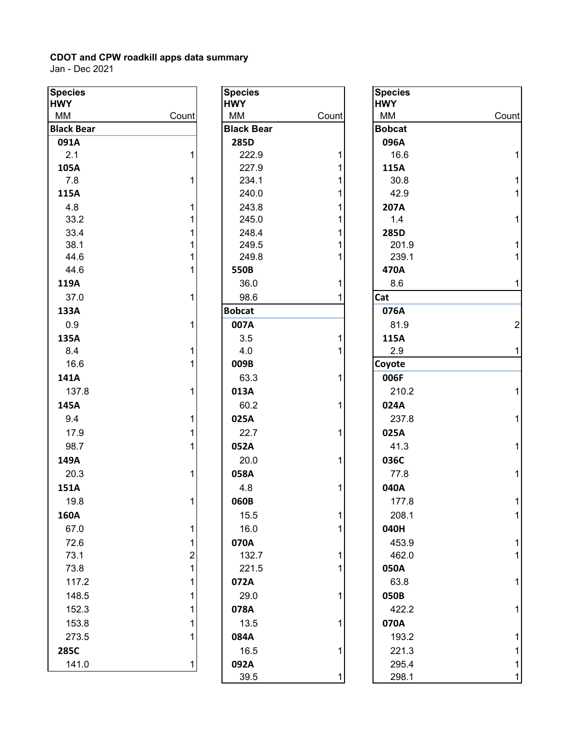**CDOT and CPW roadkill apps data summary**
Jan - Dec 2021

| Species / HWY / MM | Count |
|---|---|
| **Black Bear** | |
| **091A** | |
| 2.1 | 1 |
| **105A** | |
| 7.8 | 1 |
| **115A** | |
| 4.8 | 1 |
| 33.2 | 1 |
| 33.4 | 1 |
| 38.1 | 1 |
| 44.6 | 1 |
| 44.6 | 1 |
| **119A** | |
| 37.0 | 1 |
| **133A** | |
| 0.9 | 1 |
| **135A** | |
| 8.4 | 1 |
| 16.6 | 1 |
| **141A** | |
| 137.8 | 1 |
| **145A** | |
| 9.4 | 1 |
| 17.9 | 1 |
| 98.7 | 1 |
| **149A** | |
| 20.3 | 1 |
| **151A** | |
| 19.8 | 1 |
| **160A** | |
| 67.0 | 1 |
| 72.6 | 1 |
| 73.1 | 2 |
| 73.8 | 1 |
| 117.2 | 1 |
| 148.5 | 1 |
| 152.3 | 1 |
| 153.8 | 1 |
| 273.5 | 1 |
| **285C** | |
| 141.0 | 1 |

| Species / HWY / MM | Count |
|---|---|
| **Black Bear** | |
| **285D** | |
| 222.9 | 1 |
| 227.9 | 1 |
| 234.1 | 1 |
| 240.0 | 1 |
| 243.8 | 1 |
| 245.0 | 1 |
| 248.4 | 1 |
| 249.5 | 1 |
| 249.8 | 1 |
| **550B** | |
| 36.0 | 1 |
| 98.6 | 1 |
| **Bobcat** | |
| **007A** | |
| 3.5 | 1 |
| 4.0 | 1 |
| **009B** | |
| 63.3 | 1 |
| **013A** | |
| 60.2 | 1 |
| **025A** | |
| 22.7 | 1 |
| **052A** | |
| 20.0 | 1 |
| **058A** | |
| 4.8 | 1 |
| **060B** | |
| 15.5 | 1 |
| 16.0 | 1 |
| **070A** | |
| 132.7 | 1 |
| 221.5 | 1 |
| **072A** | |
| 29.0 | 1 |
| **078A** | |
| 13.5 | 1 |
| **084A** | |
| 16.5 | 1 |
| **092A** | |
| 39.5 | 1 |

| Species / HWY / MM | Count |
|---|---|
| **Bobcat** | |
| **096A** | |
| 16.6 | 1 |
| **115A** | |
| 30.8 | 1 |
| 42.9 | 1 |
| **207A** | |
| 1.4 | 1 |
| **285D** | |
| 201.9 | 1 |
| 239.1 | 1 |
| **470A** | |
| 8.6 | 1 |
| **Cat** | |
| **076A** | |
| 81.9 | 2 |
| **115A** | |
| 2.9 | 1 |
| **Coyote** | |
| **006F** | |
| 210.2 | 1 |
| **024A** | |
| 237.8 | 1 |
| **025A** | |
| 41.3 | 1 |
| **036C** | |
| 77.8 | 1 |
| **040A** | |
| 177.8 | 1 |
| 208.1 | 1 |
| **040H** | |
| 453.9 | 1 |
| 462.0 | 1 |
| **050A** | |
| 63.8 | 1 |
| **050B** | |
| 422.2 | 1 |
| **070A** | |
| 193.2 | 1 |
| 221.3 | 1 |
| 295.4 | 1 |
| 298.1 | 1 |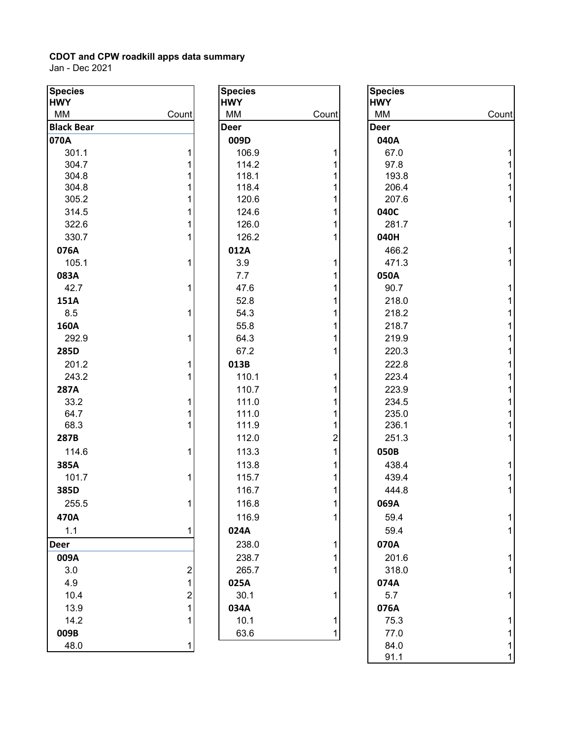**CDOT and CPW roadkill apps data summary**

Jan - Dec 2021

| Species<br>HWY<br>MM | Count |
|---|---|
| **Black Bear** | |
| **070A** | |
| 301.1 | 1 |
| 304.7 | 1 |
| 304.8 | 1 |
| 304.8 | 1 |
| 305.2 | 1 |
| 314.5 | 1 |
| 322.6 | 1 |
| 330.7 | 1 |
| **076A** | |
| 105.1 | 1 |
| **083A** | |
| 42.7 | 1 |
| **151A** | |
| 8.5 | 1 |
| **160A** | |
| 292.9 | 1 |
| **285D** | |
| 201.2 | 1 |
| 243.2 | 1 |
| **287A** | |
| 33.2 | 1 |
| 64.7 | 1 |
| 68.3 | 1 |
| **287B** | |
| 114.6 | 1 |
| **385A** | |
| 101.7 | 1 |
| **385D** | |
| 255.5 | 1 |
| **470A** | |
| 1.1 | 1 |
| **Deer** | |
| **009A** | |
| 3.0 | 2 |
| 4.9 | 1 |
| 10.4 | 2 |
| 13.9 | 1 |
| 14.2 | 1 |
| **009B** | |
| 48.0 | 1 |

| Species<br>HWY<br>MM | Count |
|---|---|
| **Deer** | |
| **009D** | |
| 106.9 | 1 |
| 114.2 | 1 |
| 118.1 | 1 |
| 118.4 | 1 |
| 120.6 | 1 |
| 124.6 | 1 |
| 126.0 | 1 |
| 126.2 | 1 |
| **012A** | |
| 3.9 | 1 |
| 7.7 | 1 |
| 47.6 | 1 |
| 52.8 | 1 |
| 54.3 | 1 |
| 55.8 | 1 |
| 64.3 | 1 |
| 67.2 | 1 |
| **013B** | |
| 110.1 | 1 |
| 110.7 | 1 |
| 111.0 | 1 |
| 111.0 | 1 |
| 111.9 | 1 |
| 112.0 | 2 |
| 113.3 | 1 |
| 113.8 | 1 |
| 115.7 | 1 |
| 116.7 | 1 |
| 116.8 | 1 |
| 116.9 | 1 |
| **024A** | |
| 238.0 | 1 |
| 238.7 | 1 |
| 265.7 | 1 |
| **025A** | |
| 30.1 | 1 |
| **034A** | |
| 10.1 | 1 |
| 63.6 | 1 |

| Species<br>HWY<br>MM | Count |
|---|---|
| **Deer** | |
| **040A** | |
| 67.0 | 1 |
| 97.8 | 1 |
| 193.8 | 1 |
| 206.4 | 1 |
| 207.6 | 1 |
| **040C** | |
| 281.7 | 1 |
| **040H** | |
| 466.2 | 1 |
| 471.3 | 1 |
| **050A** | |
| 90.7 | 1 |
| 218.0 | 1 |
| 218.2 | 1 |
| 218.7 | 1 |
| 219.9 | 1 |
| 220.3 | 1 |
| 222.8 | 1 |
| 223.4 | 1 |
| 223.9 | 1 |
| 234.5 | 1 |
| 235.0 | 1 |
| 236.1 | 1 |
| 251.3 | 1 |
| **050B** | |
| 438.4 | 1 |
| 439.4 | 1 |
| 444.8 | 1 |
| **069A** | |
| 59.4 | 1 |
| 59.4 | 1 |
| **070A** | |
| 201.6 | 1 |
| 318.0 | 1 |
| **074A** | |
| 5.7 | 1 |
| **076A** | |
| 75.3 | 1 |
| 77.0 | 1 |
| 84.0 | 1 |
| 91.1 | 1 |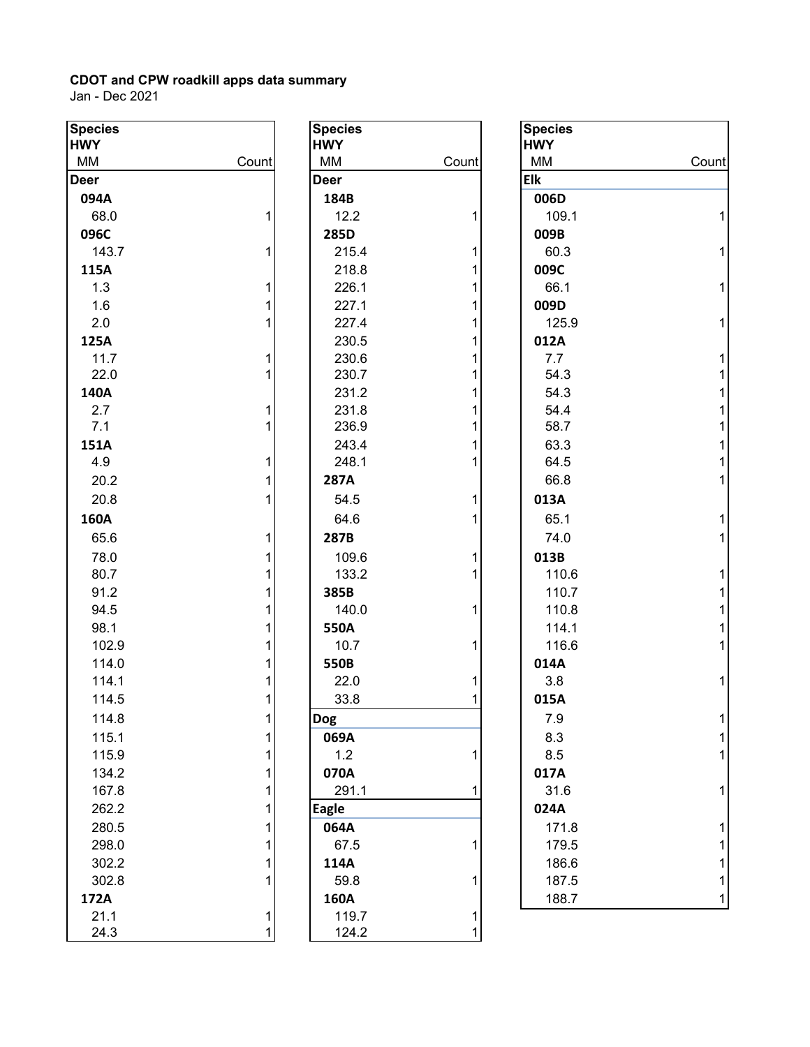**CDOT and CPW roadkill apps data summary**
Jan - Dec 2021

| Species HWY MM | Count |
|---|---|
| **Deer** | |
| **094A** | |
| 68.0 | 1 |
| **096C** | |
| 143.7 | 1 |
| **115A** | |
| 1.3 | 1 |
| 1.6 | 1 |
| 2.0 | 1 |
| **125A** | |
| 11.7 | 1 |
| 22.0 | 1 |
| **140A** | |
| 2.7 | 1 |
| 7.1 | 1 |
| **151A** | |
| 4.9 | 1 |
| 20.2 | 1 |
| 20.8 | 1 |
| **160A** | |
| 65.6 | 1 |
| 78.0 | 1 |
| 80.7 | 1 |
| 91.2 | 1 |
| 94.5 | 1 |
| 98.1 | 1 |
| 102.9 | 1 |
| 114.0 | 1 |
| 114.1 | 1 |
| 114.5 | 1 |
| 114.8 | 1 |
| 115.1 | 1 |
| 115.9 | 1 |
| 134.2 | 1 |
| 167.8 | 1 |
| 262.2 | 1 |
| 280.5 | 1 |
| 298.0 | 1 |
| 302.2 | 1 |
| 302.8 | 1 |
| **172A** | |
| 21.1 | 1 |
| 24.3 | 1 |

| Species HWY MM | Count |
|---|---|
| **Deer** | |
| **184B** | |
| 12.2 | 1 |
| **285D** | |
| 215.4 | 1 |
| 218.8 | 1 |
| 226.1 | 1 |
| 227.1 | 1 |
| 227.4 | 1 |
| 230.5 | 1 |
| 230.6 | 1 |
| 230.7 | 1 |
| 231.2 | 1 |
| 231.8 | 1 |
| 236.9 | 1 |
| 243.4 | 1 |
| 248.1 | 1 |
| **287A** | |
| 54.5 | 1 |
| 64.6 | 1 |
| **287B** | |
| 109.6 | 1 |
| 133.2 | 1 |
| **385B** | |
| 140.0 | 1 |
| **550A** | |
| 10.7 | 1 |
| **550B** | |
| 22.0 | 1 |
| 33.8 | 1 |
| **Dog** | |
| **069A** | |
| 1.2 | 1 |
| **070A** | |
| 291.1 | 1 |
| **Eagle** | |
| **064A** | |
| 67.5 | 1 |
| **114A** | |
| 59.8 | 1 |
| **160A** | |
| 119.7 | 1 |
| 124.2 | 1 |

| Species HWY MM | Count |
|---|---|
| **Elk** | |
| **006D** | |
| 109.1 | 1 |
| **009B** | |
| 60.3 | 1 |
| **009C** | |
| 66.1 | 1 |
| **009D** | |
| 125.9 | 1 |
| **012A** | |
| 7.7 | 1 |
| 54.3 | 1 |
| 54.3 | 1 |
| 54.4 | 1 |
| 58.7 | 1 |
| 63.3 | 1 |
| 64.5 | 1 |
| 66.8 | 1 |
| **013A** | |
| 65.1 | 1 |
| 74.0 | 1 |
| **013B** | |
| 110.6 | 1 |
| 110.7 | 1 |
| 110.8 | 1 |
| 114.1 | 1 |
| 116.6 | 1 |
| **014A** | |
| 3.8 | 1 |
| **015A** | |
| 7.9 | 1 |
| 8.3 | 1 |
| 8.5 | 1 |
| **017A** | |
| 31.6 | 1 |
| **024A** | |
| 171.8 | 1 |
| 179.5 | 1 |
| 186.6 | 1 |
| 187.5 | 1 |
| 188.7 | 1 |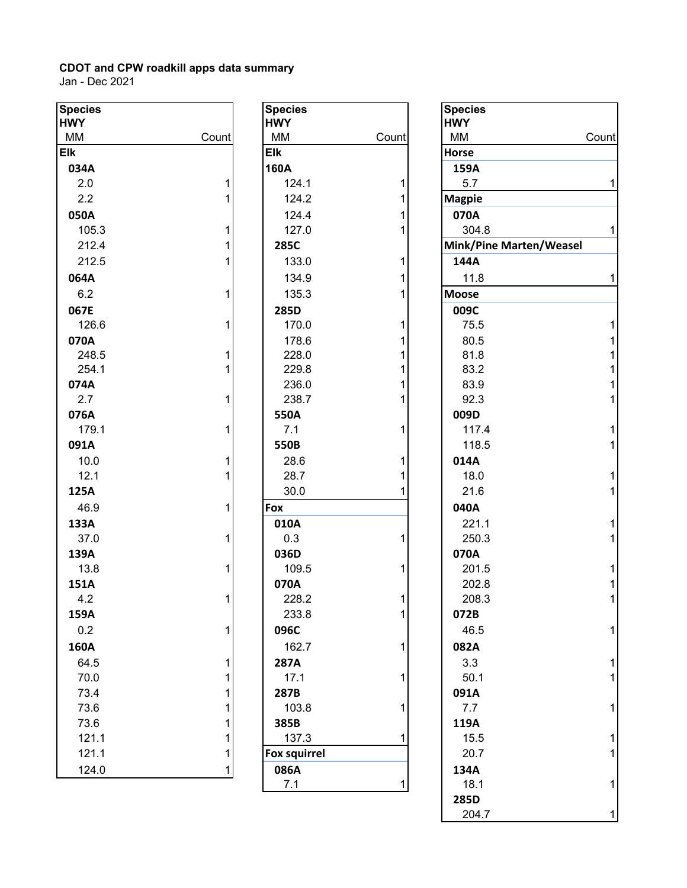**CDOT and CPW roadkill apps data summary**
Jan - Dec 2021

| Species / HWY / MM | Count |
|---|---|
| **Elk** | |
| **034A** | |
| 2.0 | 1 |
| 2.2 | 1 |
| **050A** | |
| 105.3 | 1 |
| 212.4 | 1 |
| 212.5 | 1 |
| **064A** | |
| 6.2 | 1 |
| **067E** | |
| 126.6 | 1 |
| **070A** | |
| 248.5 | 1 |
| 254.1 | 1 |
| **074A** | |
| 2.7 | 1 |
| **076A** | |
| 179.1 | 1 |
| **091A** | |
| 10.0 | 1 |
| 12.1 | 1 |
| **125A** | |
| 46.9 | 1 |
| **133A** | |
| 37.0 | 1 |
| **139A** | |
| 13.8 | 1 |
| **151A** | |
| 4.2 | 1 |
| **159A** | |
| 0.2 | 1 |
| **160A** | |
| 64.5 | 1 |
| 70.0 | 1 |
| 73.4 | 1 |
| 73.6 | 1 |
| 73.6 | 1 |
| 121.1 | 1 |
| 121.1 | 1 |
| 124.0 | 1 |

| Species / HWY / MM | Count |
|---|---|
| **Elk** | |
| **160A** | |
| 124.1 | 1 |
| 124.2 | 1 |
| 124.4 | 1 |
| 127.0 | 1 |
| **285C** | |
| 133.0 | 1 |
| 134.9 | 1 |
| 135.3 | 1 |
| **285D** | |
| 170.0 | 1 |
| 178.6 | 1 |
| 228.0 | 1 |
| 229.8 | 1 |
| 236.0 | 1 |
| 238.7 | 1 |
| **550A** | |
| 7.1 | 1 |
| **550B** | |
| 28.6 | 1 |
| 28.7 | 1 |
| 30.0 | 1 |
| **Fox** | |
| **010A** | |
| 0.3 | 1 |
| **036D** | |
| 109.5 | 1 |
| **070A** | |
| 228.2 | 1 |
| 233.8 | 1 |
| **096C** | |
| 162.7 | 1 |
| **287A** | |
| 17.1 | 1 |
| **287B** | |
| 103.8 | 1 |
| **385B** | |
| 137.3 | 1 |
| **Fox squirrel** | |
| **086A** | |
| 7.1 | 1 |

| Species / HWY / MM | Count |
|---|---|
| **Horse** | |
| **159A** | |
| 5.7 | 1 |
| **Magpie** | |
| **070A** | |
| 304.8 | 1 |
| **Mink/Pine Marten/Weasel** | |
| **144A** | |
| 11.8 | 1 |
| **Moose** | |
| **009C** | |
| 75.5 | 1 |
| 80.5 | 1 |
| 81.8 | 1 |
| 83.2 | 1 |
| 83.9 | 1 |
| 92.3 | 1 |
| **009D** | |
| 117.4 | 1 |
| 118.5 | 1 |
| **014A** | |
| 18.0 | 1 |
| 21.6 | 1 |
| **040A** | |
| 221.1 | 1 |
| 250.3 | 1 |
| **070A** | |
| 201.5 | 1 |
| 202.8 | 1 |
| 208.3 | 1 |
| **072B** | |
| 46.5 | 1 |
| **082A** | |
| 3.3 | 1 |
| 50.1 | 1 |
| **091A** | |
| 7.7 | 1 |
| **119A** | |
| 15.5 | 1 |
| 20.7 | 1 |
| **134A** | |
| 18.1 | 1 |
| **285D** | |
| 204.7 | 1 |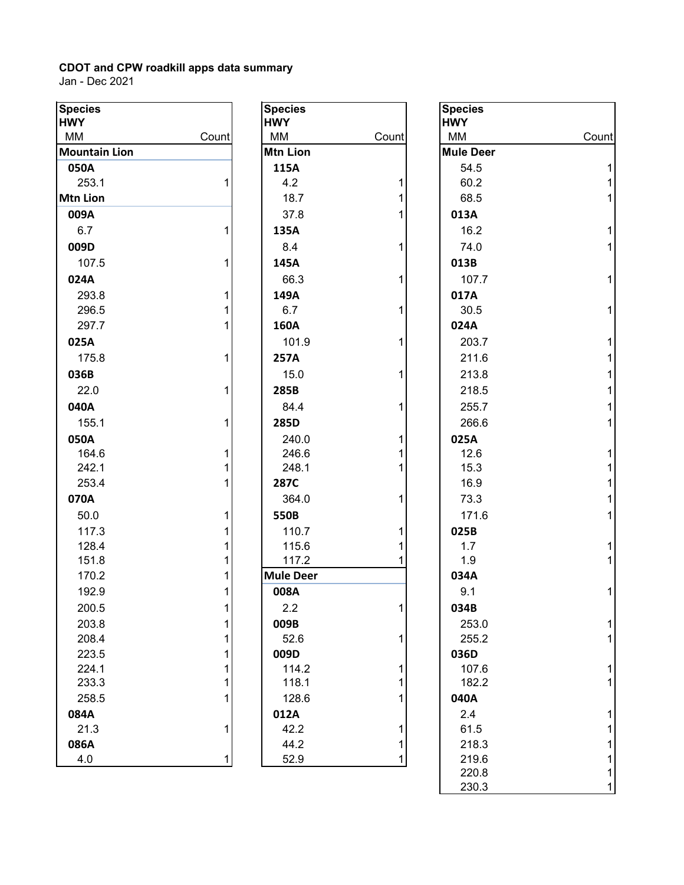**CDOT and CPW roadkill apps data summary**
Jan - Dec 2021

| Species / HWY / MM | Count |
|---|---|
| **Mountain Lion** | |
| **050A** | |
| 253.1 | 1 |
| **Mtn Lion** | |
| **009A** | |
| 6.7 | 1 |
| **009D** | |
| 107.5 | 1 |
| **024A** | |
| 293.8 | 1 |
| 296.5 | 1 |
| 297.7 | 1 |
| **025A** | |
| 175.8 | 1 |
| **036B** | |
| 22.0 | 1 |
| **040A** | |
| 155.1 | 1 |
| **050A** | |
| 164.6 | 1 |
| 242.1 | 1 |
| 253.4 | 1 |
| **070A** | |
| 50.0 | 1 |
| 117.3 | 1 |
| 128.4 | 1 |
| 151.8 | 1 |
| 170.2 | 1 |
| 192.9 | 1 |
| 200.5 | 1 |
| 203.8 | 1 |
| 208.4 | 1 |
| 223.5 | 1 |
| 224.1 | 1 |
| 233.3 | 1 |
| 258.5 | 1 |
| **084A** | |
| 21.3 | 1 |
| **086A** | |
| 4.0 | 1 |

| Species / HWY / MM | Count |
|---|---|
| **Mtn Lion** | |
| **115A** | |
| 4.2 | 1 |
| 18.7 | 1 |
| 37.8 | 1 |
| **135A** | |
| 8.4 | 1 |
| **145A** | |
| 66.3 | 1 |
| **149A** | |
| 6.7 | 1 |
| **160A** | |
| 101.9 | 1 |
| **257A** | |
| 15.0 | 1 |
| **285B** | |
| 84.4 | 1 |
| **285D** | |
| 240.0 | 1 |
| 246.6 | 1 |
| 248.1 | 1 |
| **287C** | |
| 364.0 | 1 |
| **550B** | |
| 110.7 | 1 |
| 115.6 | 1 |
| 117.2 | 1 |
| **Mule Deer** | |
| **008A** | |
| 2.2 | 1 |
| **009B** | |
| 52.6 | 1 |
| **009D** | |
| 114.2 | 1 |
| 118.1 | 1 |
| 128.6 | 1 |
| **012A** | |
| 42.2 | 1 |
| 44.2 | 1 |
| 52.9 | 1 |

| Species / HWY / MM | Count |
|---|---|
| **Mule Deer** | |
| 54.5 | 1 |
| 60.2 | 1 |
| 68.5 | 1 |
| **013A** | |
| 16.2 | 1 |
| 74.0 | 1 |
| **013B** | |
| 107.7 | 1 |
| **017A** | |
| 30.5 | 1 |
| **024A** | |
| 203.7 | 1 |
| 211.6 | 1 |
| 213.8 | 1 |
| 218.5 | 1 |
| 255.7 | 1 |
| 266.6 | 1 |
| **025A** | |
| 12.6 | 1 |
| 15.3 | 1 |
| 16.9 | 1 |
| 73.3 | 1 |
| 171.6 | 1 |
| **025B** | |
| 1.7 | 1 |
| 1.9 | 1 |
| **034A** | |
| 9.1 | 1 |
| **034B** | |
| 253.0 | 1 |
| 255.2 | 1 |
| **036D** | |
| 107.6 | 1 |
| 182.2 | 1 |
| **040A** | |
| 2.4 | 1 |
| 61.5 | 1 |
| 218.3 | 1 |
| 219.6 | 1 |
| 220.8 | 1 |
| 230.3 | 1 |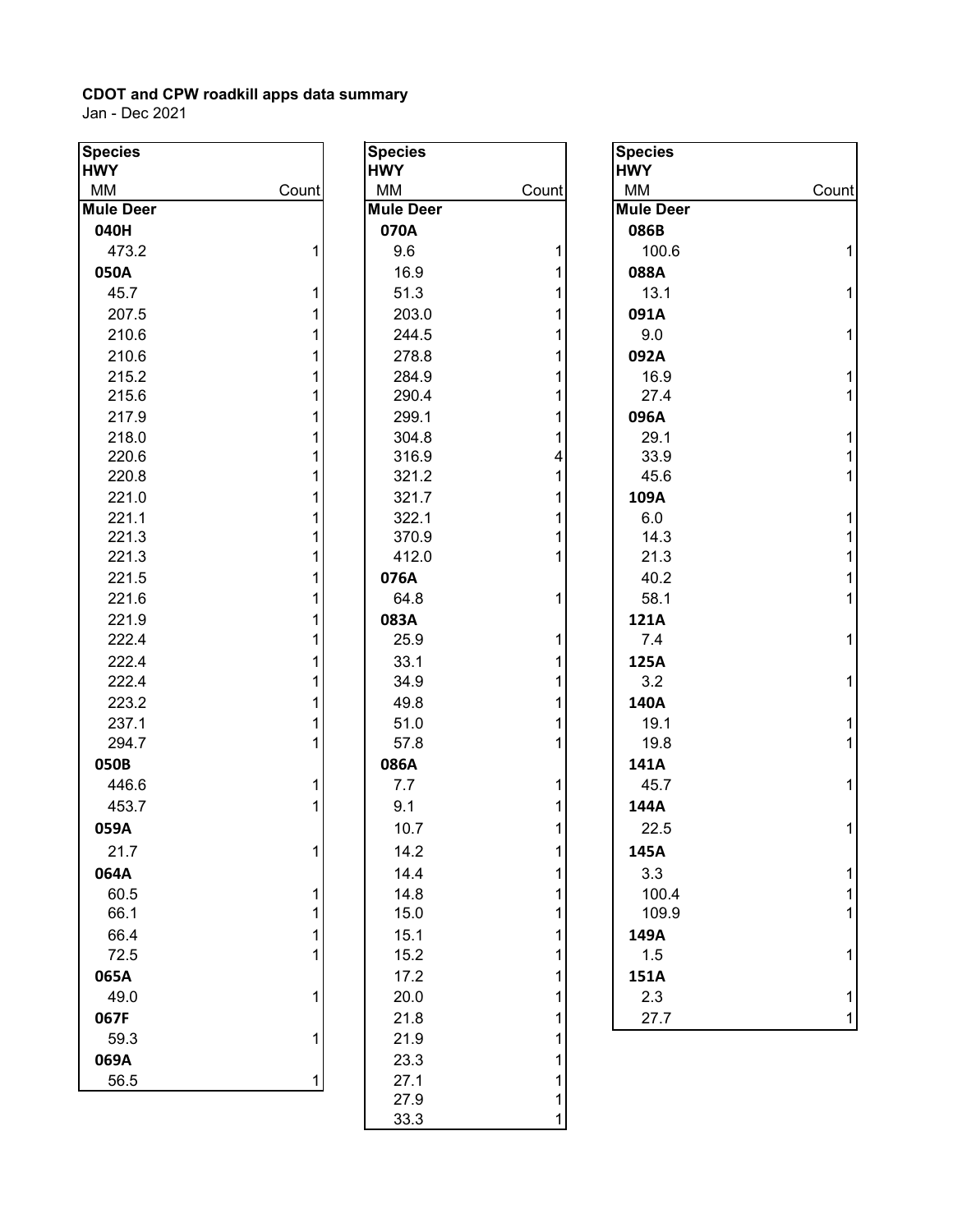**CDOT and CPW roadkill apps data summary**

Jan - Dec 2021

| Species | |
|---|---|
| HWY | |
| MM | Count |
| **Mule Deer** | |
| **040H** | |
| 473.2 | 1 |
| **050A** | |
| 45.7 | 1 |
| 207.5 | 1 |
| 210.6 | 1 |
| 210.6 | 1 |
| 215.2 | 1 |
| 215.6 | 1 |
| 217.9 | 1 |
| 218.0 | 1 |
| 220.6 | 1 |
| 220.8 | 1 |
| 221.0 | 1 |
| 221.1 | 1 |
| 221.3 | 1 |
| 221.3 | 1 |
| 221.5 | 1 |
| 221.6 | 1 |
| 221.9 | 1 |
| 222.4 | 1 |
| 222.4 | 1 |
| 222.4 | 1 |
| 223.2 | 1 |
| 237.1 | 1 |
| 294.7 | 1 |
| **050B** | |
| 446.6 | 1 |
| 453.7 | 1 |
| **059A** | |
| 21.7 | 1 |
| **064A** | |
| 60.5 | 1 |
| 66.1 | 1 |
| 66.4 | 1 |
| 72.5 | 1 |
| **065A** | |
| 49.0 | 1 |
| **067F** | |
| 59.3 | 1 |
| **069A** | |
| 56.5 | 1 |

| Species | |
|---|---|
| HWY | |
| MM | Count |
| **Mule Deer** | |
| **070A** | |
| 9.6 | 1 |
| 16.9 | 1 |
| 51.3 | 1 |
| 203.0 | 1 |
| 244.5 | 1 |
| 278.8 | 1 |
| 284.9 | 1 |
| 290.4 | 1 |
| 299.1 | 1 |
| 304.8 | 1 |
| 316.9 | 4 |
| 321.2 | 1 |
| 321.7 | 1 |
| 322.1 | 1 |
| 370.9 | 1 |
| 412.0 | 1 |
| **076A** | |
| 64.8 | 1 |
| **083A** | |
| 25.9 | 1 |
| 33.1 | 1 |
| 34.9 | 1 |
| 49.8 | 1 |
| 51.0 | 1 |
| 57.8 | 1 |
| **086A** | |
| 7.7 | 1 |
| 9.1 | 1 |
| 10.7 | 1 |
| 14.2 | 1 |
| 14.4 | 1 |
| 14.8 | 1 |
| 15.0 | 1 |
| 15.1 | 1 |
| 15.2 | 1 |
| 17.2 | 1 |
| 20.0 | 1 |
| 21.8 | 1 |
| 21.9 | 1 |
| 23.3 | 1 |
| 27.1 | 1 |
| 27.9 | 1 |
| 33.3 | 1 |

| Species | |
|---|---|
| HWY | |
| MM | Count |
| **Mule Deer** | |
| **086B** | |
| 100.6 | 1 |
| **088A** | |
| 13.1 | 1 |
| **091A** | |
| 9.0 | 1 |
| **092A** | |
| 16.9 | 1 |
| 27.4 | 1 |
| **096A** | |
| 29.1 | 1 |
| 33.9 | 1 |
| 45.6 | 1 |
| **109A** | |
| 6.0 | 1 |
| 14.3 | 1 |
| 21.3 | 1 |
| 40.2 | 1 |
| 58.1 | 1 |
| **121A** | |
| 7.4 | 1 |
| **125A** | |
| 3.2 | 1 |
| **140A** | |
| 19.1 | 1 |
| 19.8 | 1 |
| **141A** | |
| 45.7 | 1 |
| **144A** | |
| 22.5 | 1 |
| **145A** | |
| 3.3 | 1 |
| 100.4 | 1 |
| 109.9 | 1 |
| **149A** | |
| 1.5 | 1 |
| **151A** | |
| 2.3 | 1 |
| 27.7 | 1 |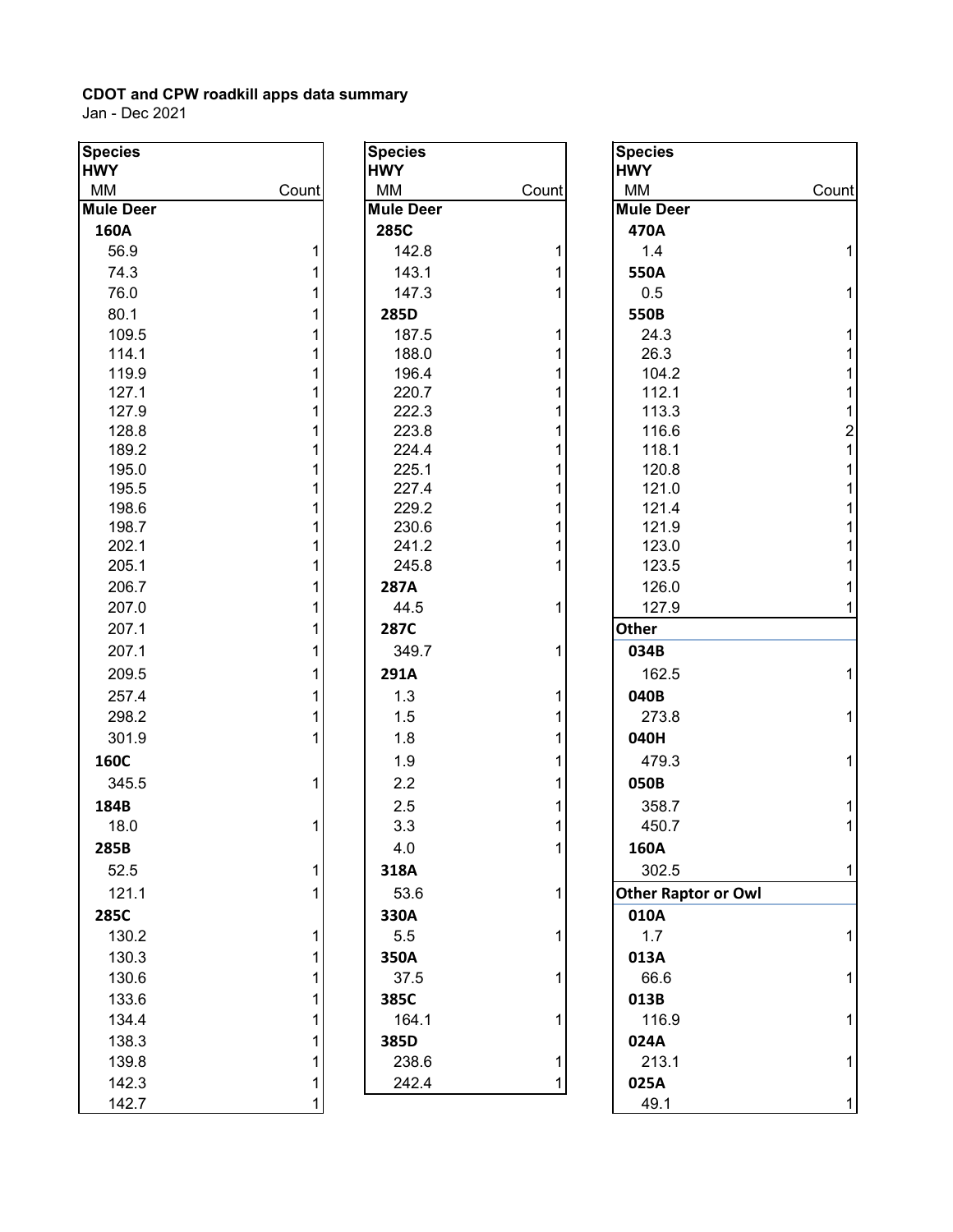**CDOT and CPW roadkill apps data summary**
Jan - Dec 2021

| Species | |
|---|---|
| HWY | |
| MM | Count |
| **Mule Deer** | |
| **160A** | |
| 56.9 | 1 |
| 74.3 | 1 |
| 76.0 | 1 |
| 80.1 | 1 |
| 109.5 | 1 |
| 114.1 | 1 |
| 119.9 | 1 |
| 127.1 | 1 |
| 127.9 | 1 |
| 128.8 | 1 |
| 189.2 | 1 |
| 195.0 | 1 |
| 195.5 | 1 |
| 198.6 | 1 |
| 198.7 | 1 |
| 202.1 | 1 |
| 205.1 | 1 |
| 206.7 | 1 |
| 207.0 | 1 |
| 207.1 | 1 |
| 207.1 | 1 |
| 209.5 | 1 |
| 257.4 | 1 |
| 298.2 | 1 |
| 301.9 | 1 |
| **160C** | |
| 345.5 | 1 |
| **184B** | |
| 18.0 | 1 |
| **285B** | |
| 52.5 | 1 |
| 121.1 | 1 |
| **285C** | |
| 130.2 | 1 |
| 130.3 | 1 |
| 130.6 | 1 |
| 133.6 | 1 |
| 134.4 | 1 |
| 138.3 | 1 |
| 139.8 | 1 |
| 142.3 | 1 |
| 142.7 | 1 |

| Species | |
|---|---|
| HWY | |
| MM | Count |
| **Mule Deer** | |
| **285C** | |
| 142.8 | 1 |
| 143.1 | 1 |
| 147.3 | 1 |
| **285D** | |
| 187.5 | 1 |
| 188.0 | 1 |
| 196.4 | 1 |
| 220.7 | 1 |
| 222.3 | 1 |
| 223.8 | 1 |
| 224.4 | 1 |
| 225.1 | 1 |
| 227.4 | 1 |
| 229.2 | 1 |
| 230.6 | 1 |
| 241.2 | 1 |
| 245.8 | 1 |
| **287A** | |
| 44.5 | 1 |
| **287C** | |
| 349.7 | 1 |
| **291A** | |
| 1.3 | 1 |
| 1.5 | 1 |
| 1.8 | 1 |
| 1.9 | 1 |
| 2.2 | 1 |
| 2.5 | 1 |
| 3.3 | 1 |
| 4.0 | 1 |
| **318A** | |
| 53.6 | 1 |
| **330A** | |
| 5.5 | 1 |
| **350A** | |
| 37.5 | 1 |
| **385C** | |
| 164.1 | 1 |
| **385D** | |
| 238.6 | 1 |
| 242.4 | 1 |

| Species | |
|---|---|
| HWY | |
| MM | Count |
| **Mule Deer** | |
| **470A** | |
| 1.4 | 1 |
| **550A** | |
| 0.5 | 1 |
| **550B** | |
| 24.3 | 1 |
| 26.3 | 1 |
| 104.2 | 1 |
| 112.1 | 1 |
| 113.3 | 1 |
| 116.6 | 2 |
| 118.1 | 1 |
| 120.8 | 1 |
| 121.0 | 1 |
| 121.4 | 1 |
| 121.9 | 1 |
| 123.0 | 1 |
| 123.5 | 1 |
| 126.0 | 1 |
| 127.9 | 1 |
| **Other** | |
| **034B** | |
| 162.5 | 1 |
| **040B** | |
| 273.8 | 1 |
| **040H** | |
| 479.3 | 1 |
| **050B** | |
| 358.7 | 1 |
| 450.7 | 1 |
| **160A** | |
| 302.5 | 1 |
| **Other Raptor or Owl** | |
| **010A** | |
| 1.7 | 1 |
| **013A** | |
| 66.6 | 1 |
| **013B** | |
| 116.9 | 1 |
| **024A** | |
| 213.1 | 1 |
| **025A** | |
| 49.1 | 1 |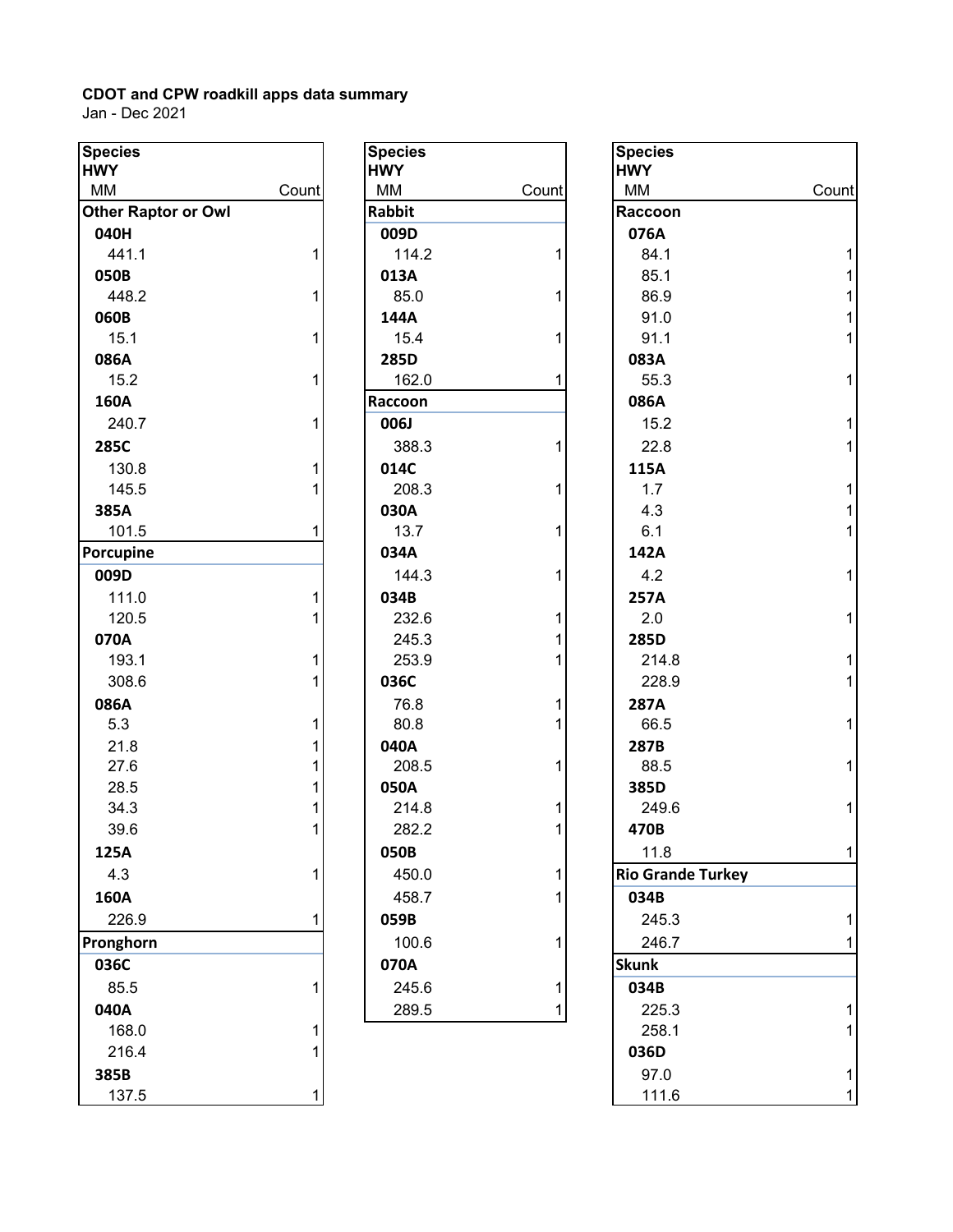**CDOT and CPW roadkill apps data summary**
Jan - Dec 2021

| Species / HWY / MM | Count |
|---|---|
| **Other Raptor or Owl** | |
| **040H** | |
| 441.1 | 1 |
| **050B** | |
| 448.2 | 1 |
| **060B** | |
| 15.1 | 1 |
| **086A** | |
| 15.2 | 1 |
| **160A** | |
| 240.7 | 1 |
| **285C** | |
| 130.8 | 1 |
| 145.5 | 1 |
| **385A** | |
| 101.5 | 1 |
| **Porcupine** | |
| **009D** | |
| 111.0 | 1 |
| 120.5 | 1 |
| **070A** | |
| 193.1 | 1 |
| 308.6 | 1 |
| **086A** | |
| 5.3 | 1 |
| 21.8 | 1 |
| 27.6 | 1 |
| 28.5 | 1 |
| 34.3 | 1 |
| 39.6 | 1 |
| **125A** | |
| 4.3 | 1 |
| **160A** | |
| 226.9 | 1 |
| **Pronghorn** | |
| **036C** | |
| 85.5 | 1 |
| **040A** | |
| 168.0 | 1 |
| 216.4 | 1 |
| **385B** | |
| 137.5 | 1 |

| Species / HWY / MM | Count |
|---|---|
| **Rabbit** | |
| **009D** | |
| 114.2 | 1 |
| **013A** | |
| 85.0 | 1 |
| **144A** | |
| 15.4 | 1 |
| **285D** | |
| 162.0 | 1 |
| **Raccoon** | |
| **006J** | |
| 388.3 | 1 |
| **014C** | |
| 208.3 | 1 |
| **030A** | |
| 13.7 | 1 |
| **034A** | |
| 144.3 | 1 |
| **034B** | |
| 232.6 | 1 |
| 245.3 | 1 |
| 253.9 | 1 |
| **036C** | |
| 76.8 | 1 |
| 80.8 | 1 |
| **040A** | |
| 208.5 | 1 |
| **050A** | |
| 214.8 | 1 |
| 282.2 | 1 |
| **050B** | |
| 450.0 | 1 |
| 458.7 | 1 |
| **059B** | |
| 100.6 | 1 |
| **070A** | |
| 245.6 | 1 |
| 289.5 | 1 |

| Species / HWY / MM | Count |
|---|---|
| **Raccoon** | |
| **076A** | |
| 84.1 | 1 |
| 85.1 | 1 |
| 86.9 | 1 |
| 91.0 | 1 |
| 91.1 | 1 |
| **083A** | |
| 55.3 | 1 |
| **086A** | |
| 15.2 | 1 |
| 22.8 | 1 |
| **115A** | |
| 1.7 | 1 |
| 4.3 | 1 |
| 6.1 | 1 |
| **142A** | |
| 4.2 | 1 |
| **257A** | |
| 2.0 | 1 |
| **285D** | |
| 214.8 | 1 |
| 228.9 | 1 |
| **287A** | |
| 66.5 | 1 |
| **287B** | |
| 88.5 | 1 |
| **385D** | |
| 249.6 | 1 |
| **470B** | |
| 11.8 | 1 |
| **Rio Grande Turkey** | |
| **034B** | |
| 245.3 | 1 |
| 246.7 | 1 |
| **Skunk** | |
| **034B** | |
| 225.3 | 1 |
| 258.1 | 1 |
| **036D** | |
| 97.0 | 1 |
| 111.6 | 1 |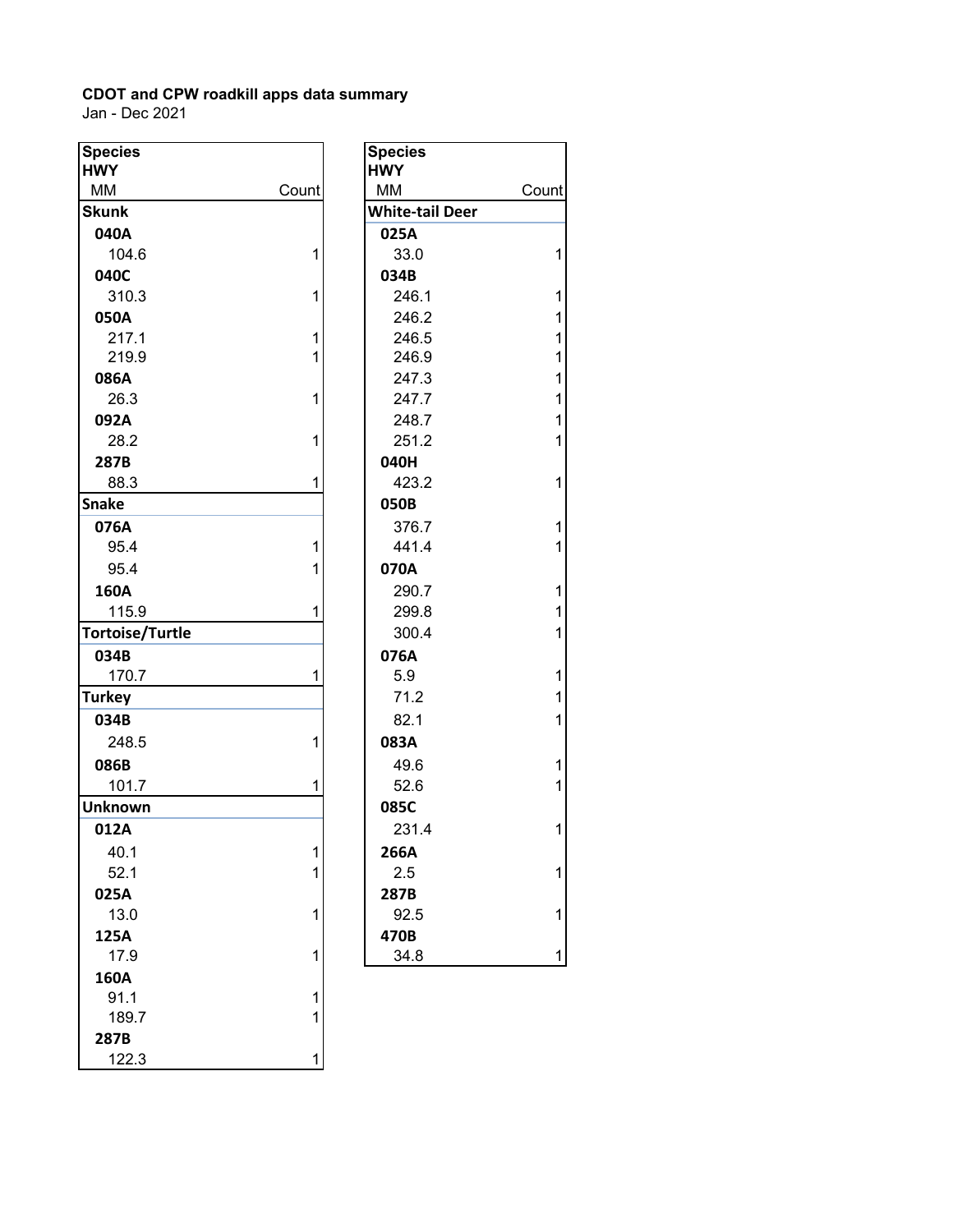**CDOT and CPW roadkill apps data summary**

Jan - Dec 2021

| Species / HWY / MM | Count |
|---|---|
| **Skunk** | |
| **040A** | |
| 104.6 | 1 |
| **040C** | |
| 310.3 | 1 |
| **050A** | |
| 217.1 | 1 |
| 219.9 | 1 |
| **086A** | |
| 26.3 | 1 |
| **092A** | |
| 28.2 | 1 |
| **287B** | |
| 88.3 | 1 |
| **Snake** | |
| **076A** | |
| 95.4 | 1 |
| 95.4 | 1 |
| **160A** | |
| 115.9 | 1 |
| **Tortoise/Turtle** | |
| **034B** | |
| 170.7 | 1 |
| **Turkey** | |
| **034B** | |
| 248.5 | 1 |
| **086B** | |
| 101.7 | 1 |
| **Unknown** | |
| **012A** | |
| 40.1 | 1 |
| 52.1 | 1 |
| **025A** | |
| 13.0 | 1 |
| **125A** | |
| 17.9 | 1 |
| **160A** | |
| 91.1 | 1 |
| 189.7 | 1 |
| **287B** | |
| 122.3 | 1 |

| Species / HWY / MM | Count |
|---|---|
| **White-tail Deer** | |
| **025A** | |
| 33.0 | 1 |
| **034B** | |
| 246.1 | 1 |
| 246.2 | 1 |
| 246.5 | 1 |
| 246.9 | 1 |
| 247.3 | 1 |
| 247.7 | 1 |
| 248.7 | 1 |
| 251.2 | 1 |
| **040H** | |
| 423.2 | 1 |
| **050B** | |
| 376.7 | 1 |
| 441.4 | 1 |
| **070A** | |
| 290.7 | 1 |
| 299.8 | 1 |
| 300.4 | 1 |
| **076A** | |
| 5.9 | 1 |
| 71.2 | 1 |
| 82.1 | 1 |
| **083A** | |
| 49.6 | 1 |
| 52.6 | 1 |
| **085C** | |
| 231.4 | 1 |
| **266A** | |
| 2.5 | 1 |
| **287B** | |
| 92.5 | 1 |
| **470B** | |
| 34.8 | 1 |